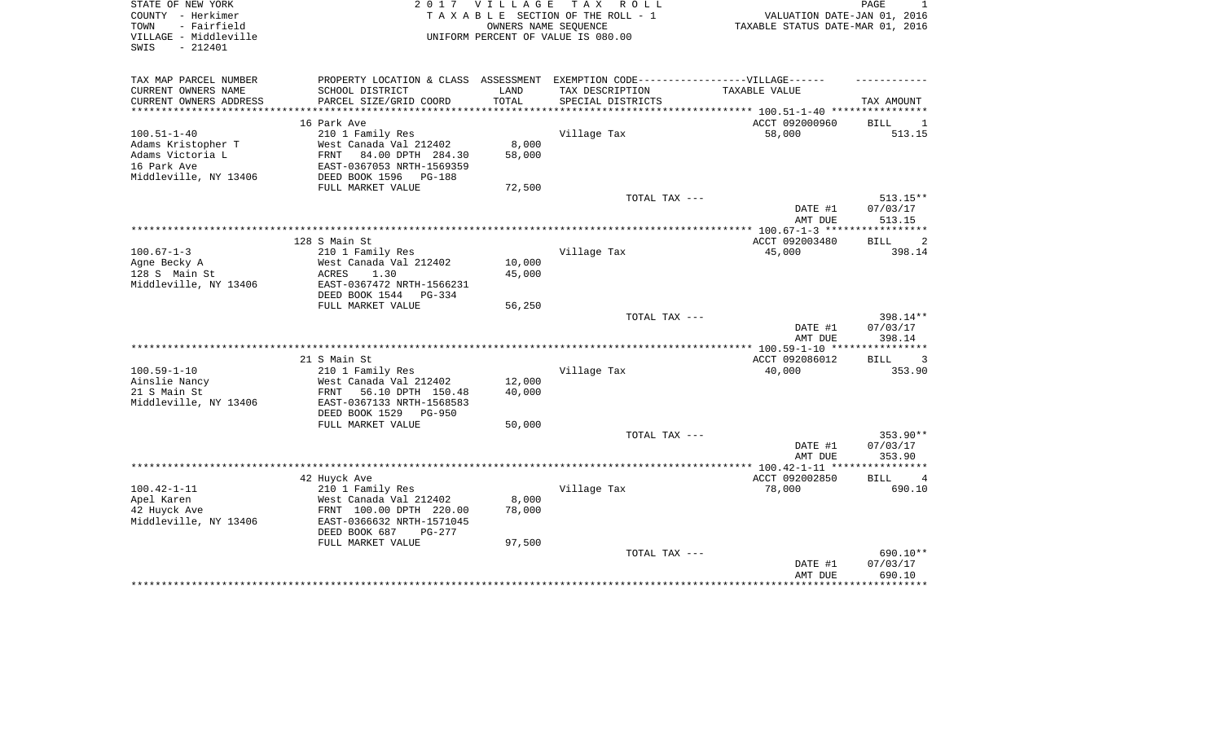STATE OF NEW YORK
COUNTY - Herkimer
TOWN - Fairfield
VILLAGE - Middleville
SWIS - 212401

2 0 1 7 V I L L A G E T A X R O L L
T A X A B L E SECTION OF THE ROLL - 1
OWNERS NAME SEQUENCE
UNIFORM PERCENT OF VALUE IS 080.00

VALUATION DATE-JAN 01, 2016
TAXABLE STATUS DATE-MAR 01, 2016

| TAX MAP PARCEL NUMBER / CURRENT OWNERS NAME / CURRENT OWNERS ADDRESS | PROPERTY LOCATION & CLASS / SCHOOL DISTRICT / PARCEL SIZE/GRID COORD | ASSESSMENT LAND / TOTAL | EXEMPTION CODE-----VILLAGE------ TAX DESCRIPTION / SPECIAL DISTRICTS | TAXABLE VALUE | TAX AMOUNT |
|---|---|---|---|---|---|
| 100.51-1-40 | 16 Park Ave | | | ACCT 092000960 | BILL 1 |
| Adams Kristopher T | 210 1 Family Res | | Village Tax | 58,000 | 513.15 |
| Adams Victoria L | West Canada Val 212402 | 8,000 | | | |
| 16 Park Ave | FRNT 84.00 DPTH 284.30 | 58,000 | | | |
| Middleville, NY 13406 | EAST-0367053 NRTH-1569359 | | | | |
| | DEED BOOK 1596 PG-188 | | | | |
| | FULL MARKET VALUE | 72,500 | | | |
| | | | TOTAL TAX --- | | 513.15** |
| | | | | DATE #1 | 07/03/17 |
| | | | | AMT DUE | 513.15 |
| 100.67-1-3 | 128 S Main St | | | ACCT 092003480 | BILL 2 |
| Agne Becky A | 210 1 Family Res | | Village Tax | 45,000 | 398.14 |
| 128 S Main St | West Canada Val 212402 | 10,000 | | | |
| Middleville, NY 13406 | ACRES 1.30 | 45,000 | | | |
| | EAST-0367472 NRTH-1566231 | | | | |
| | DEED BOOK 1544 PG-334 | | | | |
| | FULL MARKET VALUE | 56,250 | | | |
| | | | TOTAL TAX --- | | 398.14** |
| | | | | DATE #1 | 07/03/17 |
| | | | | AMT DUE | 398.14 |
| 100.59-1-10 | 21 S Main St | | | ACCT 092086012 | BILL 3 |
| Ainslie Nancy | 210 1 Family Res | | Village Tax | 40,000 | 353.90 |
| 21 S Main St | West Canada Val 212402 | 12,000 | | | |
| Middleville, NY 13406 | FRNT 56.10 DPTH 150.48 | 40,000 | | | |
| | EAST-0367133 NRTH-1568583 | | | | |
| | DEED BOOK 1529 PG-950 | | | | |
| | FULL MARKET VALUE | 50,000 | | | |
| | | | TOTAL TAX --- | | 353.90** |
| | | | | DATE #1 | 07/03/17 |
| | | | | AMT DUE | 353.90 |
| 100.42-1-11 | 42 Huyck Ave | | | ACCT 092002850 | BILL 4 |
| Apel Karen | 210 1 Family Res | | Village Tax | 78,000 | 690.10 |
| 42 Huyck Ave | West Canada Val 212402 | 8,000 | | | |
| Middleville, NY 13406 | FRNT 100.00 DPTH 220.00 | 78,000 | | | |
| | EAST-0366632 NRTH-1571045 | | | | |
| | DEED BOOK 687 PG-277 | | | | |
| | FULL MARKET VALUE | 97,500 | | | |
| | | | TOTAL TAX --- | | 690.10** |
| | | | | DATE #1 | 07/03/17 |
| | | | | AMT DUE | 690.10 |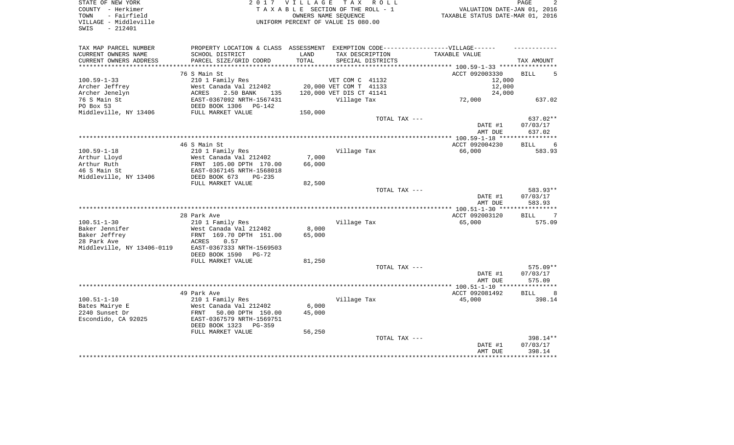STATE OF NEW YORK
COUNTY - Herkimer
TOWN - Fairfield
VILLAGE - Middleville
SWIS - 212401

2017 VILLAGE TAX ROLL
TAXABLE SECTION OF THE ROLL - 1
OWNERS NAME SEQUENCE
UNIFORM PERCENT OF VALUE IS 080.00

VALUATION DATE-JAN 01, 2016
TAXABLE STATUS DATE-MAR 01, 2016

| TAX MAP PARCEL NUMBER / CURRENT OWNERS NAME / CURRENT OWNERS ADDRESS | PROPERTY LOCATION & CLASS / SCHOOL DISTRICT / PARCEL SIZE/GRID COORD | ASSESSMENT LAND / TOTAL | EXEMPTION CODE / TAX DESCRIPTION / SPECIAL DISTRICTS | TAXABLE VALUE | TAX AMOUNT |
|---|---|---|---|---|---|
| **100.59-1-33** | 76 S Main St | | | ACCT 092003330 | BILL 5 |
| 100.59-1-33 | 210 1 Family Res | | VET COM C 41132 | 12,000 | |
| Archer Jeffrey | West Canada Val 212402 | 20,000 | VET COM T 41133 | 12,000 | |
| Archer Jenelyn | ACRES 2.50 BANK 135 | 120,000 | VET DIS CT 41141 | 24,000 | |
| 76 S Main St | EAST-0367092 NRTH-1567431 | | Village Tax | 72,000 | 637.02 |
| PO Box 53 | DEED BOOK 1306 PG-142 | | | | |
| Middleville, NY 13406 | FULL MARKET VALUE | 150,000 | | | |
| | | | TOTAL TAX --- | | 637.02** |
| | | | | DATE #1 | 07/03/17 |
| | | | | AMT DUE | 637.02 |
| **100.59-1-18** | 46 S Main St | | | ACCT 092004230 | BILL 6 |
| 100.59-1-18 | 210 1 Family Res | | Village Tax | 66,000 | 583.93 |
| Arthur Lloyd | West Canada Val 212402 | 7,000 | | | |
| Arthur Ruth | FRNT 105.00 DPTH 170.00 | 66,000 | | | |
| 46 S Main St | EAST-0367145 NRTH-1568018 | | | | |
| Middleville, NY 13406 | DEED BOOK 673 PG-235 | | | | |
| | FULL MARKET VALUE | 82,500 | | | |
| | | | TOTAL TAX --- | | 583.93** |
| | | | | DATE #1 | 07/03/17 |
| | | | | AMT DUE | 583.93 |
| **100.51-1-30** | 28 Park Ave | | | ACCT 092003120 | BILL 7 |
| 100.51-1-30 | 210 1 Family Res | | Village Tax | 65,000 | 575.09 |
| Baker Jennifer | West Canada Val 212402 | 8,000 | | | |
| Baker Jeffrey | FRNT 169.70 DPTH 151.00 | 65,000 | | | |
| 28 Park Ave | ACRES 0.57 | | | | |
| Middleville, NY 13406-0119 | EAST-0367333 NRTH-1569503 | | | | |
| | DEED BOOK 1590 PG-72 | | | | |
| | FULL MARKET VALUE | 81,250 | | | |
| | | | TOTAL TAX --- | | 575.09** |
| | | | | DATE #1 | 07/03/17 |
| | | | | AMT DUE | 575.09 |
| **100.51-1-10** | 49 Park Ave | | | ACCT 092081492 | BILL 8 |
| 100.51-1-10 | 210 1 Family Res | | Village Tax | 45,000 | 398.14 |
| Bates Mairye E | West Canada Val 212402 | 6,000 | | | |
| 2240 Sunset Dr | FRNT 50.00 DPTH 150.00 | 45,000 | | | |
| Escondido, CA 92025 | EAST-0367579 NRTH-1569751 | | | | |
| | DEED BOOK 1323 PG-359 | | | | |
| | FULL MARKET VALUE | 56,250 | | | |
| | | | TOTAL TAX --- | | 398.14** |
| | | | | DATE #1 | 07/03/17 |
| | | | | AMT DUE | 398.14 |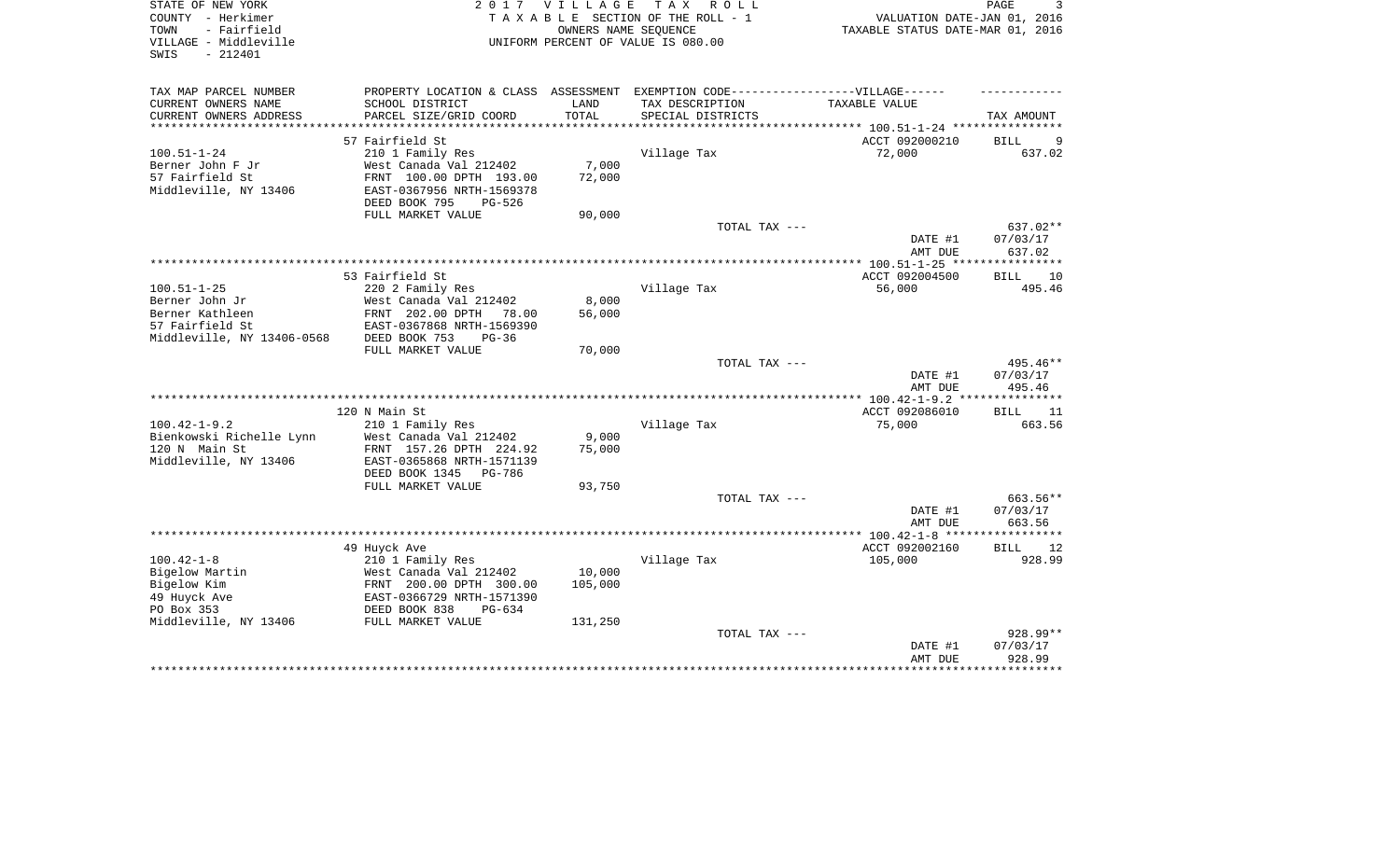STATE OF NEW YORK
COUNTY - Herkimer
TOWN - Fairfield
VILLAGE - Middleville
SWIS - 212401

2017 VILLAGE TAX ROLL
TAXABLE SECTION OF THE ROLL - 1
OWNERS NAME SEQUENCE
UNIFORM PERCENT OF VALUE IS 080.00

VALUATION DATE-JAN 01, 2016
TAXABLE STATUS DATE-MAR 01, 2016

| TAX MAP PARCEL NUMBER / CURRENT OWNERS NAME / CURRENT OWNERS ADDRESS | PROPERTY LOCATION & CLASS / SCHOOL DISTRICT / PARCEL SIZE/GRID COORD | ASSESSMENT LAND / TOTAL | EXEMPTION CODE-----VILLAGE------ TAX DESCRIPTION / SPECIAL DISTRICTS | TAXABLE VALUE | TAX AMOUNT |
|---|---|---|---|---|---|
| 100.51-1-24 | 57 Fairfield St | | | ACCT 092000210 | BILL 9 |
| Berner John F Jr | 210 1 Family Res | | Village Tax | 72,000 | 637.02 |
| 57 Fairfield St | West Canada Val 212402 | 7,000 | | | |
| Middleville, NY 13406 | FRNT 100.00 DPTH 193.00 | 72,000 | | | |
| | EAST-0367956 NRTH-1569378 | | | | |
| | DEED BOOK 795 PG-526 | | | | |
| | FULL MARKET VALUE | 90,000 | | | |
| | | | TOTAL TAX --- | | 637.02** |
| | | | | DATE #1 | 07/03/17 |
| | | | | AMT DUE | 637.02 |
| 100.51-1-25 | 53 Fairfield St | | | ACCT 092004500 | BILL 10 |
| Berner John Jr | 220 2 Family Res | | Village Tax | 56,000 | 495.46 |
| Berner Kathleen | West Canada Val 212402 | 8,000 | | | |
| 57 Fairfield St | FRNT 202.00 DPTH 78.00 | 56,000 | | | |
| Middleville, NY 13406-0568 | EAST-0367868 NRTH-1569390 | | | | |
| | DEED BOOK 753 PG-36 | | | | |
| | FULL MARKET VALUE | 70,000 | | | |
| | | | TOTAL TAX --- | | 495.46** |
| | | | | DATE #1 | 07/03/17 |
| | | | | AMT DUE | 495.46 |
| 100.42-1-9.2 | 120 N Main St | | | ACCT 092086010 | BILL 11 |
| Bienkowski Richelle Lynn | 210 1 Family Res | | Village Tax | 75,000 | 663.56 |
| 120 N Main St | West Canada Val 212402 | 9,000 | | | |
| Middleville, NY 13406 | FRNT 157.26 DPTH 224.92 | 75,000 | | | |
| | EAST-0365868 NRTH-1571139 | | | | |
| | DEED BOOK 1345 PG-786 | | | | |
| | FULL MARKET VALUE | 93,750 | | | |
| | | | TOTAL TAX --- | | 663.56** |
| | | | | DATE #1 | 07/03/17 |
| | | | | AMT DUE | 663.56 |
| 100.42-1-8 | 49 Huyck Ave | | | ACCT 092002160 | BILL 12 |
| Bigelow Martin | 210 1 Family Res | | Village Tax | 105,000 | 928.99 |
| Bigelow Kim | West Canada Val 212402 | 10,000 | | | |
| 49 Huyck Ave | FRNT 200.00 DPTH 300.00 | 105,000 | | | |
| PO Box 353 | EAST-0366729 NRTH-1571390 | | | | |
| Middleville, NY 13406 | DEED BOOK 838 PG-634 | | | | |
| | FULL MARKET VALUE | 131,250 | | | |
| | | | TOTAL TAX --- | | 928.99** |
| | | | | DATE #1 | 07/03/17 |
| | | | | AMT DUE | 928.99 |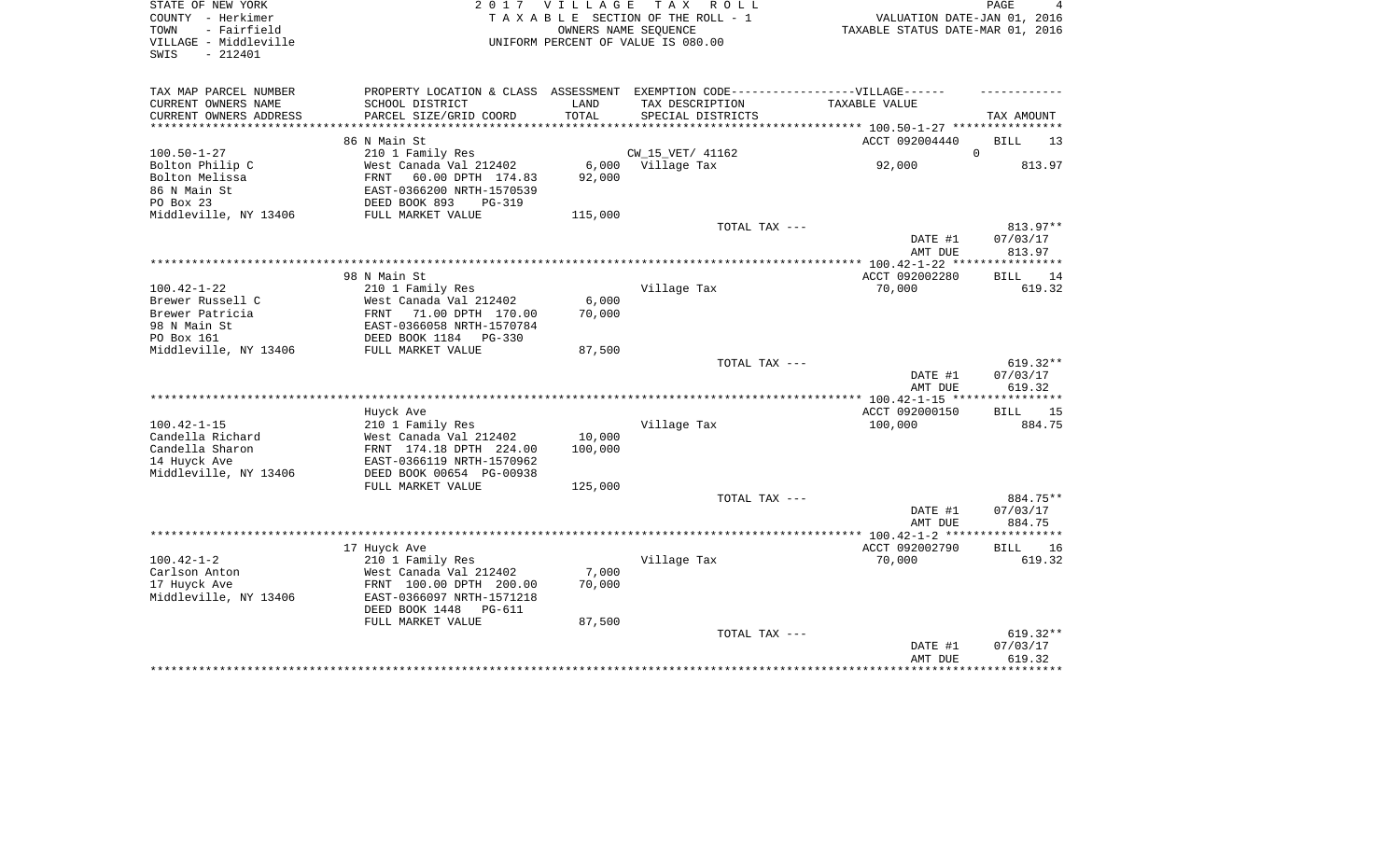STATE OF NEW YORK
COUNTY - Herkimer
TOWN - Fairfield
VILLAGE - Middleville
SWIS - 212401

2 0 1 7 V I L L A G E T A X R O L L
T A X A B L E SECTION OF THE ROLL - 1
OWNERS NAME SEQUENCE
UNIFORM PERCENT OF VALUE IS 080.00

VALUATION DATE-JAN 01, 2016
TAXABLE STATUS DATE-MAR 01, 2016

| TAX MAP PARCEL NUMBER / CURRENT OWNERS NAME / CURRENT OWNERS ADDRESS | PROPERTY LOCATION & CLASS / SCHOOL DISTRICT / PARCEL SIZE/GRID COORD | ASSESSMENT LAND / TOTAL | EXEMPTION CODE / TAX DESCRIPTION / SPECIAL DISTRICTS | VILLAGE TAXABLE VALUE | TAX AMOUNT |
|---|---|---|---|---|---|
| | 86 N Main St | | | ACCT 092004440 | BILL 13 |
| 100.50-1-27 | 210 1 Family Res | | CW_15_VET/ 41162 | 0 | |
| Bolton Philip C | West Canada Val 212402 | 6,000 | Village Tax | 92,000 | 813.97 |
| Bolton Melissa | FRNT 60.00 DPTH 174.83 | 92,000 | | | |
| 86 N Main St | EAST-0366200 NRTH-1570539 | | | | |
| PO Box 23 | DEED BOOK 893 PG-319 | | | | |
| Middleville, NY 13406 | FULL MARKET VALUE | 115,000 | | | |
| | | | TOTAL TAX --- | | 813.97** |
| | | | | DATE #1 | 07/03/17 |
| | | | | AMT DUE | 813.97 |
| | 98 N Main St | | | ACCT 092002280 | BILL 14 |
| 100.42-1-22 | 210 1 Family Res | | Village Tax | 70,000 | 619.32 |
| Brewer Russell C | West Canada Val 212402 | 6,000 | | | |
| Brewer Patricia | FRNT 71.00 DPTH 170.00 | 70,000 | | | |
| 98 N Main St | EAST-0366058 NRTH-1570784 | | | | |
| PO Box 161 | DEED BOOK 1184 PG-330 | | | | |
| Middleville, NY 13406 | FULL MARKET VALUE | 87,500 | | | |
| | | | TOTAL TAX --- | | 619.32** |
| | | | | DATE #1 | 07/03/17 |
| | | | | AMT DUE | 619.32 |
| | Huyck Ave | | | ACCT 092000150 | BILL 15 |
| 100.42-1-15 | 210 1 Family Res | | Village Tax | 100,000 | 884.75 |
| Candella Richard | West Canada Val 212402 | 10,000 | | | |
| Candella Sharon | FRNT 174.18 DPTH 224.00 | 100,000 | | | |
| 14 Huyck Ave | EAST-0366119 NRTH-1570962 | | | | |
| Middleville, NY 13406 | DEED BOOK 00654 PG-00938 | | | | |
| | FULL MARKET VALUE | 125,000 | | | |
| | | | TOTAL TAX --- | | 884.75** |
| | | | | DATE #1 | 07/03/17 |
| | | | | AMT DUE | 884.75 |
| | 17 Huyck Ave | | | ACCT 092002790 | BILL 16 |
| 100.42-1-2 | 210 1 Family Res | | Village Tax | 70,000 | 619.32 |
| Carlson Anton | West Canada Val 212402 | 7,000 | | | |
| 17 Huyck Ave | FRNT 100.00 DPTH 200.00 | 70,000 | | | |
| Middleville, NY 13406 | EAST-0366097 NRTH-1571218 | | | | |
| | DEED BOOK 1448 PG-611 | | | | |
| | FULL MARKET VALUE | 87,500 | | | |
| | | | TOTAL TAX --- | | 619.32** |
| | | | | DATE #1 | 07/03/17 |
| | | | | AMT DUE | 619.32 |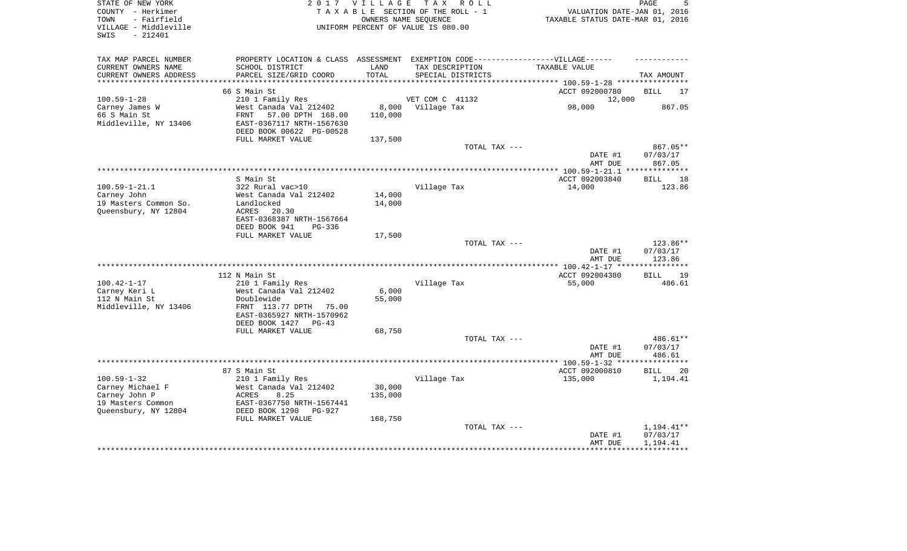STATE OF NEW YORK
COUNTY - Herkimer
TOWN - Fairfield
VILLAGE - Middleville
SWIS - 212401

# 2017 VILLAGE TAX ROLL

TAXABLE SECTION OF THE ROLL - 1
OWNERS NAME SEQUENCE
UNIFORM PERCENT OF VALUE IS 080.00

VALUATION DATE-JAN 01, 2016
TAXABLE STATUS DATE-MAR 01, 2016

| TAX MAP PARCEL NUMBER / CURRENT OWNERS NAME / CURRENT OWNERS ADDRESS | PROPERTY LOCATION & CLASS / SCHOOL DISTRICT / PARCEL SIZE/GRID COORD | ASSESSMENT LAND / TOTAL | EXEMPTION CODE / TAX DESCRIPTION / SPECIAL DISTRICTS | TAXABLE VALUE (VILLAGE) | TAX AMOUNT |
|---|---|---|---|---|---|
| **100.59-1-28** | 66 S Main St | | | ACCT 092000780 | BILL 17 |
| | 210 1 Family Res | | VET COM C 41132 | 12,000 | |
| Carney James W | West Canada Val 212402 | 8,000 | Village Tax | 98,000 | 867.05 |
| 66 S Main St | FRNT 57.00 DPTH 168.00 | 110,000 | | | |
| Middleville, NY 13406 | EAST-0367117 NRTH-1567630 | | | | |
| | DEED BOOK 00622 PG-00528 | | | | |
| | FULL MARKET VALUE | 137,500 | | | |
| | | | TOTAL TAX --- | | 867.05** |
| | | | | DATE #1 | 07/03/17 |
| | | | | AMT DUE | 867.05 |
| **100.59-1-21.1** | S Main St | | | ACCT 092003840 | BILL 18 |
| | 322 Rural vac>10 | | Village Tax | 14,000 | 123.86 |
| Carney John | West Canada Val 212402 | 14,000 | | | |
| 19 Masters Common So. | Landlocked | 14,000 | | | |
| Queensbury, NY 12804 | ACRES 20.30 | | | | |
| | EAST-0368387 NRTH-1567664 | | | | |
| | DEED BOOK 941 PG-336 | | | | |
| | FULL MARKET VALUE | 17,500 | | | |
| | | | TOTAL TAX --- | | 123.86** |
| | | | | DATE #1 | 07/03/17 |
| | | | | AMT DUE | 123.86 |
| **100.42-1-17** | 112 N Main St | | | ACCT 092004380 | BILL 19 |
| | 210 1 Family Res | | Village Tax | 55,000 | 486.61 |
| Carney Keri L | West Canada Val 212402 | 6,000 | | | |
| 112 N Main St | Doublewide | 55,000 | | | |
| Middleville, NY 13406 | FRNT 113.77 DPTH 75.00 | | | | |
| | EAST-0365927 NRTH-1570962 | | | | |
| | DEED BOOK 1427 PG-43 | | | | |
| | FULL MARKET VALUE | 68,750 | | | |
| | | | TOTAL TAX --- | | 486.61** |
| | | | | DATE #1 | 07/03/17 |
| | | | | AMT DUE | 486.61 |
| **100.59-1-32** | 87 S Main St | | | ACCT 092000810 | BILL 20 |
| | 210 1 Family Res | | Village Tax | 135,000 | 1,194.41 |
| Carney Michael F | West Canada Val 212402 | 30,000 | | | |
| Carney John P | ACRES 8.25 | 135,000 | | | |
| 19 Masters Common | EAST-0367750 NRTH-1567441 | | | | |
| Queensbury, NY 12804 | DEED BOOK 1290 PG-927 | | | | |
| | FULL MARKET VALUE | 168,750 | | | |
| | | | TOTAL TAX --- | | 1,194.41** |
| | | | | DATE #1 | 07/03/17 |
| | | | | AMT DUE | 1,194.41 |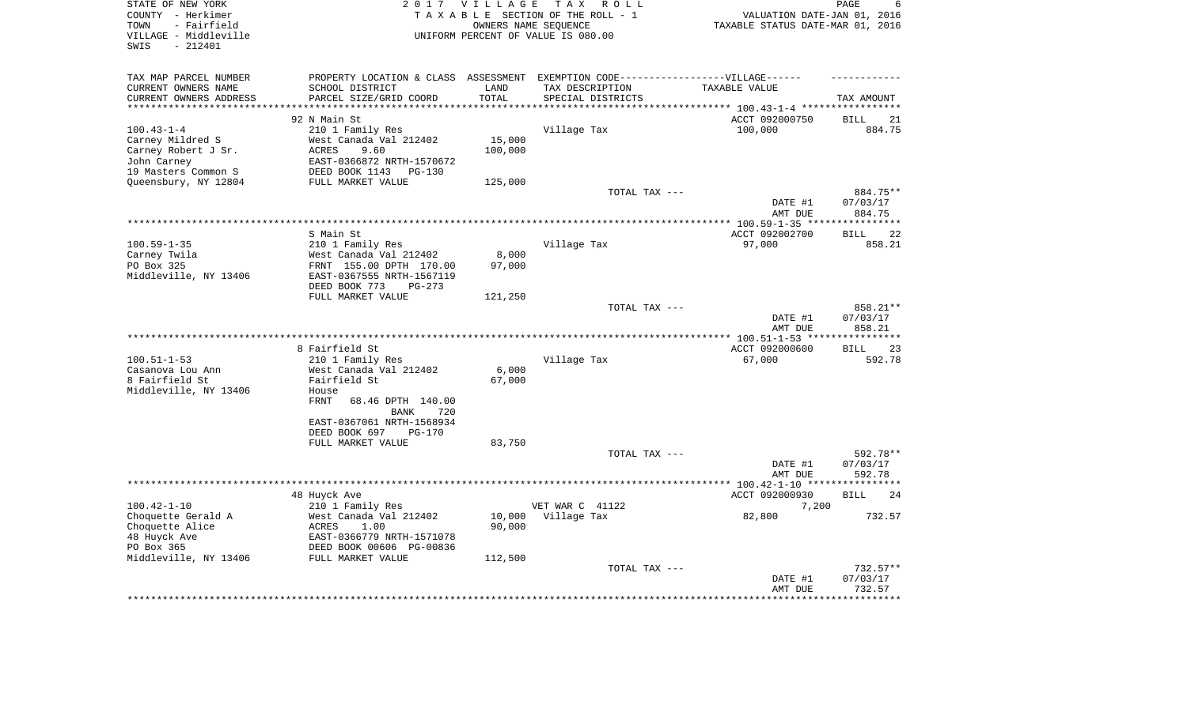STATE OF NEW YORK
COUNTY - Herkimer
TOWN - Fairfield
VILLAGE - Middleville
SWIS - 212401

2017 VILLAGE TAX ROLL
TAXABLE SECTION OF THE ROLL - 1
OWNERS NAME SEQUENCE
UNIFORM PERCENT OF VALUE IS 080.00

VALUATION DATE-JAN 01, 2016
TAXABLE STATUS DATE-MAR 01, 2016

| TAX MAP PARCEL NUMBER<br>CURRENT OWNERS NAME<br>CURRENT OWNERS ADDRESS | PROPERTY LOCATION & CLASS<br>SCHOOL DISTRICT<br>PARCEL SIZE/GRID COORD | ASSESSMENT<br>LAND<br>TOTAL | EXEMPTION CODE<br>TAX DESCRIPTION<br>SPECIAL DISTRICTS | VILLAGE<br>TAXABLE VALUE | TAX AMOUNT |
|---|---|---|---|---|---|
| 100.43-1-4 | 92 N Main St | | | ACCT 092000750 | BILL 21 |
| Carney Mildred S<br>Carney Robert J Sr.<br>John Carney<br>19 Masters Common S<br>Queensbury, NY 12804 | 210 1 Family Res<br>West Canada Val 212402<br>ACRES 9.60<br>EAST-0366872 NRTH-1570672<br>DEED BOOK 1143 PG-130<br>FULL MARKET VALUE | 15,000<br>100,000<br><br><br><br>125,000 | Village Tax | 100,000 | 884.75 |
| | | | TOTAL TAX --- | | 884.75** |
| | | | | DATE #1<br>AMT DUE | 07/03/17<br>884.75 |
| 100.59-1-35 | S Main St | | | ACCT 092002700 | BILL 22 |
| Carney Twila<br>PO Box 325<br>Middleville, NY 13406 | 210 1 Family Res<br>West Canada Val 212402<br>FRNT 155.00 DPTH 170.00<br>EAST-0367555 NRTH-1567119<br>DEED BOOK 773 PG-273<br>FULL MARKET VALUE | 8,000<br>97,000<br><br><br><br>121,250 | Village Tax | 97,000 | 858.21 |
| | | | TOTAL TAX --- | | 858.21** |
| | | | | DATE #1<br>AMT DUE | 07/03/17<br>858.21 |
| 100.51-1-53 | 8 Fairfield St | | | ACCT 092000600 | BILL 23 |
| Casanova Lou Ann<br>8 Fairfield St<br>Middleville, NY 13406 | 210 1 Family Res<br>West Canada Val 212402<br>Fairfield St<br>House<br>FRNT 68.46 DPTH 140.00<br>BANK 720<br>EAST-0367061 NRTH-1568934<br>DEED BOOK 697 PG-170<br>FULL MARKET VALUE | 6,000<br>67,000<br><br><br><br><br><br><br>83,750 | Village Tax | 67,000 | 592.78 |
| | | | TOTAL TAX --- | | 592.78** |
| | | | | DATE #1<br>AMT DUE | 07/03/17<br>592.78 |
| 100.42-1-10 | 48 Huyck Ave | | | ACCT 092000930 | BILL 24 |
| Choquette Gerald A<br>Choquette Alice<br>48 Huyck Ave<br>PO Box 365<br>Middleville, NY 13406 | 210 1 Family Res<br>West Canada Val 212402<br>ACRES 1.00<br>EAST-0366779 NRTH-1571078<br>DEED BOOK 00606 PG-00836<br>FULL MARKET VALUE | <br>10,000<br>90,000<br><br><br>112,500 | VET WAR C 41122<br>Village Tax | 7,200<br>82,800 | <br>732.57 |
| | | | TOTAL TAX --- | | 732.57** |
| | | | | DATE #1<br>AMT DUE | 07/03/17<br>732.57 |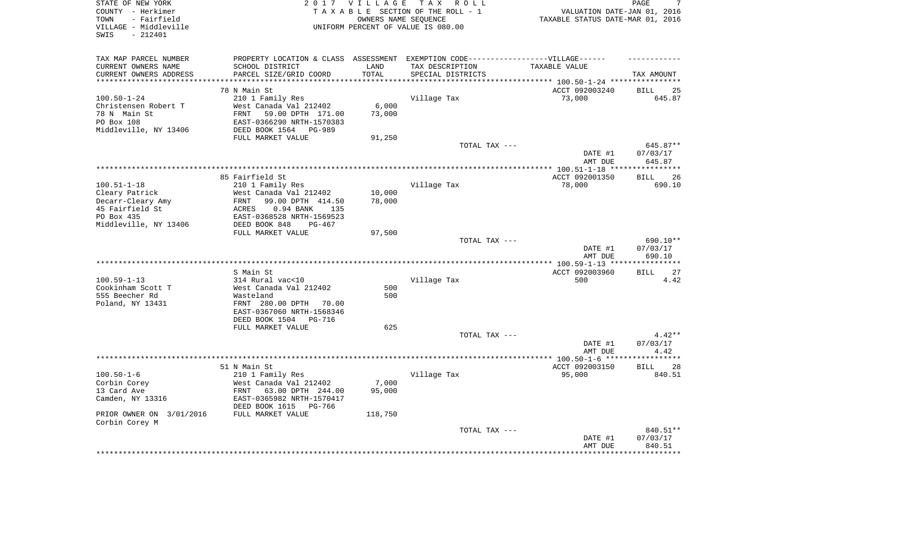STATE OF NEW YORK
COUNTY - Herkimer
TOWN - Fairfield
VILLAGE - Middleville
SWIS - 212401

2017 VILLAGE TAX ROLL
TAXABLE SECTION OF THE ROLL - 1
OWNERS NAME SEQUENCE
UNIFORM PERCENT OF VALUE IS 080.00

VALUATION DATE-JAN 01, 2016
TAXABLE STATUS DATE-MAR 01, 2016

| TAX MAP PARCEL NUMBER / CURRENT OWNERS NAME / CURRENT OWNERS ADDRESS | PROPERTY LOCATION & CLASS / SCHOOL DISTRICT / PARCEL SIZE/GRID COORD | ASSESSMENT LAND / TOTAL | EXEMPTION CODE / TAX DESCRIPTION / SPECIAL DISTRICTS | TAXABLE VALUE | TAX AMOUNT |
|---|---|---|---|---|---|
| | 78 N Main St | | | ACCT 092003240 | BILL 25 |
| 100.50-1-24 | 210 1 Family Res | | Village Tax | 73,000 | 645.87 |
| Christensen Robert T | West Canada Val 212402 | 6,000 | | | |
| 78 N Main St | FRNT 59.00 DPTH 171.00 | 73,000 | | | |
| PO Box 108 | EAST-0366290 NRTH-1570383 | | | | |
| Middleville, NY 13406 | DEED BOOK 1564 PG-989 | | | | |
| | FULL MARKET VALUE | 91,250 | | | |
| | | | TOTAL TAX --- | | 645.87** |
| | | | | DATE #1 | 07/03/17 |
| | | | | AMT DUE | 645.87 |
| | 85 Fairfield St | | | ACCT 092001350 | BILL 26 |
| 100.51-1-18 | 210 1 Family Res | | Village Tax | 78,000 | 690.10 |
| Cleary Patrick | West Canada Val 212402 | 10,000 | | | |
| Decarr-Cleary Amy | FRNT 99.00 DPTH 414.50 | 78,000 | | | |
| 45 Fairfield St | ACRES 0.94 BANK 135 | | | | |
| PO Box 435 | EAST-0368528 NRTH-1569523 | | | | |
| Middleville, NY 13406 | DEED BOOK 848 PG-467 | | | | |
| | FULL MARKET VALUE | 97,500 | | | |
| | | | TOTAL TAX --- | | 690.10** |
| | | | | DATE #1 | 07/03/17 |
| | | | | AMT DUE | 690.10 |
| | S Main St | | | ACCT 092003960 | BILL 27 |
| 100.59-1-13 | 314 Rural vac<10 | | Village Tax | 500 | 4.42 |
| Cookinham Scott T | West Canada Val 212402 | 500 | | | |
| 555 Beecher Rd | Wasteland | 500 | | | |
| Poland, NY 13431 | FRNT 280.00 DPTH 70.00 | | | | |
| | EAST-0367060 NRTH-1568346 | | | | |
| | DEED BOOK 1504 PG-716 | | | | |
| | FULL MARKET VALUE | 625 | | | |
| | | | TOTAL TAX --- | | 4.42** |
| | | | | DATE #1 | 07/03/17 |
| | | | | AMT DUE | 4.42 |
| | 51 N Main St | | | ACCT 092003150 | BILL 28 |
| 100.50-1-6 | 210 1 Family Res | | Village Tax | 95,000 | 840.51 |
| Corbin Corey | West Canada Val 212402 | 7,000 | | | |
| 13 Card Ave | FRNT 63.00 DPTH 244.00 | 95,000 | | | |
| Camden, NY 13316 | EAST-0365982 NRTH-1570417 | | | | |
| | DEED BOOK 1615 PG-766 | | | | |
| PRIOR OWNER ON 3/01/2016 | FULL MARKET VALUE | 118,750 | | | |
| Corbin Corey M | | | | | |
| | | | TOTAL TAX --- | | 840.51** |
| | | | | DATE #1 | 07/03/17 |
| | | | | AMT DUE | 840.51 |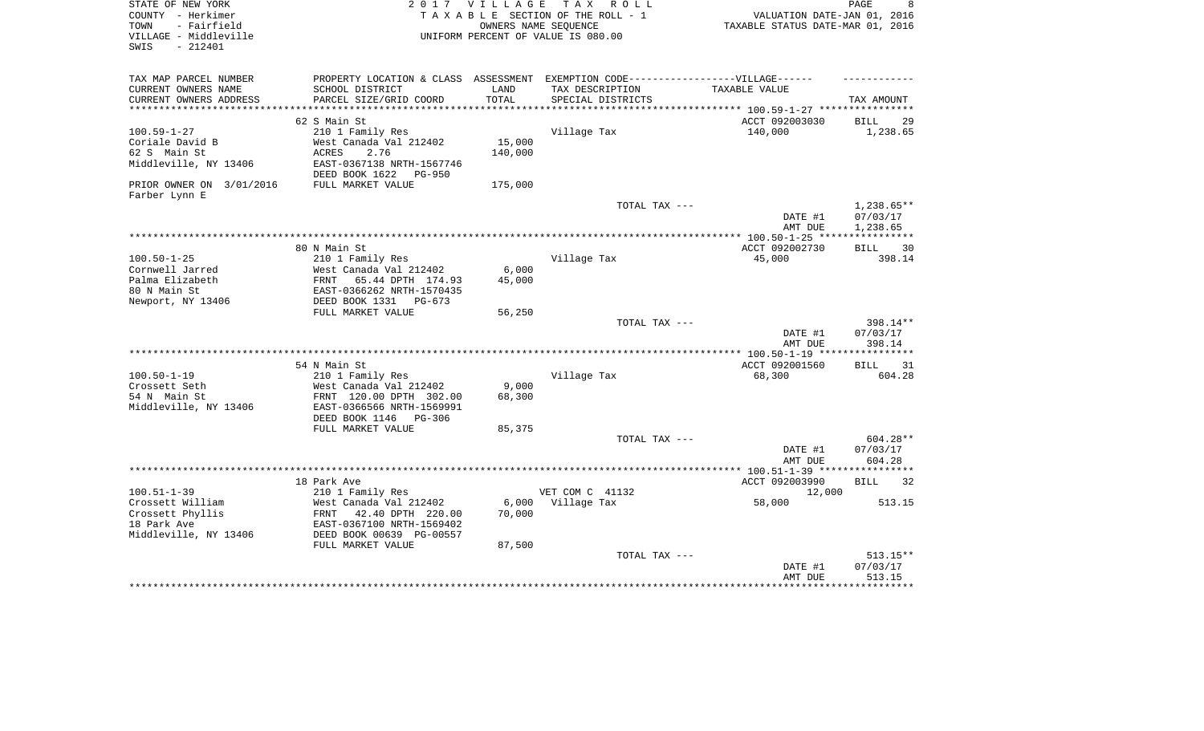STATE OF NEW YORK
COUNTY - Herkimer
TOWN - Fairfield
VILLAGE - Middleville
SWIS - 212401

2017 VILLAGE TAX ROLL
TAXABLE SECTION OF THE ROLL - 1
OWNERS NAME SEQUENCE
UNIFORM PERCENT OF VALUE IS 080.00

VALUATION DATE-JAN 01, 2016
TAXABLE STATUS DATE-MAR 01, 2016

| TAX MAP PARCEL NUMBER<br>CURRENT OWNERS NAME<br>CURRENT OWNERS ADDRESS | PROPERTY LOCATION & CLASS<br>SCHOOL DISTRICT<br>PARCEL SIZE/GRID COORD | ASSESSMENT<br>LAND<br>TOTAL | EXEMPTION CODE-----VILLAGE------<br>TAX DESCRIPTION<br>SPECIAL DISTRICTS | TAXABLE VALUE | TAX AMOUNT |
|---|---|---|---|---|---|
| | 62 S Main St | | | ACCT 092003030 | BILL 29 |
| 100.59-1-27 | 210 1 Family Res | | Village Tax | 140,000 | 1,238.65 |
| Coriale David B | West Canada Val 212402 | 15,000 | | | |
| 62 S Main St | ACRES 2.76 | 140,000 | | | |
| Middleville, NY 13406 | EAST-0367138 NRTH-1567746 | | | | |
| | DEED BOOK 1622 PG-950 | | | | |
| PRIOR OWNER ON 3/01/2016 | FULL MARKET VALUE | 175,000 | | | |
| Farber Lynn E | | | | | |
| | | | TOTAL TAX --- | | 1,238.65** |
| | | | | DATE #1 | 07/03/17 |
| | | | | AMT DUE | 1,238.65 |
| | 80 N Main St | | | ACCT 092002730 | BILL 30 |
| 100.50-1-25 | 210 1 Family Res | | Village Tax | 45,000 | 398.14 |
| Cornwell Jarred | West Canada Val 212402 | 6,000 | | | |
| Palma Elizabeth | FRNT 65.44 DPTH 174.93 | 45,000 | | | |
| 80 N Main St | EAST-0366262 NRTH-1570435 | | | | |
| Newport, NY 13406 | DEED BOOK 1331 PG-673 | | | | |
| | FULL MARKET VALUE | 56,250 | | | |
| | | | TOTAL TAX --- | | 398.14** |
| | | | | DATE #1 | 07/03/17 |
| | | | | AMT DUE | 398.14 |
| | 54 N Main St | | | ACCT 092001560 | BILL 31 |
| 100.50-1-19 | 210 1 Family Res | | Village Tax | 68,300 | 604.28 |
| Crossett Seth | West Canada Val 212402 | 9,000 | | | |
| 54 N Main St | FRNT 120.00 DPTH 302.00 | 68,300 | | | |
| Middleville, NY 13406 | EAST-0366566 NRTH-1569991 | | | | |
| | DEED BOOK 1146 PG-306 | | | | |
| | FULL MARKET VALUE | 85,375 | | | |
| | | | TOTAL TAX --- | | 604.28** |
| | | | | DATE #1 | 07/03/17 |
| | | | | AMT DUE | 604.28 |
| | 18 Park Ave | | | ACCT 092003990 | BILL 32 |
| 100.51-1-39 | 210 1 Family Res | | VET COM C 41132 | 12,000 | |
| Crossett William | West Canada Val 212402 | 6,000 | Village Tax | 58,000 | 513.15 |
| Crossett Phyllis | FRNT 42.40 DPTH 220.00 | 70,000 | | | |
| 18 Park Ave | EAST-0367100 NRTH-1569402 | | | | |
| Middleville, NY 13406 | DEED BOOK 00639 PG-00557 | | | | |
| | FULL MARKET VALUE | 87,500 | | | |
| | | | TOTAL TAX --- | | 513.15** |
| | | | | DATE #1 | 07/03/17 |
| | | | | AMT DUE | 513.15 |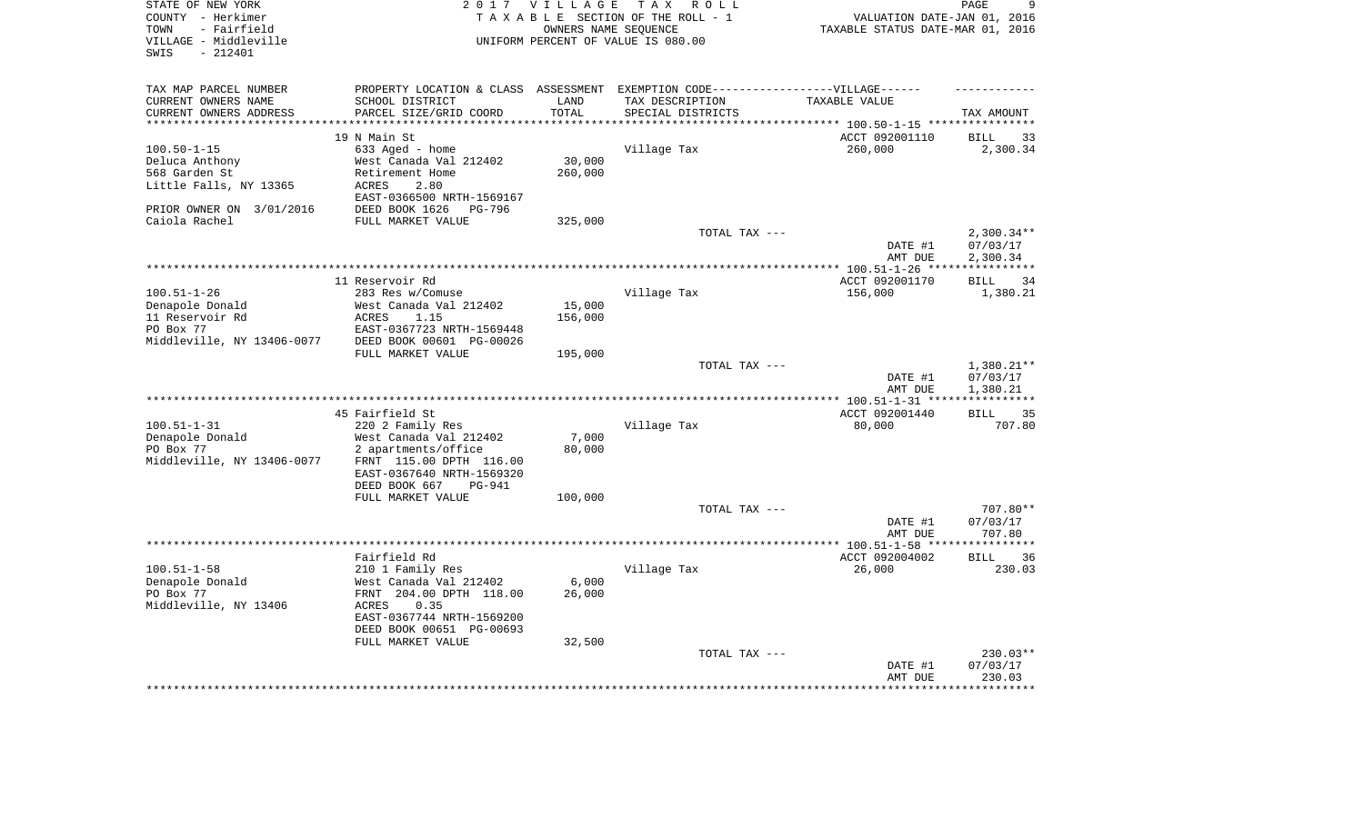STATE OF NEW YORK
COUNTY - Herkimer
TOWN - Fairfield
VILLAGE - Middleville
SWIS - 212401

2017 VILLAGE TAX ROLL
TAXABLE SECTION OF THE ROLL - 1
OWNERS NAME SEQUENCE
UNIFORM PERCENT OF VALUE IS 080.00

VALUATION DATE-JAN 01, 2016
TAXABLE STATUS DATE-MAR 01, 2016

| TAX MAP PARCEL NUMBER<br>CURRENT OWNERS NAME<br>CURRENT OWNERS ADDRESS | PROPERTY LOCATION & CLASS<br>SCHOOL DISTRICT<br>PARCEL SIZE/GRID COORD | ASSESSMENT<br>LAND<br>TOTAL | EXEMPTION CODE-----VILLAGE------<br>TAX DESCRIPTION<br>SPECIAL DISTRICTS | TAXABLE VALUE | TAX AMOUNT |
|---|---|---|---|---|---|
| **100.50-1-15** | 19 N Main St | | | ACCT 092001110 | BILL 33 |
| 100.50-1-15 | 633 Aged - home | | Village Tax | 260,000 | 2,300.34 |
| Deluca Anthony | West Canada Val 212402 | 30,000 | | | |
| 568 Garden St | Retirement Home | 260,000 | | | |
| Little Falls, NY 13365 | ACRES 2.80 | | | | |
| | EAST-0366500 NRTH-1569167 | | | | |
| PRIOR OWNER ON 3/01/2016 | DEED BOOK 1626 PG-796 | | | | |
| Caiola Rachel | FULL MARKET VALUE | 325,000 | | | |
| | | | TOTAL TAX --- | | 2,300.34** |
| | | | | DATE #1 | 07/03/17 |
| | | | | AMT DUE | 2,300.34 |
| **100.51-1-26** | 11 Reservoir Rd | | | ACCT 092001170 | BILL 34 |
| 100.51-1-26 | 283 Res w/Comuse | | Village Tax | 156,000 | 1,380.21 |
| Denapole Donald | West Canada Val 212402 | 15,000 | | | |
| 11 Reservoir Rd | ACRES 1.15 | 156,000 | | | |
| PO Box 77 | EAST-0367723 NRTH-1569448 | | | | |
| Middleville, NY 13406-0077 | DEED BOOK 00601 PG-00026 | | | | |
| | FULL MARKET VALUE | 195,000 | | | |
| | | | TOTAL TAX --- | | 1,380.21** |
| | | | | DATE #1 | 07/03/17 |
| | | | | AMT DUE | 1,380.21 |
| **100.51-1-31** | 45 Fairfield St | | | ACCT 092001440 | BILL 35 |
| 100.51-1-31 | 220 2 Family Res | | Village Tax | 80,000 | 707.80 |
| Denapole Donald | West Canada Val 212402 | 7,000 | | | |
| PO Box 77 | 2 apartments/office | 80,000 | | | |
| Middleville, NY 13406-0077 | FRNT 115.00 DPTH 116.00 | | | | |
| | EAST-0367640 NRTH-1569320 | | | | |
| | DEED BOOK 667 PG-941 | | | | |
| | FULL MARKET VALUE | 100,000 | | | |
| | | | TOTAL TAX --- | | 707.80** |
| | | | | DATE #1 | 07/03/17 |
| | | | | AMT DUE | 707.80 |
| **100.51-1-58** | Fairfield Rd | | | ACCT 092004002 | BILL 36 |
| 100.51-1-58 | 210 1 Family Res | | Village Tax | 26,000 | 230.03 |
| Denapole Donald | West Canada Val 212402 | 6,000 | | | |
| PO Box 77 | FRNT 204.00 DPTH 118.00 | 26,000 | | | |
| Middleville, NY 13406 | ACRES 0.35 | | | | |
| | EAST-0367744 NRTH-1569200 | | | | |
| | DEED BOOK 00651 PG-00693 | | | | |
| | FULL MARKET VALUE | 32,500 | | | |
| | | | TOTAL TAX --- | | 230.03** |
| | | | | DATE #1 | 07/03/17 |
| | | | | AMT DUE | 230.03 |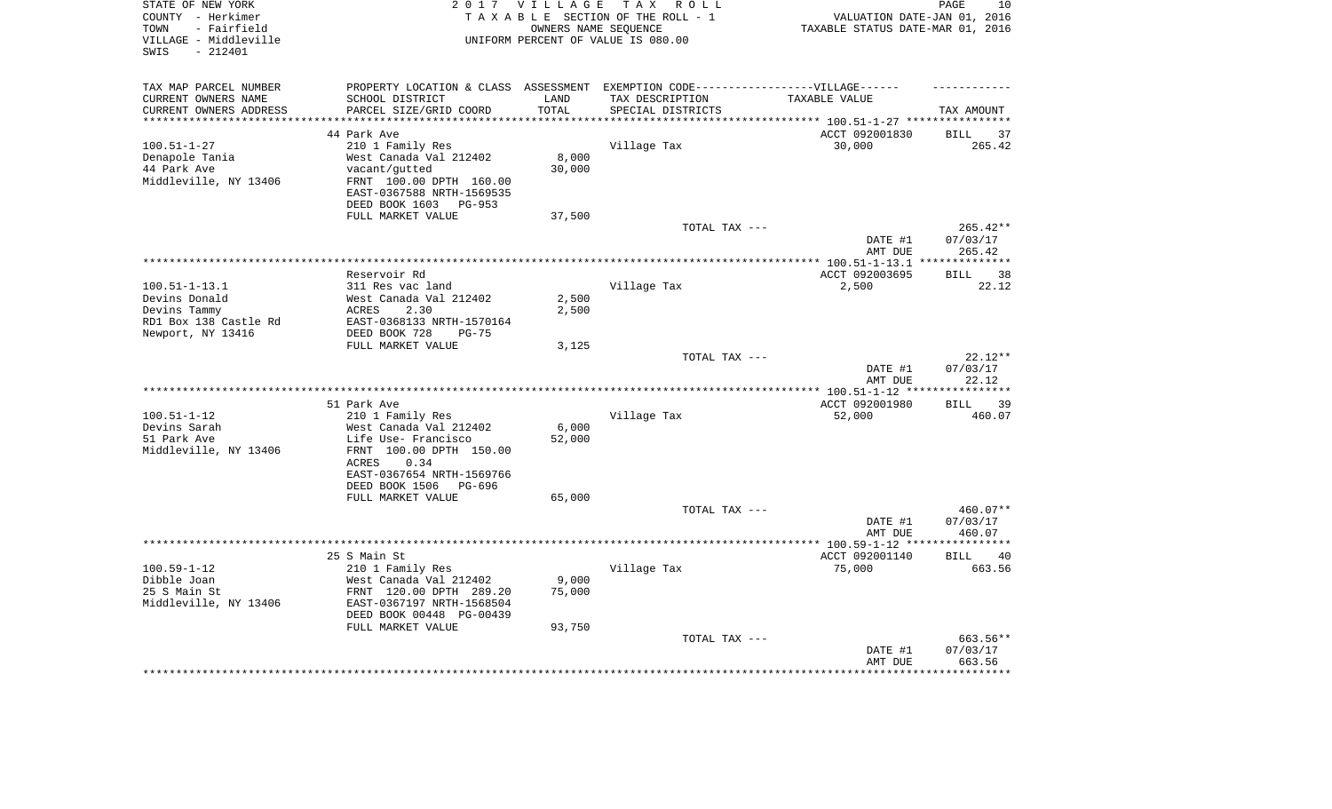STATE OF NEW YORK
COUNTY - Herkimer
TOWN - Fairfield
VILLAGE - Middleville
SWIS - 212401

2017 VILLAGE TAX ROLL
TAXABLE SECTION OF THE ROLL - 1
OWNERS NAME SEQUENCE
UNIFORM PERCENT OF VALUE IS 080.00

VALUATION DATE-JAN 01, 2016
TAXABLE STATUS DATE-MAR 01, 2016

| TAX MAP PARCEL NUMBER / CURRENT OWNERS NAME / CURRENT OWNERS ADDRESS | PROPERTY LOCATION & CLASS / SCHOOL DISTRICT / PARCEL SIZE/GRID COORD | ASSESSMENT LAND / TOTAL | EXEMPTION CODE / TAX DESCRIPTION / SPECIAL DISTRICTS | TAXABLE VALUE | TAX AMOUNT |
|---|---|---|---|---|---|
| | 44 Park Ave | | | ACCT 092001830 | BILL 37 |
| 100.51-1-27 | 210 1 Family Res | | Village Tax | 30,000 | 265.42 |
| Denapole Tania | West Canada Val 212402 | 8,000 | | | |
| 44 Park Ave | vacant/gutted | 30,000 | | | |
| Middleville, NY 13406 | FRNT 100.00 DPTH 160.00 | | | | |
| | EAST-0367588 NRTH-1569535 | | | | |
| | DEED BOOK 1603 PG-953 | | | | |
| | FULL MARKET VALUE | 37,500 | | | |
| | | | TOTAL TAX --- | | 265.42** |
| | | | | DATE #1 | 07/03/17 |
| | | | | AMT DUE | 265.42 |
| | Reservoir Rd | | | ACCT 092003695 | BILL 38 |
| 100.51-1-13.1 | 311 Res vac land | | Village Tax | 2,500 | 22.12 |
| Devins Donald | West Canada Val 212402 | 2,500 | | | |
| Devins Tammy | ACRES 2.30 | 2,500 | | | |
| RD1 Box 138 Castle Rd | EAST-0368133 NRTH-1570164 | | | | |
| Newport, NY 13416 | DEED BOOK 728 PG-75 | | | | |
| | FULL MARKET VALUE | 3,125 | | | |
| | | | TOTAL TAX --- | | 22.12** |
| | | | | DATE #1 | 07/03/17 |
| | | | | AMT DUE | 22.12 |
| | 51 Park Ave | | | ACCT 092001980 | BILL 39 |
| 100.51-1-12 | 210 1 Family Res | | Village Tax | 52,000 | 460.07 |
| Devins Sarah | West Canada Val 212402 | 6,000 | | | |
| 51 Park Ave | Life Use- Francisco | 52,000 | | | |
| Middleville, NY 13406 | FRNT 100.00 DPTH 150.00 | | | | |
| | ACRES 0.34 | | | | |
| | EAST-0367654 NRTH-1569766 | | | | |
| | DEED BOOK 1506 PG-696 | | | | |
| | FULL MARKET VALUE | 65,000 | | | |
| | | | TOTAL TAX --- | | 460.07** |
| | | | | DATE #1 | 07/03/17 |
| | | | | AMT DUE | 460.07 |
| | 25 S Main St | | | ACCT 092001140 | BILL 40 |
| 100.59-1-12 | 210 1 Family Res | | Village Tax | 75,000 | 663.56 |
| Dibble Joan | West Canada Val 212402 | 9,000 | | | |
| 25 S Main St | FRNT 120.00 DPTH 289.20 | 75,000 | | | |
| Middleville, NY 13406 | EAST-0367197 NRTH-1568504 | | | | |
| | DEED BOOK 00448 PG-00439 | | | | |
| | FULL MARKET VALUE | 93,750 | | | |
| | | | TOTAL TAX --- | | 663.56** |
| | | | | DATE #1 | 07/03/17 |
| | | | | AMT DUE | 663.56 |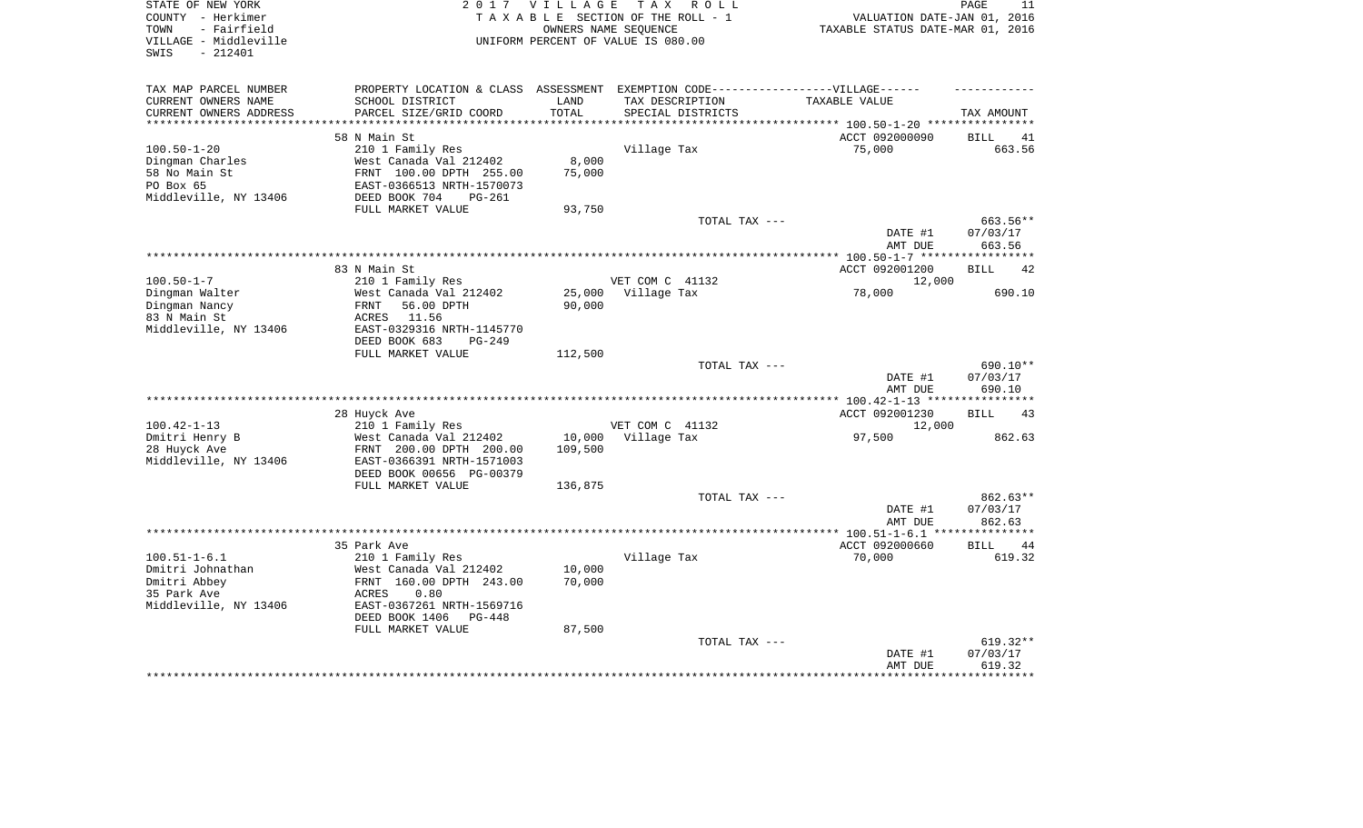STATE OF NEW YORK
COUNTY - Herkimer
TOWN - Fairfield
VILLAGE - Middleville
SWIS - 212401

2 0 1 7 V I L L A G E T A X R O L L
T A X A B L E SECTION OF THE ROLL - 1
OWNERS NAME SEQUENCE
UNIFORM PERCENT OF VALUE IS 080.00

VALUATION DATE-JAN 01, 2016
TAXABLE STATUS DATE-MAR 01, 2016

| TAX MAP PARCEL NUMBER<br>CURRENT OWNERS NAME<br>CURRENT OWNERS ADDRESS | PROPERTY LOCATION & CLASS<br>SCHOOL DISTRICT<br>PARCEL SIZE/GRID COORD | ASSESSMENT<br>LAND<br>TOTAL | EXEMPTION CODE------------------VILLAGE------<br>TAX DESCRIPTION<br>SPECIAL DISTRICTS | TAXABLE VALUE | TAX AMOUNT |
|---|---|---|---|---|---|
| **100.50-1-20** | 58 N Main St | | | ACCT 092000090 | BILL 41 |
| 100.50-1-20 | 210 1 Family Res | | Village Tax | 75,000 | 663.56 |
| Dingman Charles | West Canada Val 212402 | 8,000 | | | |
| 58 No Main St | FRNT 100.00 DPTH 255.00 | 75,000 | | | |
| PO Box 65 | EAST-0366513 NRTH-1570073 | | | | |
| Middleville, NY 13406 | DEED BOOK 704 PG-261 | | | | |
| | FULL MARKET VALUE | 93,750 | | | |
| | | | TOTAL TAX --- | | 663.56** |
| | | | | DATE #1 | 07/03/17 |
| | | | | AMT DUE | 663.56 |
| **100.50-1-7** | 83 N Main St | | | ACCT 092001200 | BILL 42 |
| 100.50-1-7 | 210 1 Family Res | | VET COM C 41132 | 12,000 | |
| Dingman Walter | West Canada Val 212402 | 25,000 | Village Tax | 78,000 | 690.10 |
| Dingman Nancy | FRNT 56.00 DPTH | 90,000 | | | |
| 83 N Main St | ACRES 11.56 | | | | |
| Middleville, NY 13406 | EAST-0329316 NRTH-1145770 | | | | |
| | DEED BOOK 683 PG-249 | | | | |
| | FULL MARKET VALUE | 112,500 | | | |
| | | | TOTAL TAX --- | | 690.10** |
| | | | | DATE #1 | 07/03/17 |
| | | | | AMT DUE | 690.10 |
| **100.42-1-13** | 28 Huyck Ave | | | ACCT 092001230 | BILL 43 |
| 100.42-1-13 | 210 1 Family Res | | VET COM C 41132 | 12,000 | |
| Dmitri Henry B | West Canada Val 212402 | 10,000 | Village Tax | 97,500 | 862.63 |
| 28 Huyck Ave | FRNT 200.00 DPTH 200.00 | 109,500 | | | |
| Middleville, NY 13406 | EAST-0366391 NRTH-1571003 | | | | |
| | DEED BOOK 00656 PG-00379 | | | | |
| | FULL MARKET VALUE | 136,875 | | | |
| | | | TOTAL TAX --- | | 862.63** |
| | | | | DATE #1 | 07/03/17 |
| | | | | AMT DUE | 862.63 |
| **100.51-1-6.1** | 35 Park Ave | | | ACCT 092000660 | BILL 44 |
| 100.51-1-6.1 | 210 1 Family Res | | Village Tax | 70,000 | 619.32 |
| Dmitri Johnathan | West Canada Val 212402 | 10,000 | | | |
| Dmitri Abbey | FRNT 160.00 DPTH 243.00 | 70,000 | | | |
| 35 Park Ave | ACRES 0.80 | | | | |
| Middleville, NY 13406 | EAST-0367261 NRTH-1569716 | | | | |
| | DEED BOOK 1406 PG-448 | | | | |
| | FULL MARKET VALUE | 87,500 | | | |
| | | | TOTAL TAX --- | | 619.32** |
| | | | | DATE #1 | 07/03/17 |
| | | | | AMT DUE | 619.32 |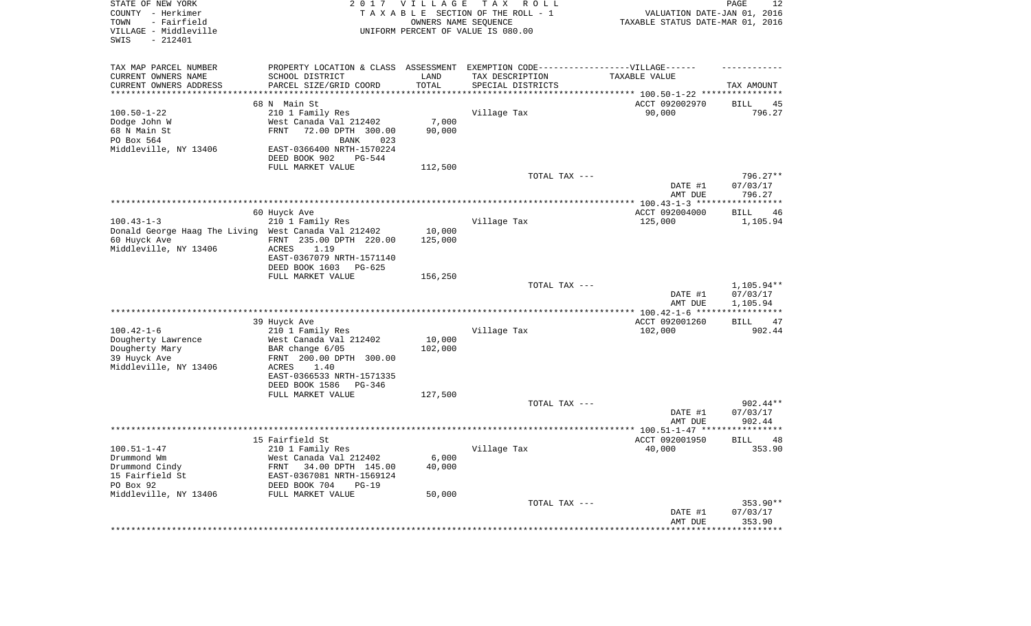STATE OF NEW YORK | 2017 VILLAGE TAX ROLL
COUNTY - Herkimer | TAXABLE SECTION OF THE ROLL - 1 | VALUATION DATE-JAN 01, 2016
TOWN - Fairfield | OWNERS NAME SEQUENCE | TAXABLE STATUS DATE-MAR 01, 2016
VILLAGE - Middleville | UNIFORM PERCENT OF VALUE IS 080.00
SWIS - 212401

| TAX MAP PARCEL NUMBER / CURRENT OWNERS NAME / CURRENT OWNERS ADDRESS | PROPERTY LOCATION & CLASS / SCHOOL DISTRICT / PARCEL SIZE/GRID COORD | ASSESSMENT LAND / TOTAL | EXEMPTION CODE---VILLAGE--- TAX DESCRIPTION / SPECIAL DISTRICTS | TAXABLE VALUE | TAX AMOUNT |
|---|---|---|---|---|---|
| | 68 N Main St | | | ACCT 092002970 | BILL 45 |
| 100.50-1-22 | 210 1 Family Res | | Village Tax | 90,000 | 796.27 |
| Dodge John W | West Canada Val 212402 | 7,000 | | | |
| 68 N Main St | FRNT 72.00 DPTH 300.00 | 90,000 | | | |
| PO Box 564 | BANK 023 | | | | |
| Middleville, NY 13406 | EAST-0366400 NRTH-1570224 | | | | |
| | DEED BOOK 902 PG-544 | | | | |
| | FULL MARKET VALUE | 112,500 | | | |
| | | | TOTAL TAX --- | | 796.27** |
| | | | | DATE #1 | 07/03/17 |
| | | | | AMT DUE | 796.27 |
| | 60 Huyck Ave | | | ACCT 092004000 | BILL 46 |
| 100.43-1-3 | 210 1 Family Res | | Village Tax | 125,000 | 1,105.94 |
| Donald George Haag The Living | West Canada Val 212402 | 10,000 | | | |
| 60 Huyck Ave | FRNT 235.00 DPTH 220.00 | 125,000 | | | |
| Middleville, NY 13406 | ACRES 1.19 | | | | |
| | EAST-0367079 NRTH-1571140 | | | | |
| | DEED BOOK 1603 PG-625 | | | | |
| | FULL MARKET VALUE | 156,250 | | | |
| | | | TOTAL TAX --- | | 1,105.94** |
| | | | | DATE #1 | 07/03/17 |
| | | | | AMT DUE | 1,105.94 |
| | 39 Huyck Ave | | | ACCT 092001260 | BILL 47 |
| 100.42-1-6 | 210 1 Family Res | | Village Tax | 102,000 | 902.44 |
| Dougherty Lawrence | West Canada Val 212402 | 10,000 | | | |
| Dougherty Mary | BAR change 6/05 | 102,000 | | | |
| 39 Huyck Ave | FRNT 200.00 DPTH 300.00 | | | | |
| Middleville, NY 13406 | ACRES 1.40 | | | | |
| | EAST-0366533 NRTH-1571335 | | | | |
| | DEED BOOK 1586 PG-346 | | | | |
| | FULL MARKET VALUE | 127,500 | | | |
| | | | TOTAL TAX --- | | 902.44** |
| | | | | DATE #1 | 07/03/17 |
| | | | | AMT DUE | 902.44 |
| | 15 Fairfield St | | | ACCT 092001950 | BILL 48 |
| 100.51-1-47 | 210 1 Family Res | | Village Tax | 40,000 | 353.90 |
| Drummond Wm | West Canada Val 212402 | 6,000 | | | |
| Drummond Cindy | FRNT 34.00 DPTH 145.00 | 40,000 | | | |
| 15 Fairfield St | EAST-0367081 NRTH-1569124 | | | | |
| PO Box 92 | DEED BOOK 704 PG-19 | | | | |
| Middleville, NY 13406 | FULL MARKET VALUE | 50,000 | | | |
| | | | TOTAL TAX --- | | 353.90** |
| | | | | DATE #1 | 07/03/17 |
| | | | | AMT DUE | 353.90 |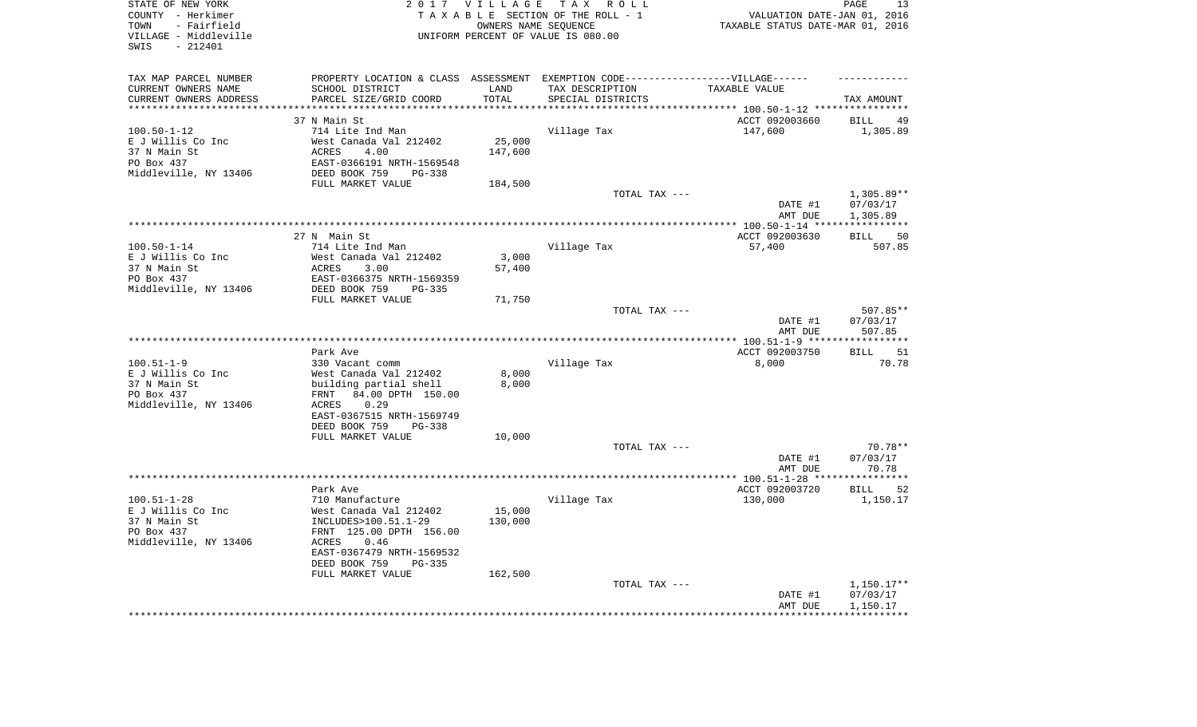STATE OF NEW YORK
COUNTY - Herkimer
TOWN - Fairfield
VILLAGE - Middleville
SWIS - 212401

2017 VILLAGE TAX ROLL
TAXABLE SECTION OF THE ROLL - 1
OWNERS NAME SEQUENCE
UNIFORM PERCENT OF VALUE IS 080.00

VALUATION DATE-JAN 01, 2016
TAXABLE STATUS DATE-MAR 01, 2016

| TAX MAP PARCEL NUMBER / CURRENT OWNERS NAME / CURRENT OWNERS ADDRESS | PROPERTY LOCATION & CLASS / SCHOOL DISTRICT / PARCEL SIZE/GRID COORD | ASSESSMENT LAND / TOTAL | EXEMPTION CODE / TAX DESCRIPTION / SPECIAL DISTRICTS | TAXABLE VALUE | TAX AMOUNT |
|---|---|---|---|---|---|
| **100.50-1-12** | 37 N Main St | | | ACCT 092003660 | BILL 49 |
| E J Willis Co Inc | 714 Lite Ind Man | | Village Tax | 147,600 | 1,305.89 |
| 37 N Main St | West Canada Val 212402 | 25,000 | | | |
| PO Box 437 | ACRES 4.00 | 147,600 | | | |
| Middleville, NY 13406 | EAST-0366191 NRTH-1569548 | | | | |
| | DEED BOOK 759 PG-338 | | | | |
| | FULL MARKET VALUE | 184,500 | | | |
| | | | TOTAL TAX --- | | 1,305.89** |
| | | | | DATE #1 | 07/03/17 |
| | | | | AMT DUE | 1,305.89 |
| **100.50-1-14** | 27 N Main St | | | ACCT 092003630 | BILL 50 |
| E J Willis Co Inc | 714 Lite Ind Man | | Village Tax | 57,400 | 507.85 |
| 37 N Main St | West Canada Val 212402 | 3,000 | | | |
| PO Box 437 | ACRES 3.00 | 57,400 | | | |
| Middleville, NY 13406 | EAST-0366375 NRTH-1569359 | | | | |
| | DEED BOOK 759 PG-335 | | | | |
| | FULL MARKET VALUE | 71,750 | | | |
| | | | TOTAL TAX --- | | 507.85** |
| | | | | DATE #1 | 07/03/17 |
| | | | | AMT DUE | 507.85 |
| **100.51-1-9** | Park Ave | | | ACCT 092003750 | BILL 51 |
| E J Willis Co Inc | 330 Vacant comm | | Village Tax | 8,000 | 70.78 |
| 37 N Main St | West Canada Val 212402 | 8,000 | | | |
| PO Box 437 | building partial shell | 8,000 | | | |
| Middleville, NY 13406 | FRNT 84.00 DPTH 150.00 | | | | |
| | ACRES 0.29 | | | | |
| | EAST-0367515 NRTH-1569749 | | | | |
| | DEED BOOK 759 PG-338 | | | | |
| | FULL MARKET VALUE | 10,000 | | | |
| | | | TOTAL TAX --- | | 70.78** |
| | | | | DATE #1 | 07/03/17 |
| | | | | AMT DUE | 70.78 |
| **100.51-1-28** | Park Ave | | | ACCT 092003720 | BILL 52 |
| E J Willis Co Inc | 710 Manufacture | | Village Tax | 130,000 | 1,150.17 |
| 37 N Main St | West Canada Val 212402 | 15,000 | | | |
| PO Box 437 | INCLUDES>100.51.1-29 | 130,000 | | | |
| Middleville, NY 13406 | FRNT 125.00 DPTH 156.00 | | | | |
| | ACRES 0.46 | | | | |
| | EAST-0367479 NRTH-1569532 | | | | |
| | DEED BOOK 759 PG-335 | | | | |
| | FULL MARKET VALUE | 162,500 | | | |
| | | | TOTAL TAX --- | | 1,150.17** |
| | | | | DATE #1 | 07/03/17 |
| | | | | AMT DUE | 1,150.17 |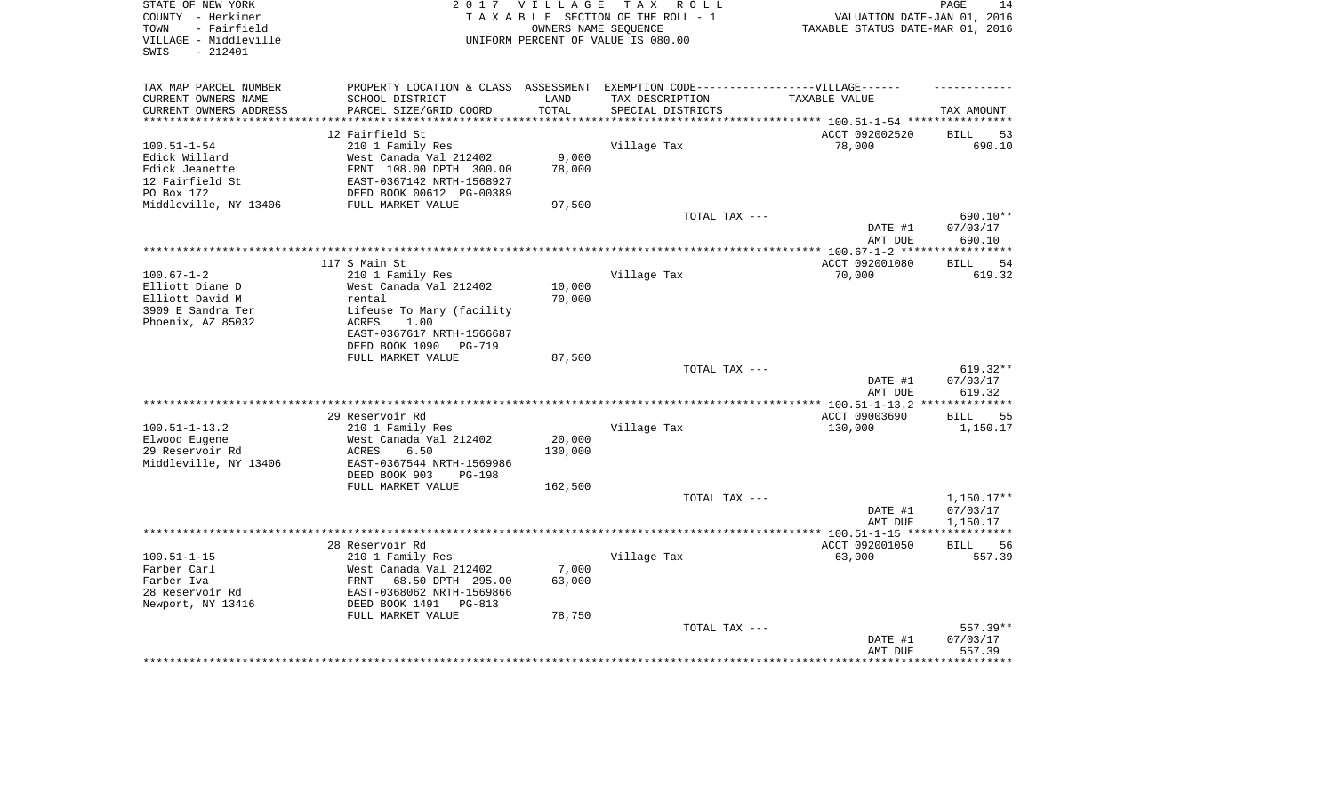STATE OF NEW YORK
COUNTY - Herkimer
TOWN - Fairfield
VILLAGE - Middleville
SWIS - 212401

2 0 1 7 V I L L A G E T A X R O L L
T A X A B L E SECTION OF THE ROLL - 1
OWNERS NAME SEQUENCE
UNIFORM PERCENT OF VALUE IS 080.00

VALUATION DATE-JAN 01, 2016
TAXABLE STATUS DATE-MAR 01, 2016

| TAX MAP PARCEL NUMBER / CURRENT OWNERS NAME / CURRENT OWNERS ADDRESS | PROPERTY LOCATION & CLASS / SCHOOL DISTRICT / PARCEL SIZE/GRID COORD | ASSESSMENT LAND / TOTAL | EXEMPTION CODE / TAX DESCRIPTION / SPECIAL DISTRICTS | TAXABLE VALUE | TAX AMOUNT |
|---|---|---|---|---|---|
| | 12 Fairfield St | | | ACCT 092002520 | BILL 53 |
| 100.51-1-54 | 210 1 Family Res | | Village Tax | 78,000 | 690.10 |
| Edick Willard | West Canada Val 212402 | 9,000 | | | |
| Edick Jeanette | FRNT 108.00 DPTH 300.00 | 78,000 | | | |
| 12 Fairfield St | EAST-0367142 NRTH-1568927 | | | | |
| PO Box 172 | DEED BOOK 00612 PG-00389 | | | | |
| Middleville, NY 13406 | FULL MARKET VALUE | 97,500 | | | |
| | | | TOTAL TAX --- | | 690.10** |
| | | | | DATE #1 | 07/03/17 |
| | | | | AMT DUE | 690.10 |
| | 117 S Main St | | | ACCT 092001080 | BILL 54 |
| 100.67-1-2 | 210 1 Family Res | | Village Tax | 70,000 | 619.32 |
| Elliott Diane D | West Canada Val 212402 | 10,000 | | | |
| Elliott David M | rental | 70,000 | | | |
| 3909 E Sandra Ter | Lifeuse To Mary (facility | | | | |
| Phoenix, AZ 85032 | ACRES 1.00 | | | | |
| | EAST-0367617 NRTH-1566687 | | | | |
| | DEED BOOK 1090 PG-719 | | | | |
| | FULL MARKET VALUE | 87,500 | | | |
| | | | TOTAL TAX --- | | 619.32** |
| | | | | DATE #1 | 07/03/17 |
| | | | | AMT DUE | 619.32 |
| | 29 Reservoir Rd | | | ACCT 09003690 | BILL 55 |
| 100.51-1-13.2 | 210 1 Family Res | | Village Tax | 130,000 | 1,150.17 |
| Elwood Eugene | West Canada Val 212402 | 20,000 | | | |
| 29 Reservoir Rd | ACRES 6.50 | 130,000 | | | |
| Middleville, NY 13406 | EAST-0367544 NRTH-1569986 | | | | |
| | DEED BOOK 903 PG-198 | | | | |
| | FULL MARKET VALUE | 162,500 | | | |
| | | | TOTAL TAX --- | | 1,150.17** |
| | | | | DATE #1 | 07/03/17 |
| | | | | AMT DUE | 1,150.17 |
| | 28 Reservoir Rd | | | ACCT 092001050 | BILL 56 |
| 100.51-1-15 | 210 1 Family Res | | Village Tax | 63,000 | 557.39 |
| Farber Carl | West Canada Val 212402 | 7,000 | | | |
| Farber Iva | FRNT 68.50 DPTH 295.00 | 63,000 | | | |
| 28 Reservoir Rd | EAST-0368062 NRTH-1569866 | | | | |
| Newport, NY 13416 | DEED BOOK 1491 PG-813 | | | | |
| | FULL MARKET VALUE | 78,750 | | | |
| | | | TOTAL TAX --- | | 557.39** |
| | | | | DATE #1 | 07/03/17 |
| | | | | AMT DUE | 557.39 |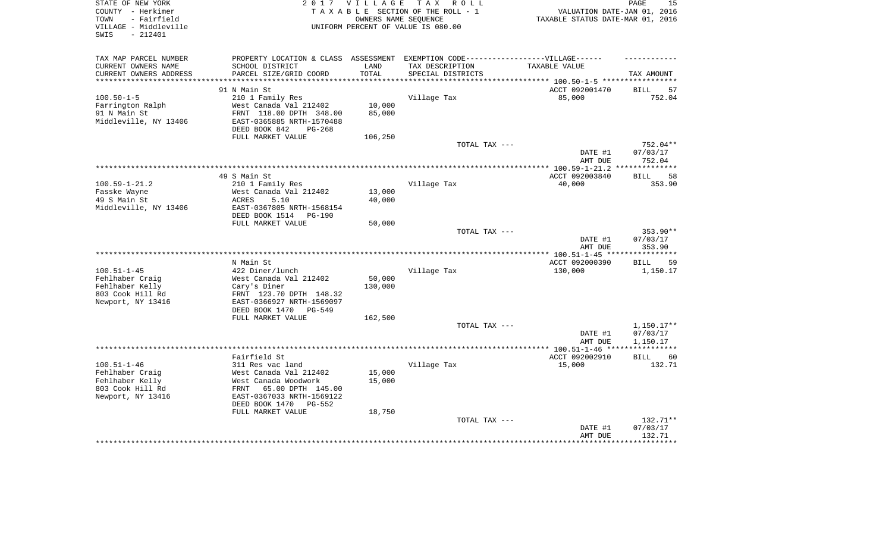STATE OF NEW YORK
COUNTY - Herkimer
TOWN - Fairfield
VILLAGE - Middleville
SWIS - 212401

2 0 1 7 V I L L A G E T A X R O L L
T A X A B L E SECTION OF THE ROLL - 1
OWNERS NAME SEQUENCE
UNIFORM PERCENT OF VALUE IS 080.00

VALUATION DATE-JAN 01, 2016
TAXABLE STATUS DATE-MAR 01, 2016

| TAX MAP PARCEL NUMBER / CURRENT OWNERS NAME / CURRENT OWNERS ADDRESS | PROPERTY LOCATION & CLASS / SCHOOL DISTRICT / PARCEL SIZE/GRID COORD | ASSESSMENT LAND / TOTAL | EXEMPTION CODE / TAX DESCRIPTION / SPECIAL DISTRICTS | VILLAGE TAXABLE VALUE | TAX AMOUNT |
|---|---|---|---|---|---|
| | 91 N Main St | | | ACCT 092001470 | BILL 57 |
| 100.50-1-5 | 210 1 Family Res | | Village Tax | 85,000 | 752.04 |
| Farrington Ralph | West Canada Val 212402 | 10,000 | | | |
| 91 N Main St | FRNT 118.00 DPTH 348.00 | 85,000 | | | |
| Middleville, NY 13406 | EAST-0365885 NRTH-1570488 | | | | |
| | DEED BOOK 842 PG-268 | | | | |
| | FULL MARKET VALUE | 106,250 | | | |
| | | | TOTAL TAX --- | | 752.04** |
| | | | | DATE #1 | 07/03/17 |
| | | | | AMT DUE | 752.04 |
| | 49 S Main St | | | ACCT 092003840 | BILL 58 |
| 100.59-1-21.2 | 210 1 Family Res | | Village Tax | 40,000 | 353.90 |
| Fasske Wayne | West Canada Val 212402 | 13,000 | | | |
| 49 S Main St | ACRES 5.10 | 40,000 | | | |
| Middleville, NY 13406 | EAST-0367805 NRTH-1568154 | | | | |
| | DEED BOOK 1514 PG-190 | | | | |
| | FULL MARKET VALUE | 50,000 | | | |
| | | | TOTAL TAX --- | | 353.90** |
| | | | | DATE #1 | 07/03/17 |
| | | | | AMT DUE | 353.90 |
| | N Main St | | | ACCT 092000390 | BILL 59 |
| 100.51-1-45 | 422 Diner/lunch | | Village Tax | 130,000 | 1,150.17 |
| Fehlhaber Craig | West Canada Val 212402 | 50,000 | | | |
| Fehlhaber Kelly | Cary's Diner | 130,000 | | | |
| 803 Cook Hill Rd | FRNT 123.70 DPTH 148.32 | | | | |
| Newport, NY 13416 | EAST-0366927 NRTH-1569097 | | | | |
| | DEED BOOK 1470 PG-549 | | | | |
| | FULL MARKET VALUE | 162,500 | | | |
| | | | TOTAL TAX --- | | 1,150.17** |
| | | | | DATE #1 | 07/03/17 |
| | | | | AMT DUE | 1,150.17 |
| | Fairfield St | | | ACCT 092002910 | BILL 60 |
| 100.51-1-46 | 311 Res vac land | | Village Tax | 15,000 | 132.71 |
| Fehlhaber Craig | West Canada Val 212402 | 15,000 | | | |
| Fehlhaber Kelly | West Canada Woodwork | 15,000 | | | |
| 803 Cook Hill Rd | FRNT 65.00 DPTH 145.00 | | | | |
| Newport, NY 13416 | EAST-0367033 NRTH-1569122 | | | | |
| | DEED BOOK 1470 PG-552 | | | | |
| | FULL MARKET VALUE | 18,750 | | | |
| | | | TOTAL TAX --- | | 132.71** |
| | | | | DATE #1 | 07/03/17 |
| | | | | AMT DUE | 132.71 |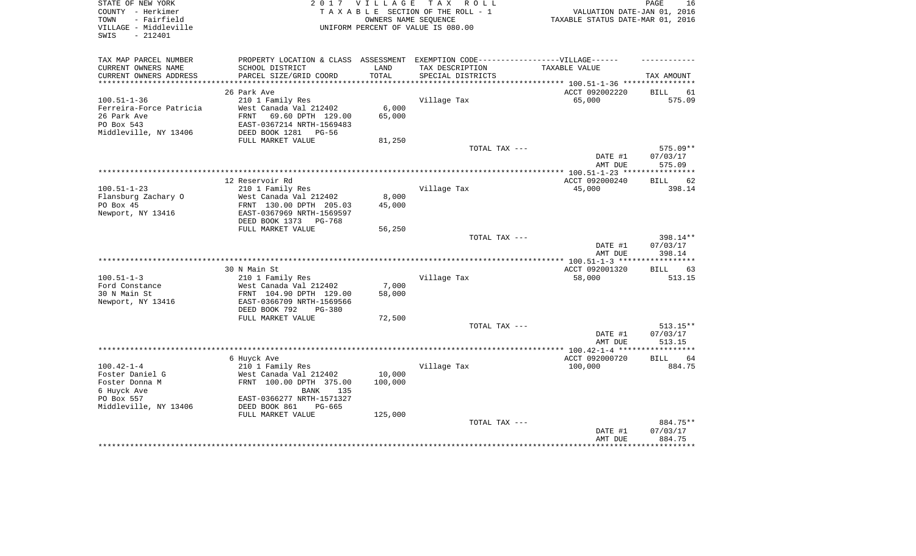STATE OF NEW YORK
COUNTY - Herkimer
TOWN - Fairfield
VILLAGE - Middleville
SWIS - 212401

2017 VILLAGE TAX ROLL
TAXABLE SECTION OF THE ROLL - 1
OWNERS NAME SEQUENCE
UNIFORM PERCENT OF VALUE IS 080.00

VALUATION DATE-JAN 01, 2016
TAXABLE STATUS DATE-MAR 01, 2016

| TAX MAP PARCEL NUMBER / CURRENT OWNERS NAME / CURRENT OWNERS ADDRESS | PROPERTY LOCATION & CLASS / SCHOOL DISTRICT / PARCEL SIZE/GRID COORD | ASSESSMENT LAND / TOTAL | EXEMPTION CODE / TAX DESCRIPTION / SPECIAL DISTRICTS | TAXABLE VALUE | TAX AMOUNT |
|---|---|---|---|---|---|
| | 26 Park Ave | | | ACCT 092002220 | BILL 61 |
| 100.51-1-36 | 210 1 Family Res | | Village Tax | 65,000 | 575.09 |
| Ferreira-Force Patricia | West Canada Val 212402 | 6,000 | | | |
| 26 Park Ave | FRNT 69.60 DPTH 129.00 | 65,000 | | | |
| PO Box 543 | EAST-0367214 NRTH-1569483 | | | | |
| Middleville, NY 13406 | DEED BOOK 1281 PG-56 | | | | |
| | FULL MARKET VALUE | 81,250 | | | |
| | | | TOTAL TAX --- | | 575.09** |
| | | | | DATE #1 | 07/03/17 |
| | | | | AMT DUE | 575.09 |
| | 12 Reservoir Rd | | | ACCT 092000240 | BILL 62 |
| 100.51-1-23 | 210 1 Family Res | | Village Tax | 45,000 | 398.14 |
| Flansburg Zachary O | West Canada Val 212402 | 8,000 | | | |
| PO Box 45 | FRNT 130.00 DPTH 205.03 | 45,000 | | | |
| Newport, NY 13416 | EAST-0367969 NRTH-1569597 | | | | |
| | DEED BOOK 1373 PG-768 | | | | |
| | FULL MARKET VALUE | 56,250 | | | |
| | | | TOTAL TAX --- | | 398.14** |
| | | | | DATE #1 | 07/03/17 |
| | | | | AMT DUE | 398.14 |
| | 30 N Main St | | | ACCT 092001320 | BILL 63 |
| 100.51-1-3 | 210 1 Family Res | | Village Tax | 58,000 | 513.15 |
| Ford Constance | West Canada Val 212402 | 7,000 | | | |
| 30 N Main St | FRNT 104.90 DPTH 129.00 | 58,000 | | | |
| Newport, NY 13416 | EAST-0366709 NRTH-1569566 | | | | |
| | DEED BOOK 792 PG-380 | | | | |
| | FULL MARKET VALUE | 72,500 | | | |
| | | | TOTAL TAX --- | | 513.15** |
| | | | | DATE #1 | 07/03/17 |
| | | | | AMT DUE | 513.15 |
| | 6 Huyck Ave | | | ACCT 092000720 | BILL 64 |
| 100.42-1-4 | 210 1 Family Res | | Village Tax | 100,000 | 884.75 |
| Foster Daniel G | West Canada Val 212402 | 10,000 | | | |
| Foster Donna M | FRNT 100.00 DPTH 375.00 | 100,000 | | | |
| 6 Huyck Ave | BANK 135 | | | | |
| PO Box 557 | EAST-0366277 NRTH-1571327 | | | | |
| Middleville, NY 13406 | DEED BOOK 861 PG-665 | | | | |
| | FULL MARKET VALUE | 125,000 | | | |
| | | | TOTAL TAX --- | | 884.75** |
| | | | | DATE #1 | 07/03/17 |
| | | | | AMT DUE | 884.75 |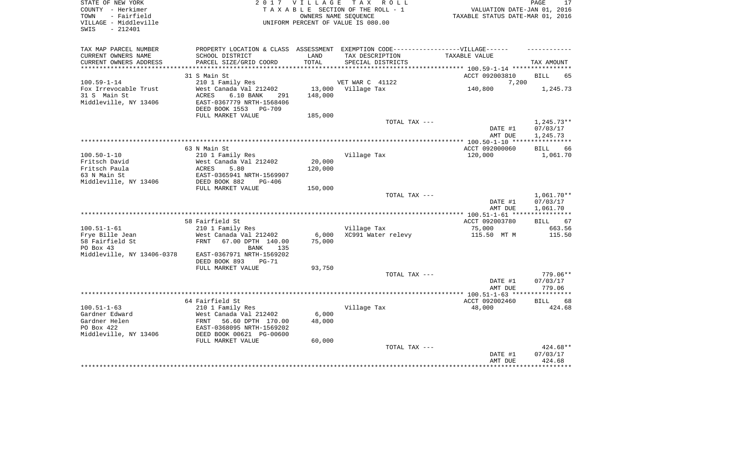STATE OF NEW YORK
COUNTY - Herkimer
TOWN - Fairfield
VILLAGE - Middleville
SWIS - 212401

2 0 1 7 V I L L A G E T A X R O L L
T A X A B L E SECTION OF THE ROLL - 1
OWNERS NAME SEQUENCE
UNIFORM PERCENT OF VALUE IS 080.00

VALUATION DATE-JAN 01, 2016
TAXABLE STATUS DATE-MAR 01, 2016

| TAX MAP PARCEL NUMBER<br>CURRENT OWNERS NAME<br>CURRENT OWNERS ADDRESS | PROPERTY LOCATION & CLASS<br>SCHOOL DISTRICT<br>PARCEL SIZE/GRID COORD | ASSESSMENT<br>LAND<br>TOTAL | EXEMPTION CODE------VILLAGE------<br>TAX DESCRIPTION<br>SPECIAL DISTRICTS | TAXABLE VALUE | TAX AMOUNT |
|---|---|---|---|---|---|
| 100.59-1-14 | 31 S Main St | | | ACCT 092003810 | BILL 65 |
| 100.59-1-14 | 210 1 Family Res | | VET WAR C 41122 | 7,200 | |
| Fox Irrevocable Trust | West Canada Val 212402 | 13,000 | Village Tax | 140,800 | 1,245.73 |
| 31 S Main St | ACRES 6.10 BANK 291 | 148,000 | | | |
| Middleville, NY 13406 | EAST-0367779 NRTH-1568406 | | | | |
| | DEED BOOK 1553 PG-709 | | | | |
| | FULL MARKET VALUE | 185,000 | | | |
| | | | TOTAL TAX --- | | 1,245.73** |
| | | | | DATE #1 | 07/03/17 |
| | | | | AMT DUE | 1,245.73 |
| 100.50-1-10 | 63 N Main St | | | ACCT 092000060 | BILL 66 |
| 100.50-1-10 | 210 1 Family Res | | Village Tax | 120,000 | 1,061.70 |
| Fritsch David | West Canada Val 212402 | 20,000 | | | |
| Fritsch Paula | ACRES 5.80 | 120,000 | | | |
| 63 N Main St | EAST-0365941 NRTH-1569907 | | | | |
| Middleville, NY 13406 | DEED BOOK 882 PG-406 | | | | |
| | FULL MARKET VALUE | 150,000 | | | |
| | | | TOTAL TAX --- | | 1,061.70** |
| | | | | DATE #1 | 07/03/17 |
| | | | | AMT DUE | 1,061.70 |
| 100.51-1-61 | 58 Fairfield St | | | ACCT 092003780 | BILL 67 |
| 100.51-1-61 | 210 1 Family Res | | Village Tax | 75,000 | 663.56 |
| Frye Bille Jean | West Canada Val 212402 | 6,000 | XC991 Water relevy | 115.50 MT M | 115.50 |
| 58 Fairfield St | FRNT 67.00 DPTH 140.00 | 75,000 | | | |
| PO Box 43 | BANK 135 | | | | |
| Middleville, NY 13406-0378 | EAST-0367971 NRTH-1569202 | | | | |
| | DEED BOOK 893 PG-71 | | | | |
| | FULL MARKET VALUE | 93,750 | | | |
| | | | TOTAL TAX --- | | 779.06** |
| | | | | DATE #1 | 07/03/17 |
| | | | | AMT DUE | 779.06 |
| 100.51-1-63 | 64 Fairfield St | | | ACCT 092002460 | BILL 68 |
| 100.51-1-63 | 210 1 Family Res | | Village Tax | 48,000 | 424.68 |
| Gardner Edward | West Canada Val 212402 | 6,000 | | | |
| Gardner Helen | FRNT 56.60 DPTH 170.00 | 48,000 | | | |
| PO Box 422 | EAST-0368095 NRTH-1569202 | | | | |
| Middleville, NY 13406 | DEED BOOK 00621 PG-00600 | | | | |
| | FULL MARKET VALUE | 60,000 | | | |
| | | | TOTAL TAX --- | | 424.68** |
| | | | | DATE #1 | 07/03/17 |
| | | | | AMT DUE | 424.68 |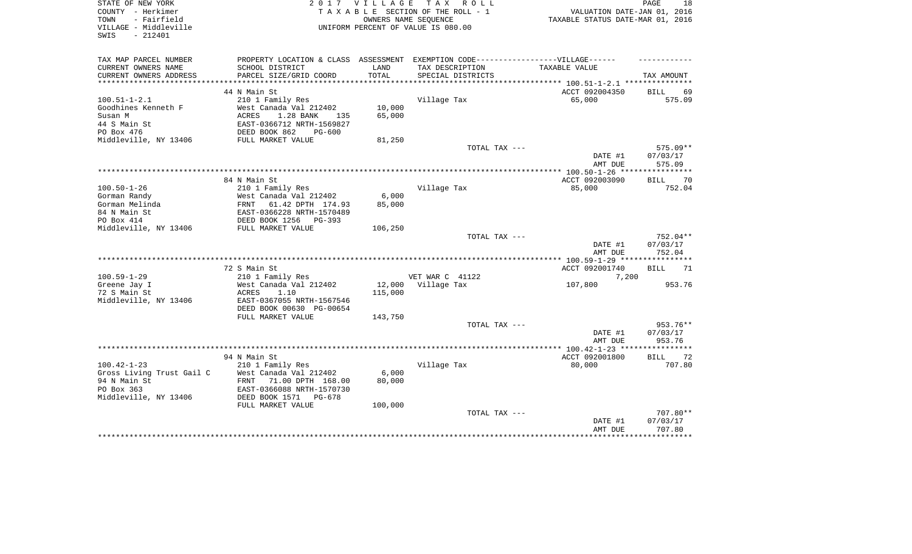STATE OF NEW YORK
COUNTY - Herkimer
TOWN - Fairfield
VILLAGE - Middleville
SWIS - 212401

2 0 1 7 V I L L A G E T A X R O L L
T A X A B L E SECTION OF THE ROLL - 1
OWNERS NAME SEQUENCE
UNIFORM PERCENT OF VALUE IS 080.00

VALUATION DATE-JAN 01, 2016
TAXABLE STATUS DATE-MAR 01, 2016

| TAX MAP PARCEL NUMBER / CURRENT OWNERS NAME / CURRENT OWNERS ADDRESS | PROPERTY LOCATION & CLASS / SCHOOL DISTRICT / PARCEL SIZE/GRID COORD | ASSESSMENT LAND / TOTAL | EXEMPTION CODE / TAX DESCRIPTION / SPECIAL DISTRICTS | TAXABLE VALUE | TAX AMOUNT |
|---|---|---|---|---|---|
| | 44 N Main St | | | ACCT 092004350 | BILL 69 |
| 100.51-1-2.1 | 210 1 Family Res | | Village Tax | 65,000 | 575.09 |
| Goodhines Kenneth F | West Canada Val 212402 | 10,000 | | | |
| Susan M | ACRES 1.28 BANK 135 | 65,000 | | | |
| 44 S Main St | EAST-0366712 NRTH-1569827 | | | | |
| PO Box 476 | DEED BOOK 862 PG-600 | | | | |
| Middleville, NY 13406 | FULL MARKET VALUE | 81,250 | | | |
| | | | TOTAL TAX --- | | 575.09** |
| | | | | DATE #1 | 07/03/17 |
| | | | | AMT DUE | 575.09 |
| | 84 N Main St | | | ACCT 092003090 | BILL 70 |
| 100.50-1-26 | 210 1 Family Res | | Village Tax | 85,000 | 752.04 |
| Gorman Randy | West Canada Val 212402 | 6,000 | | | |
| Gorman Melinda | FRNT 61.42 DPTH 174.93 | 85,000 | | | |
| 84 N Main St | EAST-0366228 NRTH-1570489 | | | | |
| PO Box 414 | DEED BOOK 1256 PG-393 | | | | |
| Middleville, NY 13406 | FULL MARKET VALUE | 106,250 | | | |
| | | | TOTAL TAX --- | | 752.04** |
| | | | | DATE #1 | 07/03/17 |
| | | | | AMT DUE | 752.04 |
| | 72 S Main St | | | ACCT 092001740 | BILL 71 |
| 100.59-1-29 | 210 1 Family Res | | VET WAR C 41122 | 7,200 | |
| Greene Jay I | West Canada Val 212402 | 12,000 | Village Tax | 107,800 | 953.76 |
| 72 S Main St | ACRES 1.10 | 115,000 | | | |
| Middleville, NY 13406 | EAST-0367055 NRTH-1567546 | | | | |
| | DEED BOOK 00630 PG-00654 | | | | |
| | FULL MARKET VALUE | 143,750 | | | |
| | | | TOTAL TAX --- | | 953.76** |
| | | | | DATE #1 | 07/03/17 |
| | | | | AMT DUE | 953.76 |
| | 94 N Main St | | | ACCT 092001800 | BILL 72 |
| 100.42-1-23 | 210 1 Family Res | | Village Tax | 80,000 | 707.80 |
| Gross Living Trust Gail C | West Canada Val 212402 | 6,000 | | | |
| 94 N Main St | FRNT 71.00 DPTH 168.00 | 80,000 | | | |
| PO Box 363 | EAST-0366088 NRTH-1570730 | | | | |
| Middleville, NY 13406 | DEED BOOK 1571 PG-678 | | | | |
| | FULL MARKET VALUE | 100,000 | | | |
| | | | TOTAL TAX --- | | 707.80** |
| | | | | DATE #1 | 07/03/17 |
| | | | | AMT DUE | 707.80 |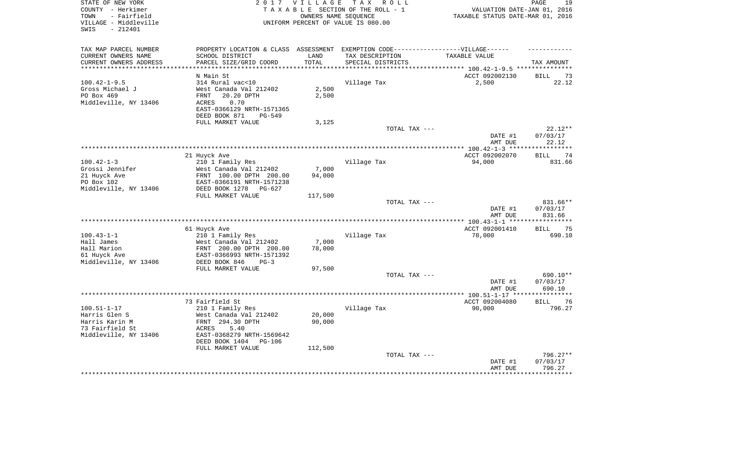STATE OF NEW YORK
COUNTY - Herkimer
TOWN - Fairfield
VILLAGE - Middleville
SWIS - 212401

2 0 1 7 V I L L A G E T A X R O L L
T A X A B L E SECTION OF THE ROLL - 1
OWNERS NAME SEQUENCE
UNIFORM PERCENT OF VALUE IS 080.00

VALUATION DATE-JAN 01, 2016
TAXABLE STATUS DATE-MAR 01, 2016

| TAX MAP PARCEL NUMBER / CURRENT OWNERS NAME / CURRENT OWNERS ADDRESS | PROPERTY LOCATION & CLASS / SCHOOL DISTRICT / PARCEL SIZE/GRID COORD | ASSESSMENT LAND / TOTAL | EXEMPTION CODE-----VILLAGE------ TAX DESCRIPTION / SPECIAL DISTRICTS | TAXABLE VALUE | TAX AMOUNT |
|---|---|---|---|---|---|
| **100.42-1-9.5** | N Main St | | | ACCT 092002130 | BILL 73 |
| 100.42-1-9.5 | 314 Rural vac<10 | | Village Tax | 2,500 | 22.12 |
| Gross Michael J | West Canada Val 212402 | 2,500 | | | |
| PO Box 469 | FRNT 20.20 DPTH | 2,500 | | | |
| Middleville, NY 13406 | ACRES 0.70 | | | | |
| | EAST-0366129 NRTH-1571365 | | | | |
| | DEED BOOK 871 PG-549 | | | | |
| | FULL MARKET VALUE | 3,125 | | | |
| | | | TOTAL TAX --- | | 22.12** |
| | | | | DATE #1 | 07/03/17 |
| | | | | AMT DUE | 22.12 |
| **100.42-1-3** | 21 Huyck Ave | | | ACCT 092002070 | BILL 74 |
| 100.42-1-3 | 210 1 Family Res | | Village Tax | 94,000 | 831.66 |
| Grossi Jennifer | West Canada Val 212402 | 7,000 | | | |
| 21 Huyck Ave | FRNT 100.00 DPTH 200.00 | 94,000 | | | |
| PO Box 102 | EAST-0366191 NRTH-1571238 | | | | |
| Middleville, NY 13406 | DEED BOOK 1278 PG-627 | | | | |
| | FULL MARKET VALUE | 117,500 | | | |
| | | | TOTAL TAX --- | | 831.66** |
| | | | | DATE #1 | 07/03/17 |
| | | | | AMT DUE | 831.66 |
| **100.43-1-1** | 61 Huyck Ave | | | ACCT 092001410 | BILL 75 |
| 100.43-1-1 | 210 1 Family Res | | Village Tax | 78,000 | 690.10 |
| Hall James | West Canada Val 212402 | 7,000 | | | |
| Hall Marion | FRNT 200.00 DPTH 200.00 | 78,000 | | | |
| 61 Huyck Ave | EAST-0366993 NRTH-1571392 | | | | |
| Middleville, NY 13406 | DEED BOOK 846 PG-3 | | | | |
| | FULL MARKET VALUE | 97,500 | | | |
| | | | TOTAL TAX --- | | 690.10** |
| | | | | DATE #1 | 07/03/17 |
| | | | | AMT DUE | 690.10 |
| **100.51-1-17** | 73 Fairfield St | | | ACCT 092004080 | BILL 76 |
| 100.51-1-17 | 210 1 Family Res | | Village Tax | 90,000 | 796.27 |
| Harris Glen S | West Canada Val 212402 | 20,000 | | | |
| Harris Karin M | FRNT 294.30 DPTH | 90,000 | | | |
| 73 Fairfield St | ACRES 5.40 | | | | |
| Middleville, NY 13406 | EAST-0368279 NRTH-1569642 | | | | |
| | DEED BOOK 1404 PG-106 | | | | |
| | FULL MARKET VALUE | 112,500 | | | |
| | | | TOTAL TAX --- | | 796.27** |
| | | | | DATE #1 | 07/03/17 |
| | | | | AMT DUE | 796.27 |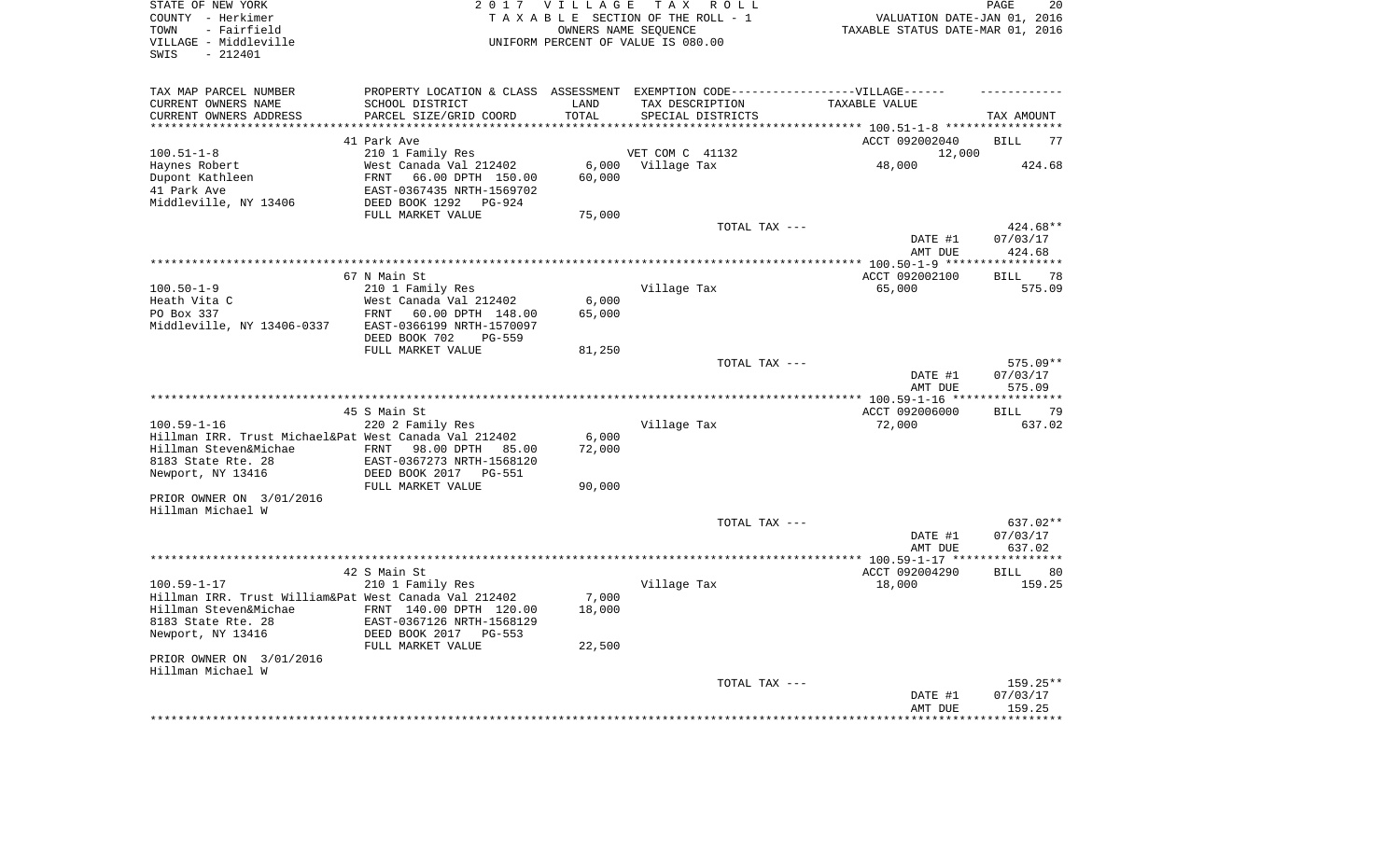STATE OF NEW YORK — 2017 VILLAGE TAX ROLL — PAGE 20
COUNTY - Herkimer — TAXABLE SECTION OF THE ROLL - 1 — VALUATION DATE-JAN 01, 2016
TOWN - Fairfield — OWNERS NAME SEQUENCE — TAXABLE STATUS DATE-MAR 01, 2016
VILLAGE - Middleville — UNIFORM PERCENT OF VALUE IS 080.00
SWIS - 212401

| TAX MAP PARCEL NUMBER / CURRENT OWNERS NAME / CURRENT OWNERS ADDRESS | PROPERTY LOCATION & CLASS / SCHOOL DISTRICT / PARCEL SIZE/GRID COORD | ASSESSMENT LAND | TOTAL | EXEMPTION CODE / TAX DESCRIPTION / SPECIAL DISTRICTS | TAXABLE VALUE | TAX AMOUNT |
|---|---|---|---|---|---|---|
| **100.51-1-8** | 41 Park Ave | | | | ACCT 092002040 | BILL 77 |
| 100.51-1-8 | 210 1 Family Res | | | VET COM C 41132 | 12,000 | |
| Haynes Robert | West Canada Val 212402 | 6,000 | | Village Tax | 48,000 | 424.68 |
| Dupont Kathleen | FRNT 66.00 DPTH 150.00 | | 60,000 | | | |
| 41 Park Ave | EAST-0367435 NRTH-1569702 | | | | | |
| Middleville, NY 13406 | DEED BOOK 1292 PG-924 | | | | | |
| | FULL MARKET VALUE | | 75,000 | | | |
| | | | | TOTAL TAX --- | | 424.68** |
| | | | | | DATE #1 | 07/03/17 |
| | | | | | AMT DUE | 424.68 |
| **100.50-1-9** | 67 N Main St | | | | ACCT 092002100 | BILL 78 |
| 100.50-1-9 | 210 1 Family Res | | | Village Tax | 65,000 | 575.09 |
| Heath Vita C | West Canada Val 212402 | 6,000 | | | | |
| PO Box 337 | FRNT 60.00 DPTH 148.00 | | 65,000 | | | |
| Middleville, NY 13406-0337 | EAST-0366199 NRTH-1570097 | | | | | |
| | DEED BOOK 702 PG-559 | | | | | |
| | FULL MARKET VALUE | | 81,250 | | | |
| | | | | TOTAL TAX --- | | 575.09** |
| | | | | | DATE #1 | 07/03/17 |
| | | | | | AMT DUE | 575.09 |
| **100.59-1-16** | 45 S Main St | | | | ACCT 092006000 | BILL 79 |
| 100.59-1-16 | 220 2 Family Res | | | Village Tax | 72,000 | 637.02 |
| Hillman IRR. Trust Michael&Pat | West Canada Val 212402 | 6,000 | | | | |
| Hillman Steven&Michae | FRNT 98.00 DPTH 85.00 | | 72,000 | | | |
| 8183 State Rte. 28 | EAST-0367273 NRTH-1568120 | | | | | |
| Newport, NY 13416 | DEED BOOK 2017 PG-551 | | | | | |
| | FULL MARKET VALUE | | 90,000 | | | |
| PRIOR OWNER ON 3/01/2016 | | | | | | |
| Hillman Michael W | | | | | | |
| | | | | TOTAL TAX --- | | 637.02** |
| | | | | | DATE #1 | 07/03/17 |
| | | | | | AMT DUE | 637.02 |
| **100.59-1-17** | 42 S Main St | | | | ACCT 092004290 | BILL 80 |
| 100.59-1-17 | 210 1 Family Res | | | Village Tax | 18,000 | 159.25 |
| Hillman IRR. Trust William&Pat | West Canada Val 212402 | 7,000 | | | | |
| Hillman Steven&Michae | FRNT 140.00 DPTH 120.00 | | 18,000 | | | |
| 8183 State Rte. 28 | EAST-0367126 NRTH-1568129 | | | | | |
| Newport, NY 13416 | DEED BOOK 2017 PG-553 | | | | | |
| | FULL MARKET VALUE | | 22,500 | | | |
| PRIOR OWNER ON 3/01/2016 | | | | | | |
| Hillman Michael W | | | | | | |
| | | | | TOTAL TAX --- | | 159.25** |
| | | | | | DATE #1 | 07/03/17 |
| | | | | | AMT DUE | 159.25 |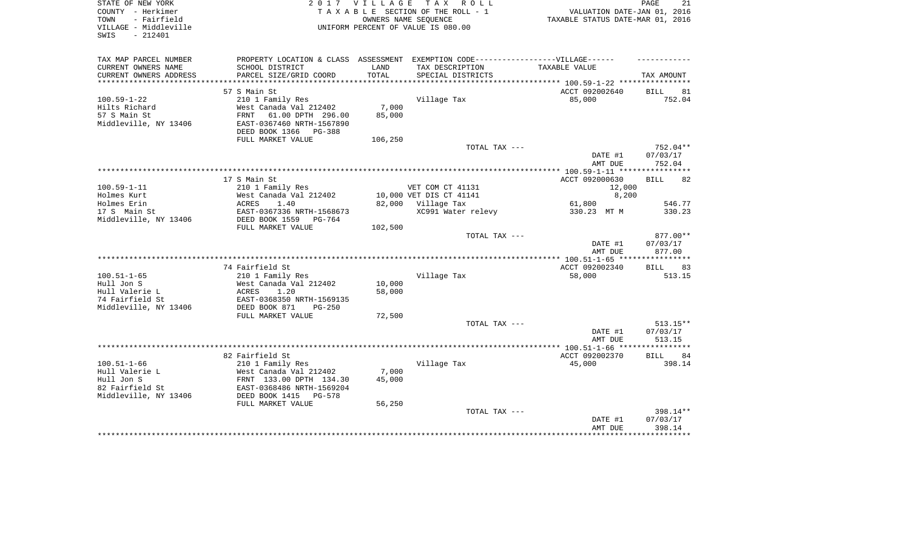STATE OF NEW YORK  
COUNTY - Herkimer  
TOWN - Fairfield  
VILLAGE - Middleville  
SWIS - 212401

2017 VILLAGE TAX ROLL  
TAXABLE SECTION OF THE ROLL - 1  
OWNERS NAME SEQUENCE  
UNIFORM PERCENT OF VALUE IS 080.00

VALUATION DATE-JAN 01, 2016  
TAXABLE STATUS DATE-MAR 01, 2016

| TAX MAP PARCEL NUMBER / CURRENT OWNERS NAME / CURRENT OWNERS ADDRESS | PROPERTY LOCATION & CLASS / SCHOOL DISTRICT / PARCEL SIZE/GRID COORD | ASSESSMENT LAND / TOTAL | EXEMPTION CODE / TAX DESCRIPTION / SPECIAL DISTRICTS | VILLAGE TAXABLE VALUE | TAX AMOUNT |
|---|---|---|---|---|---|
| | 57 S Main St | | | ACCT 092002640 | BILL 81 |
| 100.59-1-22 | 210 1 Family Res | | Village Tax | 85,000 | 752.04 |
| Hilts Richard | West Canada Val 212402 | 7,000 | | | |
| 57 S Main St | FRNT 61.00 DPTH 296.00 | 85,000 | | | |
| Middleville, NY 13406 | EAST-0367460 NRTH-1567890 | | | | |
| | DEED BOOK 1366 PG-388 | | | | |
| | FULL MARKET VALUE | 106,250 | | | |
| | | | TOTAL TAX --- | | 752.04** |
| | | | | DATE #1 | 07/03/17 |
| | | | | AMT DUE | 752.04 |
| | 17 S Main St | | | ACCT 092000630 | BILL 82 |
| 100.59-1-11 | 210 1 Family Res | | VET COM CT 41131 | 12,000 | |
| Holmes Kurt | West Canada Val 212402 | 10,000 | VET DIS CT 41141 | 8,200 | |
| Holmes Erin | ACRES 1.40 | 82,000 | Village Tax | 61,800 | 546.77 |
| 17 S Main St | EAST-0367336 NRTH-1568673 | | XC991 Water relevy | 330.23 MT M | 330.23 |
| Middleville, NY 13406 | DEED BOOK 1559 PG-764 | | | | |
| | FULL MARKET VALUE | 102,500 | | | |
| | | | TOTAL TAX --- | | 877.00** |
| | | | | DATE #1 | 07/03/17 |
| | | | | AMT DUE | 877.00 |
| | 74 Fairfield St | | | ACCT 092002340 | BILL 83 |
| 100.51-1-65 | 210 1 Family Res | | Village Tax | 58,000 | 513.15 |
| Hull Jon S | West Canada Val 212402 | 10,000 | | | |
| Hull Valerie L | ACRES 1.20 | 58,000 | | | |
| 74 Fairfield St | EAST-0368350 NRTH-1569135 | | | | |
| Middleville, NY 13406 | DEED BOOK 871 PG-250 | | | | |
| | FULL MARKET VALUE | 72,500 | | | |
| | | | TOTAL TAX --- | | 513.15** |
| | | | | DATE #1 | 07/03/17 |
| | | | | AMT DUE | 513.15 |
| | 82 Fairfield St | | | ACCT 092002370 | BILL 84 |
| 100.51-1-66 | 210 1 Family Res | | Village Tax | 45,000 | 398.14 |
| Hull Valerie L | West Canada Val 212402 | 7,000 | | | |
| Hull Jon S | FRNT 133.00 DPTH 134.30 | 45,000 | | | |
| 82 Fairfield St | EAST-0368486 NRTH-1569204 | | | | |
| Middleville, NY 13406 | DEED BOOK 1415 PG-578 | | | | |
| | FULL MARKET VALUE | 56,250 | | | |
| | | | TOTAL TAX --- | | 398.14** |
| | | | | DATE #1 | 07/03/17 |
| | | | | AMT DUE | 398.14 |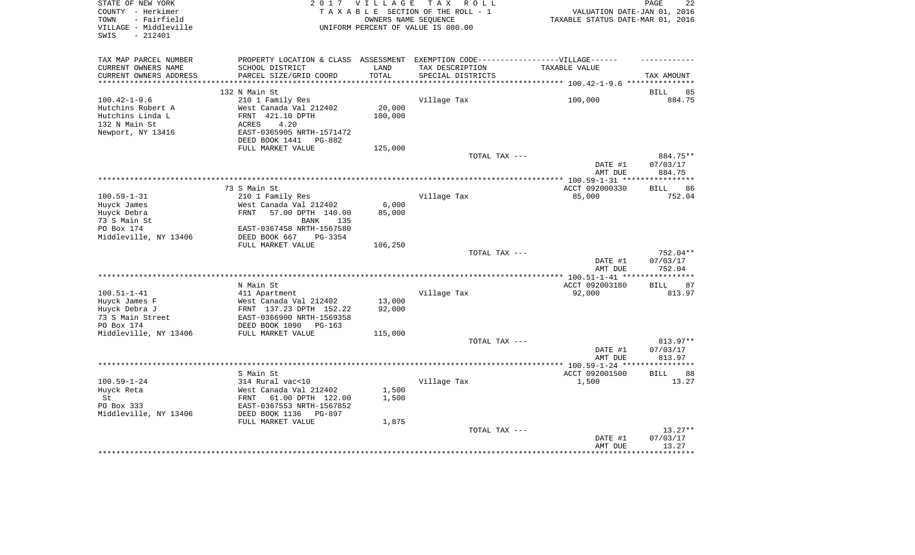STATE OF NEW YORK
COUNTY - Herkimer
TOWN - Fairfield
VILLAGE - Middleville
SWIS - 212401

2017 VILLAGE TAX ROLL
TAXABLE SECTION OF THE ROLL - 1
OWNERS NAME SEQUENCE
UNIFORM PERCENT OF VALUE IS 080.00

VALUATION DATE-JAN 01, 2016
TAXABLE STATUS DATE-MAR 01, 2016

| TAX MAP PARCEL NUMBER / CURRENT OWNERS NAME / CURRENT OWNERS ADDRESS | PROPERTY LOCATION & CLASS / SCHOOL DISTRICT / PARCEL SIZE/GRID COORD | ASSESSMENT LAND | ASSESSMENT TOTAL | EXEMPTION CODE / TAX DESCRIPTION / SPECIAL DISTRICTS | TAXABLE VALUE | TAX AMOUNT |
|---|---|---|---|---|---|---|
| 100.42-1-9.6 | 132 N Main St | | | | | BILL 85 |
| Hutchins Robert A | 210 1 Family Res | | | Village Tax | 100,000 | 884.75 |
| Hutchins Linda L | West Canada Val 212402 | 20,000 | | | | |
| 132 N Main St | FRNT 421.10 DPTH | | 100,000 | | | |
| Newport, NY 13416 | ACRES 4.20 | | | | | |
| | EAST-0365905 NRTH-1571472 | | | | | |
| | DEED BOOK 1441 PG-882 | | | | | |
| | FULL MARKET VALUE | | 125,000 | | | |
| | | | | TOTAL TAX --- | | 884.75** |
| | | | | | DATE #1 | 07/03/17 |
| | | | | | AMT DUE | 884.75 |
| 100.59-1-31 | 73 S Main St | | | | ACCT 092000330 | BILL 86 |
| Huyck James | 210 1 Family Res | | | Village Tax | 85,000 | 752.04 |
| Huyck Debra | West Canada Val 212402 | 6,000 | | | | |
| 73 S Main St | FRNT 57.00 DPTH 140.00 | | 85,000 | | | |
| PO Box 174 | BANK 135 | | | | | |
| Middleville, NY 13406 | EAST-0367458 NRTH-1567580 | | | | | |
| | DEED BOOK 667 PG-3354 | | | | | |
| | FULL MARKET VALUE | | 106,250 | | | |
| | | | | TOTAL TAX --- | | 752.04** |
| | | | | | DATE #1 | 07/03/17 |
| | | | | | AMT DUE | 752.04 |
| 100.51-1-41 | N Main St | | | | ACCT 092003180 | BILL 87 |
| Huyck James F | 411 Apartment | | | Village Tax | 92,000 | 813.97 |
| Huyck Debra J | West Canada Val 212402 | 13,000 | | | | |
| 73 S Main Street | FRNT 137.23 DPTH 152.22 | | 92,000 | | | |
| PO Box 174 | EAST-0366900 NRTH-1569358 | | | | | |
| Middleville, NY 13406 | DEED BOOK 1090 PG-163 | | | | | |
| | FULL MARKET VALUE | | 115,000 | | | |
| | | | | TOTAL TAX --- | | 813.97** |
| | | | | | DATE #1 | 07/03/17 |
| | | | | | AMT DUE | 813.97 |
| 100.59-1-24 | S Main St | | | | ACCT 092001500 | BILL 88 |
| Huyck Reta | 314 Rural vac<10 | | | Village Tax | 1,500 | 13.27 |
| St | West Canada Val 212402 | 1,500 | | | | |
| PO Box 333 | FRNT 61.00 DPTH 122.00 | | 1,500 | | | |
| Middleville, NY 13406 | EAST-0367553 NRTH-1567852 | | | | | |
| | DEED BOOK 1136 PG-897 | | | | | |
| | FULL MARKET VALUE | | 1,875 | | | |
| | | | | TOTAL TAX --- | | 13.27** |
| | | | | | DATE #1 | 07/03/17 |
| | | | | | AMT DUE | 13.27 |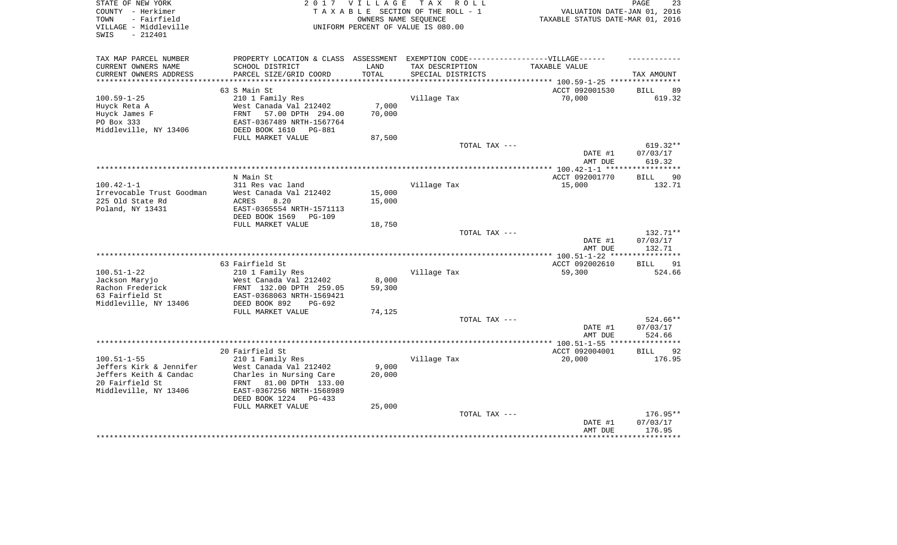STATE OF NEW YORK
COUNTY - Herkimer
TOWN - Fairfield
VILLAGE - Middleville
SWIS - 212401

2017 VILLAGE TAX ROLL
TAXABLE SECTION OF THE ROLL - 1
OWNERS NAME SEQUENCE
UNIFORM PERCENT OF VALUE IS 080.00

VALUATION DATE-JAN 01, 2016
TAXABLE STATUS DATE-MAR 01, 2016

| TAX MAP PARCEL NUMBER / CURRENT OWNERS NAME / CURRENT OWNERS ADDRESS | PROPERTY LOCATION & CLASS / SCHOOL DISTRICT / PARCEL SIZE/GRID COORD | ASSESSMENT LAND / TOTAL | EXEMPTION CODE / TAX DESCRIPTION / SPECIAL DISTRICTS | TAXABLE VALUE | TAX AMOUNT |
|---|---|---|---|---|---|
| **100.59-1-25** | 63 S Main St | | | ACCT 092001530 | BILL 89 |
| 100.59-1-25 | 210 1 Family Res | | Village Tax | 70,000 | 619.32 |
| Huyck Reta A | West Canada Val 212402 | 7,000 | | | |
| Huyck James F | FRNT 57.00 DPTH 294.00 | 70,000 | | | |
| PO Box 333 | EAST-0367489 NRTH-1567764 | | | | |
| Middleville, NY 13406 | DEED BOOK 1610 PG-881 | | | | |
| | FULL MARKET VALUE | 87,500 | | | |
| | | | TOTAL TAX --- | | 619.32** |
| | | | | DATE #1 | 07/03/17 |
| | | | | AMT DUE | 619.32 |
| **100.42-1-1** | N Main St | | | ACCT 092001770 | BILL 90 |
| 100.42-1-1 | 311 Res vac land | | Village Tax | 15,000 | 132.71 |
| Irrevocable Trust Goodman | West Canada Val 212402 | 15,000 | | | |
| 225 Old State Rd | ACRES 8.20 | 15,000 | | | |
| Poland, NY 13431 | EAST-0365554 NRTH-1571113 | | | | |
| | DEED BOOK 1569 PG-109 | | | | |
| | FULL MARKET VALUE | 18,750 | | | |
| | | | TOTAL TAX --- | | 132.71** |
| | | | | DATE #1 | 07/03/17 |
| | | | | AMT DUE | 132.71 |
| **100.51-1-22** | 63 Fairfield St | | | ACCT 092002610 | BILL 91 |
| 100.51-1-22 | 210 1 Family Res | | Village Tax | 59,300 | 524.66 |
| Jackson Maryjo | West Canada Val 212402 | 8,000 | | | |
| Rachon Frederick | FRNT 132.00 DPTH 259.05 | 59,300 | | | |
| 63 Fairfield St | EAST-0368063 NRTH-1569421 | | | | |
| Middleville, NY 13406 | DEED BOOK 892 PG-692 | | | | |
| | FULL MARKET VALUE | 74,125 | | | |
| | | | TOTAL TAX --- | | 524.66** |
| | | | | DATE #1 | 07/03/17 |
| | | | | AMT DUE | 524.66 |
| **100.51-1-55** | 20 Fairfield St | | | ACCT 092004001 | BILL 92 |
| 100.51-1-55 | 210 1 Family Res | | Village Tax | 20,000 | 176.95 |
| Jeffers Kirk & Jennifer | West Canada Val 212402 | 9,000 | | | |
| Jeffers Keith & Candac | Charles in Nursing Care | 20,000 | | | |
| 20 Fairfield St | FRNT 81.00 DPTH 133.00 | | | | |
| Middleville, NY 13406 | EAST-0367256 NRTH-1568989 | | | | |
| | DEED BOOK 1224 PG-433 | | | | |
| | FULL MARKET VALUE | 25,000 | | | |
| | | | TOTAL TAX --- | | 176.95** |
| | | | | DATE #1 | 07/03/17 |
| | | | | AMT DUE | 176.95 |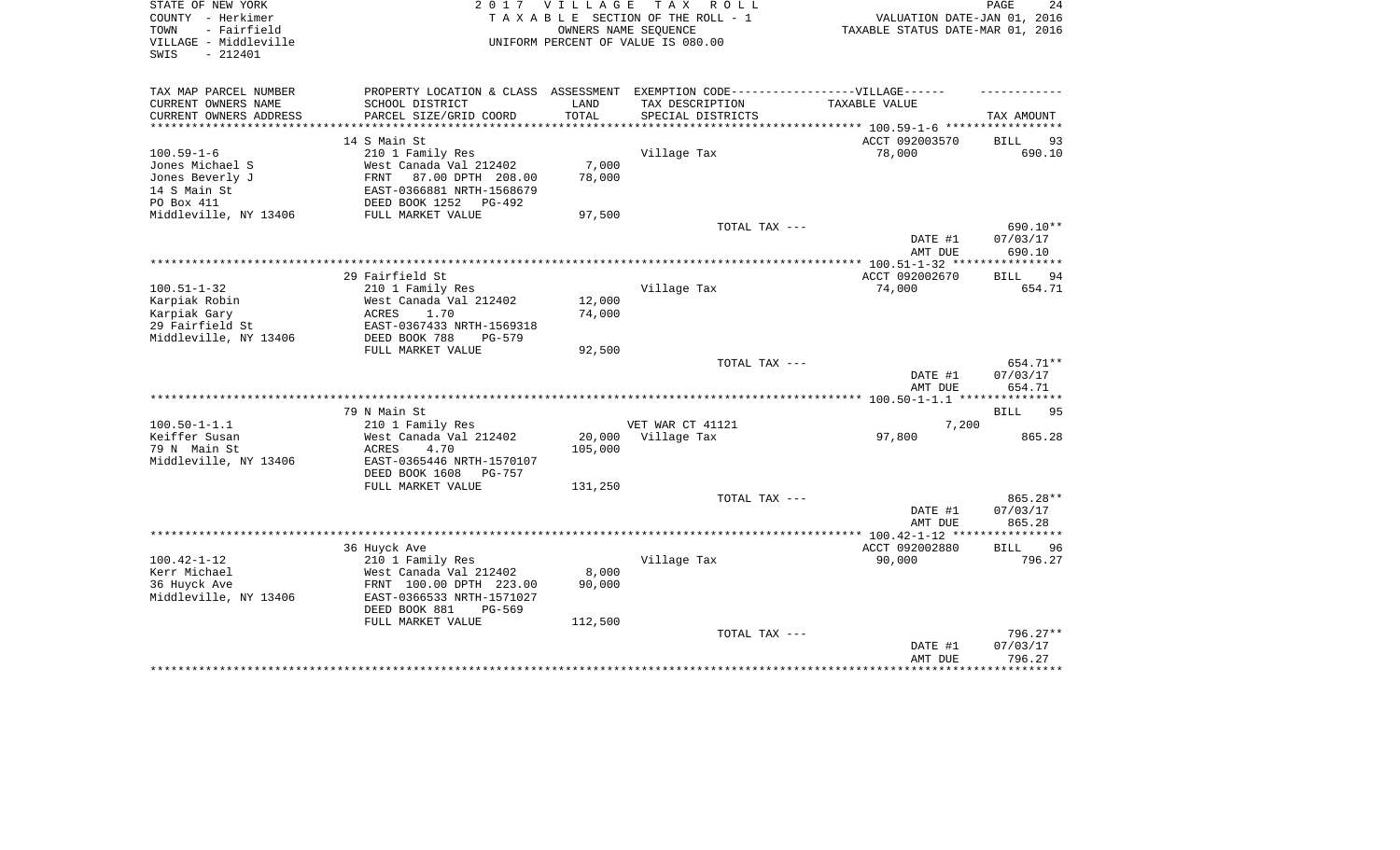STATE OF NEW YORK
COUNTY - Herkimer
TOWN - Fairfield
VILLAGE - Middleville
SWIS - 212401

2 0 1 7 V I L L A G E T A X R O L L
T A X A B L E SECTION OF THE ROLL - 1
OWNERS NAME SEQUENCE
UNIFORM PERCENT OF VALUE IS 080.00

VALUATION DATE-JAN 01, 2016
TAXABLE STATUS DATE-MAR 01, 2016

| TAX MAP PARCEL NUMBER / CURRENT OWNERS NAME / CURRENT OWNERS ADDRESS | PROPERTY LOCATION & CLASS / SCHOOL DISTRICT / PARCEL SIZE/GRID COORD | ASSESSMENT LAND / TOTAL | EXEMPTION CODE / TAX DESCRIPTION / SPECIAL DISTRICTS | TAXABLE VALUE | TAX AMOUNT |
|---|---|---|---|---|---|
| 100.59-1-6 | 14 S Main St | | | ACCT 092003570 | BILL 93 |
| Jones Michael S | 210 1 Family Res | | Village Tax | 78,000 | 690.10 |
| Jones Beverly J | West Canada Val 212402 | 7,000 | | | |
| 14 S Main St | FRNT 87.00 DPTH 208.00 | 78,000 | | | |
| PO Box 411 | EAST-0366881 NRTH-1568679 | | | | |
| Middleville, NY 13406 | DEED BOOK 1252 PG-492 | | | | |
| | FULL MARKET VALUE | 97,500 | | | |
| | | | TOTAL TAX --- | | 690.10** |
| | | | | DATE #1 | 07/03/17 |
| | | | | AMT DUE | 690.10 |
| 100.51-1-32 | 29 Fairfield St | | | ACCT 092002670 | BILL 94 |
| Karpiak Robin | 210 1 Family Res | | Village Tax | 74,000 | 654.71 |
| Karpiak Gary | West Canada Val 212402 | 12,000 | | | |
| 29 Fairfield St | ACRES 1.70 | 74,000 | | | |
| Middleville, NY 13406 | EAST-0367433 NRTH-1569318 | | | | |
| | DEED BOOK 788 PG-579 | | | | |
| | FULL MARKET VALUE | 92,500 | | | |
| | | | TOTAL TAX --- | | 654.71** |
| | | | | DATE #1 | 07/03/17 |
| | | | | AMT DUE | 654.71 |
| 100.50-1-1.1 | 79 N Main St | | | | BILL 95 |
| Keiffer Susan | 210 1 Family Res | | VET WAR CT 41121 | 7,200 | |
| 79 N Main St | West Canada Val 212402 | 20,000 | Village Tax | 97,800 | 865.28 |
| Middleville, NY 13406 | ACRES 4.70 | 105,000 | | | |
| | EAST-0365446 NRTH-1570107 | | | | |
| | DEED BOOK 1608 PG-757 | | | | |
| | FULL MARKET VALUE | 131,250 | | | |
| | | | TOTAL TAX --- | | 865.28** |
| | | | | DATE #1 | 07/03/17 |
| | | | | AMT DUE | 865.28 |
| 100.42-1-12 | 36 Huyck Ave | | | ACCT 092002880 | BILL 96 |
| Kerr Michael | 210 1 Family Res | | Village Tax | 90,000 | 796.27 |
| 36 Huyck Ave | West Canada Val 212402 | 8,000 | | | |
| Middleville, NY 13406 | FRNT 100.00 DPTH 223.00 | 90,000 | | | |
| | EAST-0366533 NRTH-1571027 | | | | |
| | DEED BOOK 881 PG-569 | | | | |
| | FULL MARKET VALUE | 112,500 | | | |
| | | | TOTAL TAX --- | | 796.27** |
| | | | | DATE #1 | 07/03/17 |
| | | | | AMT DUE | 796.27 |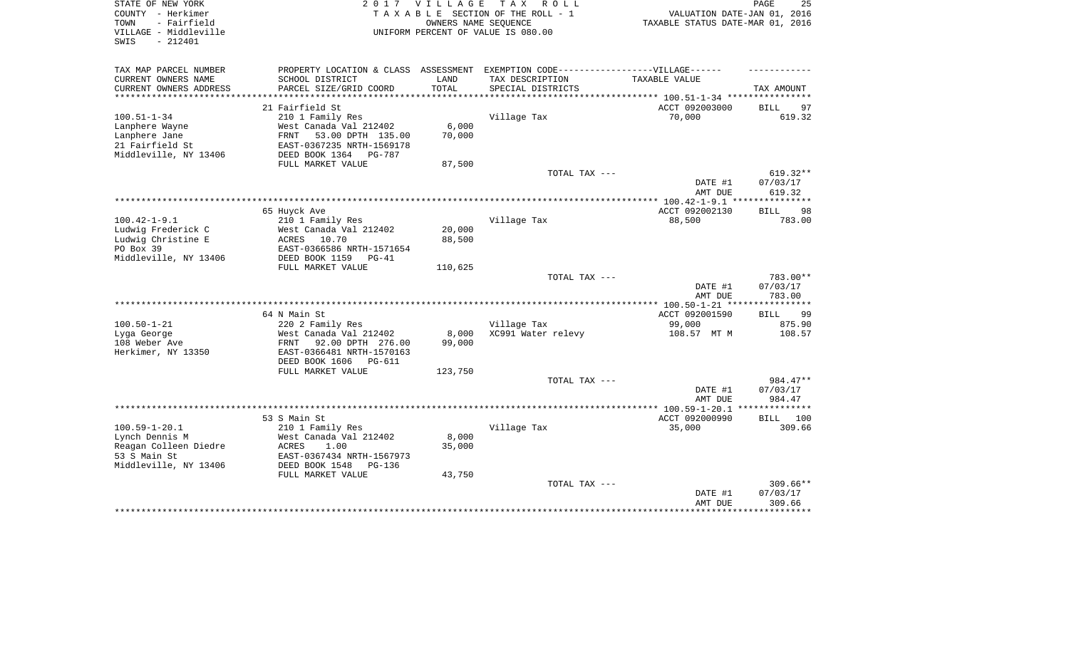STATE OF NEW YORK
COUNTY - Herkimer
TOWN - Fairfield
VILLAGE - Middleville
SWIS - 212401

2 0 1 7 V I L L A G E T A X R O L L
T A X A B L E SECTION OF THE ROLL - 1
OWNERS NAME SEQUENCE
UNIFORM PERCENT OF VALUE IS 080.00

VALUATION DATE-JAN 01, 2016
TAXABLE STATUS DATE-MAR 01, 2016

| TAX MAP PARCEL NUMBER / CURRENT OWNERS NAME / CURRENT OWNERS ADDRESS | PROPERTY LOCATION & CLASS / SCHOOL DISTRICT / PARCEL SIZE/GRID COORD | ASSESSMENT LAND / TOTAL | EXEMPTION CODE-VILLAGE / TAX DESCRIPTION / SPECIAL DISTRICTS | TAXABLE VALUE | TAX AMOUNT |
|---|---|---|---|---|---|
| **100.51-1-34** | 21 Fairfield St | | | ACCT 092003000 | BILL 97 |
| 100.51-1-34 | 210 1 Family Res | | Village Tax | 70,000 | 619.32 |
| Lanphere Wayne | West Canada Val 212402 | 6,000 | | | |
| Lanphere Jane | FRNT 53.00 DPTH 135.00 | 70,000 | | | |
| 21 Fairfield St | EAST-0367235 NRTH-1569178 | | | | |
| Middleville, NY 13406 | DEED BOOK 1364 PG-787 | | | | |
| | FULL MARKET VALUE | 87,500 | | | |
| | | | TOTAL TAX --- | | 619.32** |
| | | | | DATE #1 | 07/03/17 |
| | | | | AMT DUE | 619.32 |
| **100.42-1-9.1** | 65 Huyck Ave | | | ACCT 092002130 | BILL 98 |
| 100.42-1-9.1 | 210 1 Family Res | | Village Tax | 88,500 | 783.00 |
| Ludwig Frederick C | West Canada Val 212402 | 20,000 | | | |
| Ludwig Christine E | ACRES 10.70 | 88,500 | | | |
| PO Box 39 | EAST-0366586 NRTH-1571654 | | | | |
| Middleville, NY 13406 | DEED BOOK 1159 PG-41 | | | | |
| | FULL MARKET VALUE | 110,625 | | | |
| | | | TOTAL TAX --- | | 783.00** |
| | | | | DATE #1 | 07/03/17 |
| | | | | AMT DUE | 783.00 |
| **100.50-1-21** | 64 N Main St | | | ACCT 092001590 | BILL 99 |
| 100.50-1-21 | 220 2 Family Res | | Village Tax | 99,000 | 875.90 |
| Lyga George | West Canada Val 212402 | 8,000 | XC991 Water relevy | 108.57 MT M | 108.57 |
| 108 Weber Ave | FRNT 92.00 DPTH 276.00 | 99,000 | | | |
| Herkimer, NY 13350 | EAST-0366481 NRTH-1570163 | | | | |
| | DEED BOOK 1606 PG-611 | | | | |
| | FULL MARKET VALUE | 123,750 | | | |
| | | | TOTAL TAX --- | | 984.47** |
| | | | | DATE #1 | 07/03/17 |
| | | | | AMT DUE | 984.47 |
| **100.59-1-20.1** | 53 S Main St | | | ACCT 092000990 | BILL 100 |
| 100.59-1-20.1 | 210 1 Family Res | | Village Tax | 35,000 | 309.66 |
| Lynch Dennis M | West Canada Val 212402 | 8,000 | | | |
| Reagan Colleen Diedre | ACRES 1.00 | 35,000 | | | |
| 53 S Main St | EAST-0367434 NRTH-1567973 | | | | |
| Middleville, NY 13406 | DEED BOOK 1548 PG-136 | | | | |
| | FULL MARKET VALUE | 43,750 | | | |
| | | | TOTAL TAX --- | | 309.66** |
| | | | | DATE #1 | 07/03/17 |
| | | | | AMT DUE | 309.66 |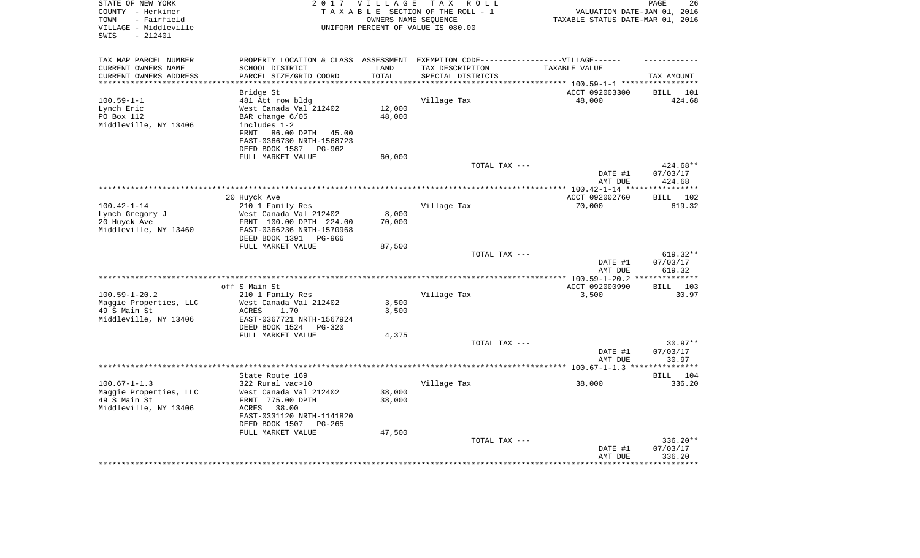STATE OF NEW YORK
COUNTY - Herkimer
TOWN - Fairfield
VILLAGE - Middleville
SWIS - 212401

2017 VILLAGE TAX ROLL
TAXABLE SECTION OF THE ROLL - 1
OWNERS NAME SEQUENCE
UNIFORM PERCENT OF VALUE IS 080.00

VALUATION DATE-JAN 01, 2016
TAXABLE STATUS DATE-MAR 01, 2016

| TAX MAP PARCEL NUMBER<br>CURRENT OWNERS NAME<br>CURRENT OWNERS ADDRESS | PROPERTY LOCATION & CLASS<br>SCHOOL DISTRICT<br>PARCEL SIZE/GRID COORD | ASSESSMENT<br>LAND<br>TOTAL | EXEMPTION CODE------VILLAGE------<br>TAX DESCRIPTION<br>SPECIAL DISTRICTS | TAXABLE VALUE | TAX AMOUNT |
|---|---|---|---|---|---|
| 100.59-1-1 | Bridge St | | | ACCT 092003300 | BILL 101 |
| 100.59-1-1 | 481 Att row bldg | | Village Tax | 48,000 | 424.68 |
| Lynch Eric | West Canada Val 212402 | 12,000 | | | |
| PO Box 112 | BAR change 6/05 | 48,000 | | | |
| Middleville, NY 13406 | includes 1-2 | | | | |
| | FRNT 86.00 DPTH 45.00 | | | | |
| | EAST-0366730 NRTH-1568723 | | | | |
| | DEED BOOK 1587 PG-962 | | | | |
| | FULL MARKET VALUE | 60,000 | | | |
| | | | TOTAL TAX --- | | 424.68** |
| | | | | DATE #1 | 07/03/17 |
| | | | | AMT DUE | 424.68 |
| 100.42-1-14 | 20 Huyck Ave | | | ACCT 092002760 | BILL 102 |
| 100.42-1-14 | 210 1 Family Res | | Village Tax | 70,000 | 619.32 |
| Lynch Gregory J | West Canada Val 212402 | 8,000 | | | |
| 20 Huyck Ave | FRNT 100.00 DPTH 224.00 | 70,000 | | | |
| Middleville, NY 13460 | EAST-0366236 NRTH-1570968 | | | | |
| | DEED BOOK 1391 PG-966 | | | | |
| | FULL MARKET VALUE | 87,500 | | | |
| | | | TOTAL TAX --- | | 619.32** |
| | | | | DATE #1 | 07/03/17 |
| | | | | AMT DUE | 619.32 |
| 100.59-1-20.2 | off S Main St | | | ACCT 092000990 | BILL 103 |
| 100.59-1-20.2 | 210 1 Family Res | | Village Tax | 3,500 | 30.97 |
| Maggie Properties, LLC | West Canada Val 212402 | 3,500 | | | |
| 49 S Main St | ACRES 1.70 | 3,500 | | | |
| Middleville, NY 13406 | EAST-0367721 NRTH-1567924 | | | | |
| | DEED BOOK 1524 PG-320 | | | | |
| | FULL MARKET VALUE | 4,375 | | | |
| | | | TOTAL TAX --- | | 30.97** |
| | | | | DATE #1 | 07/03/17 |
| | | | | AMT DUE | 30.97 |
| 100.67-1-1.3 | State Route 169 | | | | BILL 104 |
| 100.67-1-1.3 | 322 Rural vac>10 | | Village Tax | 38,000 | 336.20 |
| Maggie Properties, LLC | West Canada Val 212402 | 38,000 | | | |
| 49 S Main St | FRNT 775.00 DPTH | 38,000 | | | |
| Middleville, NY 13406 | ACRES 38.00 | | | | |
| | EAST-0331120 NRTH-1141820 | | | | |
| | DEED BOOK 1507 PG-265 | | | | |
| | FULL MARKET VALUE | 47,500 | | | |
| | | | TOTAL TAX --- | | 336.20** |
| | | | | DATE #1 | 07/03/17 |
| | | | | AMT DUE | 336.20 |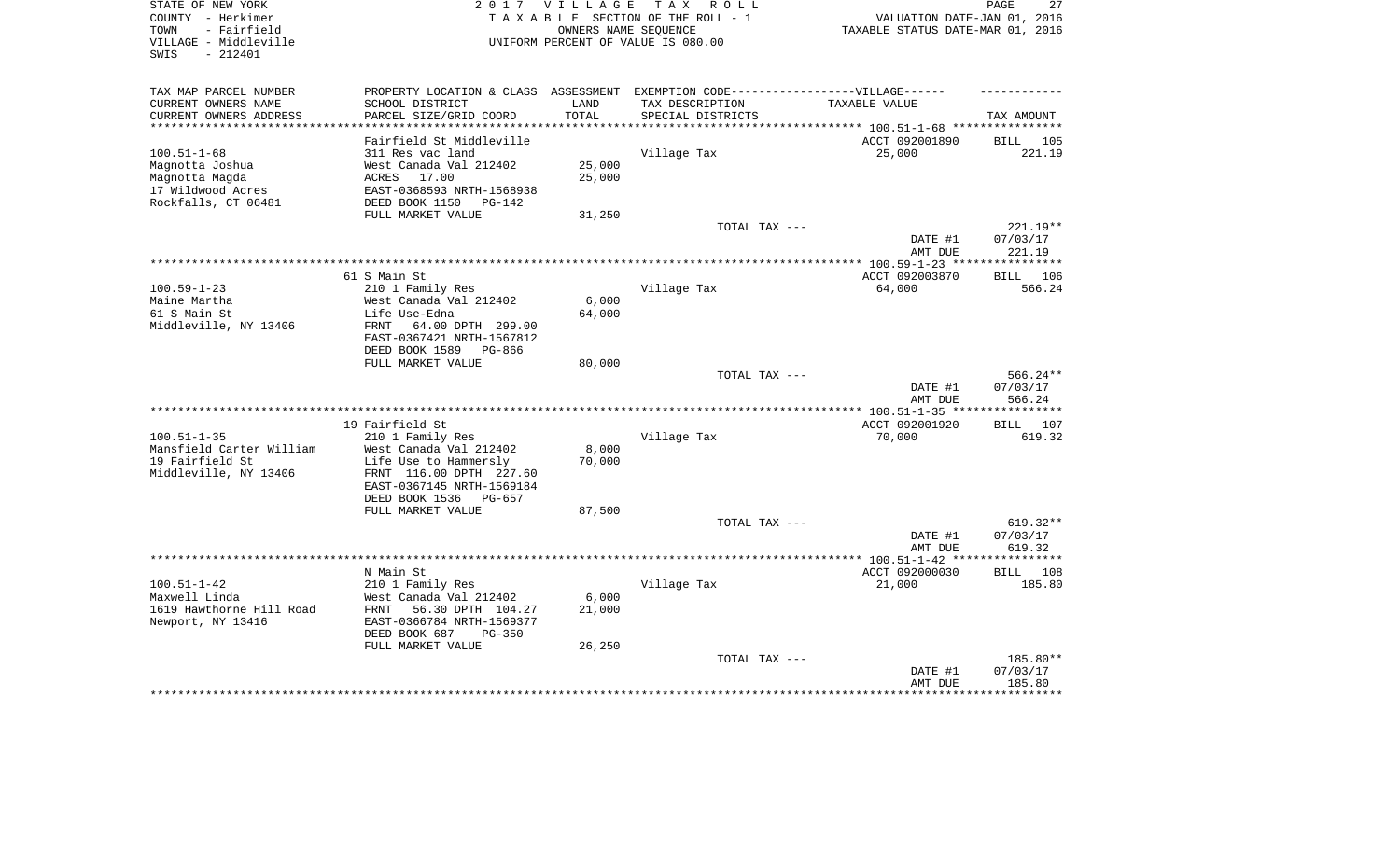STATE OF NEW YORK — 2017 VILLAGE TAX ROLL
COUNTY - Herkimer — TAXABLE SECTION OF THE ROLL - 1 — VALUATION DATE-JAN 01, 2016
TOWN - Fairfield — OWNERS NAME SEQUENCE — TAXABLE STATUS DATE-MAR 01, 2016
VILLAGE - Middleville — UNIFORM PERCENT OF VALUE IS 080.00
SWIS - 212401

| TAX MAP PARCEL NUMBER / CURRENT OWNERS NAME / CURRENT OWNERS ADDRESS | PROPERTY LOCATION & CLASS / SCHOOL DISTRICT / PARCEL SIZE/GRID COORD | ASSESSMENT LAND / TOTAL | EXEMPTION CODE / TAX DESCRIPTION / SPECIAL DISTRICTS | TAXABLE VALUE | TAX AMOUNT |
|---|---|---|---|---|---|
| | Fairfield St Middleville | | | ACCT 092001890 | BILL 105 |
| 100.51-1-68 | 311 Res vac land | | Village Tax | 25,000 | 221.19 |
| Magnotta Joshua | West Canada Val 212402 | 25,000 | | | |
| Magnotta Magda | ACRES 17.00 | 25,000 | | | |
| 17 Wildwood Acres | EAST-0368593 NRTH-1568938 | | | | |
| Rockfalls, CT 06481 | DEED BOOK 1150 PG-142 | | | | |
| | FULL MARKET VALUE | 31,250 | | | |
| | | | TOTAL TAX --- | | 221.19** |
| | | | | DATE #1 | 07/03/17 |
| | | | | AMT DUE | 221.19 |
| | 61 S Main St | | | ACCT 092003870 | BILL 106 |
| 100.59-1-23 | 210 1 Family Res | | Village Tax | 64,000 | 566.24 |
| Maine Martha | West Canada Val 212402 | 6,000 | | | |
| 61 S Main St | Life Use-Edna | 64,000 | | | |
| Middleville, NY 13406 | FRNT 64.00 DPTH 299.00 | | | | |
| | EAST-0367421 NRTH-1567812 | | | | |
| | DEED BOOK 1589 PG-866 | | | | |
| | FULL MARKET VALUE | 80,000 | | | |
| | | | TOTAL TAX --- | | 566.24** |
| | | | | DATE #1 | 07/03/17 |
| | | | | AMT DUE | 566.24 |
| | 19 Fairfield St | | | ACCT 092001920 | BILL 107 |
| 100.51-1-35 | 210 1 Family Res | | Village Tax | 70,000 | 619.32 |
| Mansfield Carter William | West Canada Val 212402 | 8,000 | | | |
| 19 Fairfield St | Life Use to Hammersly | 70,000 | | | |
| Middleville, NY 13406 | FRNT 116.00 DPTH 227.60 | | | | |
| | EAST-0367145 NRTH-1569184 | | | | |
| | DEED BOOK 1536 PG-657 | | | | |
| | FULL MARKET VALUE | 87,500 | | | |
| | | | TOTAL TAX --- | | 619.32** |
| | | | | DATE #1 | 07/03/17 |
| | | | | AMT DUE | 619.32 |
| | N Main St | | | ACCT 092000030 | BILL 108 |
| 100.51-1-42 | 210 1 Family Res | | Village Tax | 21,000 | 185.80 |
| Maxwell Linda | West Canada Val 212402 | 6,000 | | | |
| 1619 Hawthorne Hill Road | FRNT 56.30 DPTH 104.27 | 21,000 | | | |
| Newport, NY 13416 | EAST-0366784 NRTH-1569377 | | | | |
| | DEED BOOK 687 PG-350 | | | | |
| | FULL MARKET VALUE | 26,250 | | | |
| | | | TOTAL TAX --- | | 185.80** |
| | | | | DATE #1 | 07/03/17 |
| | | | | AMT DUE | 185.80 |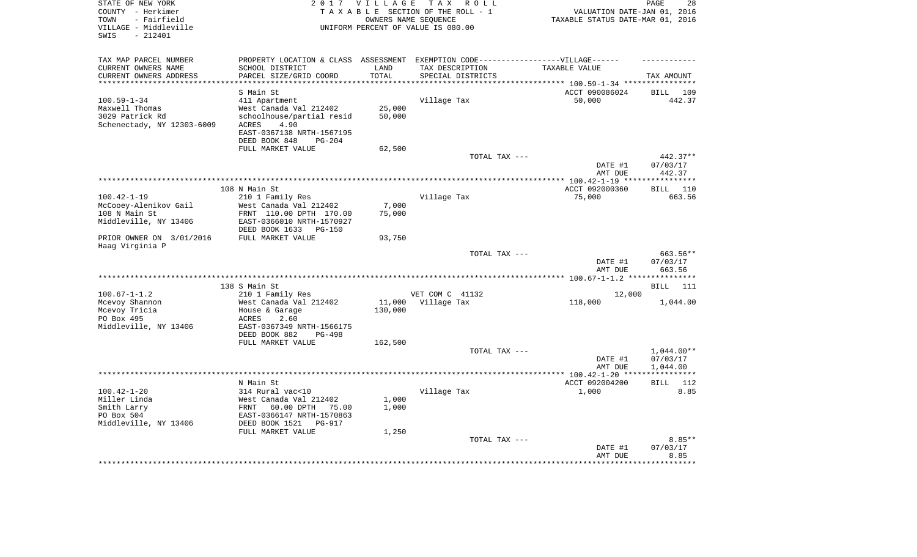STATE OF NEW YORK 2 0 1 7 V I L L A G E T A X R O L L
COUNTY - Herkimer T A X A B L E SECTION OF THE ROLL - 1 VALUATION DATE-JAN 01, 2016
TOWN - Fairfield OWNERS NAME SEQUENCE TAXABLE STATUS DATE-MAR 01, 2016
VILLAGE - Middleville UNIFORM PERCENT OF VALUE IS 080.00
SWIS - 212401

| TAX MAP PARCEL NUMBER<br>CURRENT OWNERS NAME<br>CURRENT OWNERS ADDRESS | PROPERTY LOCATION & CLASS<br>SCHOOL DISTRICT<br>PARCEL SIZE/GRID COORD | ASSESSMENT<br>LAND<br>TOTAL | EXEMPTION CODE------------------VILLAGE------<br>TAX DESCRIPTION<br>SPECIAL DISTRICTS | TAXABLE VALUE | TAX AMOUNT |
|---|---|---|---|---|---|
| | S Main St | | | ACCT 090086024 | BILL 109 |
| 100.59-1-34 | 411 Apartment | | Village Tax | 50,000 | 442.37 |
| Maxwell Thomas | West Canada Val 212402 | 25,000 | | | |
| 3029 Patrick Rd | schoolhouse/partial resid | 50,000 | | | |
| Schenectady, NY 12303-6009 | ACRES 4.90 | | | | |
| | EAST-0367138 NRTH-1567195 | | | | |
| | DEED BOOK 848 PG-204 | | | | |
| | FULL MARKET VALUE | 62,500 | | | |
| | | | TOTAL TAX --- | | 442.37** |
| | | | | DATE #1 | 07/03/17 |
| | | | | AMT DUE | 442.37 |
| | 108 N Main St | | | ACCT 092000360 | BILL 110 |
| 100.42-1-19 | 210 1 Family Res | | Village Tax | 75,000 | 663.56 |
| McCooey-Alenikov Gail | West Canada Val 212402 | 7,000 | | | |
| 108 N Main St | FRNT 110.00 DPTH 170.00 | 75,000 | | | |
| Middleville, NY 13406 | EAST-0366010 NRTH-1570927 | | | | |
| | DEED BOOK 1633 PG-150 | | | | |
| PRIOR OWNER ON 3/01/2016 | FULL MARKET VALUE | 93,750 | | | |
| Haag Virginia P | | | | | |
| | | | TOTAL TAX --- | | 663.56** |
| | | | | DATE #1 | 07/03/17 |
| | | | | AMT DUE | 663.56 |
| | 138 S Main St | | | | BILL 111 |
| 100.67-1-1.2 | 210 1 Family Res | | VET COM C 41132 | 12,000 | |
| Mcevoy Shannon | West Canada Val 212402 | 11,000 | Village Tax | 118,000 | 1,044.00 |
| Mcevoy Tricia | House & Garage | 130,000 | | | |
| PO Box 495 | ACRES 2.60 | | | | |
| Middleville, NY 13406 | EAST-0367349 NRTH-1566175 | | | | |
| | DEED BOOK 882 PG-498 | | | | |
| | FULL MARKET VALUE | 162,500 | | | |
| | | | TOTAL TAX --- | | 1,044.00** |
| | | | | DATE #1 | 07/03/17 |
| | | | | AMT DUE | 1,044.00 |
| | N Main St | | | ACCT 092004200 | BILL 112 |
| 100.42-1-20 | 314 Rural vac<10 | | Village Tax | 1,000 | 8.85 |
| Miller Linda | West Canada Val 212402 | 1,000 | | | |
| Smith Larry | FRNT 60.00 DPTH 75.00 | 1,000 | | | |
| PO Box 504 | EAST-0366147 NRTH-1570863 | | | | |
| Middleville, NY 13406 | DEED BOOK 1521 PG-917 | | | | |
| | FULL MARKET VALUE | 1,250 | | | |
| | | | TOTAL TAX --- | | 8.85** |
| | | | | DATE #1 | 07/03/17 |
| | | | | AMT DUE | 8.85 |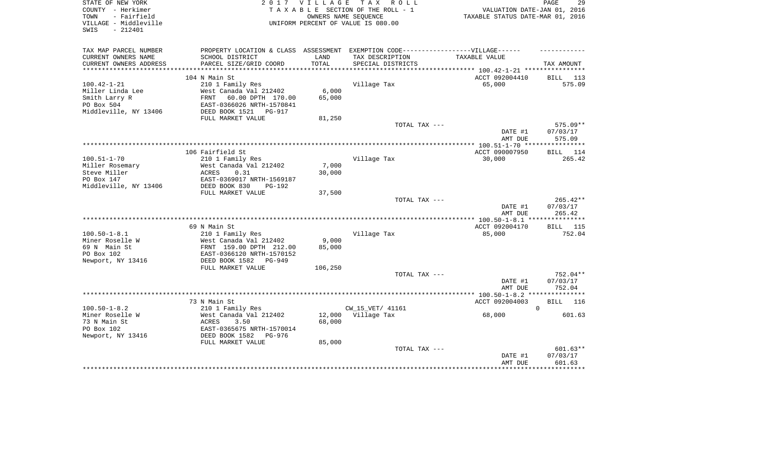STATE OF NEW YORK | 2017 VILLAGE TAX ROLL | PAGE 29
COUNTY - Herkimer | TAXABLE SECTION OF THE ROLL - 1 | VALUATION DATE-JAN 01, 2016
TOWN - Fairfield | OWNERS NAME SEQUENCE | TAXABLE STATUS DATE-MAR 01, 2016
VILLAGE - Middleville | UNIFORM PERCENT OF VALUE IS 080.00
SWIS - 212401

| TAX MAP PARCEL NUMBER<br>CURRENT OWNERS NAME<br>CURRENT OWNERS ADDRESS | PROPERTY LOCATION & CLASS<br>SCHOOL DISTRICT<br>PARCEL SIZE/GRID COORD | ASSESSMENT<br>LAND<br>TOTAL | EXEMPTION CODE------VILLAGE------<br>TAX DESCRIPTION<br>SPECIAL DISTRICTS | TAXABLE VALUE | TAX AMOUNT |
|---|---|---|---|---|---|
| | 104 N Main St | | | ACCT 092004410 | BILL 113 |
| 100.42-1-21 | 210 1 Family Res | | Village Tax | 65,000 | 575.09 |
| Miller Linda Lee | West Canada Val 212402 | 6,000 | | | |
| Smith Larry R | FRNT 60.00 DPTH 170.00 | 65,000 | | | |
| PO Box 504 | EAST-0366026 NRTH-1570841 | | | | |
| Middleville, NY 13406 | DEED BOOK 1521 PG-917 | | | | |
| | FULL MARKET VALUE | 81,250 | | | |
| | | | TOTAL TAX --- | | 575.09** |
| | | | | DATE #1 | 07/03/17 |
| | | | | AMT DUE | 575.09 |
| | 106 Fairfield St | | | ACCT 090007950 | BILL 114 |
| 100.51-1-70 | 210 1 Family Res | | Village Tax | 30,000 | 265.42 |
| Miller Rosemary | West Canada Val 212402 | 7,000 | | | |
| Steve Miller | ACRES 0.31 | 30,000 | | | |
| PO Box 147 | EAST-0369017 NRTH-1569187 | | | | |
| Middleville, NY 13406 | DEED BOOK 830 PG-192 | | | | |
| | FULL MARKET VALUE | 37,500 | | | |
| | | | TOTAL TAX --- | | 265.42** |
| | | | | DATE #1 | 07/03/17 |
| | | | | AMT DUE | 265.42 |
| | 69 N Main St | | | ACCT 092004170 | BILL 115 |
| 100.50-1-8.1 | 210 1 Family Res | | Village Tax | 85,000 | 752.04 |
| Miner Roselle W | West Canada Val 212402 | 9,000 | | | |
| 69 N Main St | FRNT 159.00 DPTH 212.00 | 85,000 | | | |
| PO Box 102 | EAST-0366120 NRTH-1570152 | | | | |
| Newport, NY 13416 | DEED BOOK 1582 PG-949 | | | | |
| | FULL MARKET VALUE | 106,250 | | | |
| | | | TOTAL TAX --- | | 752.04** |
| | | | | DATE #1 | 07/03/17 |
| | | | | AMT DUE | 752.04 |
| | 73 N Main St | | | ACCT 092004003 | BILL 116 |
| 100.50-1-8.2 | 210 1 Family Res | | CW_15_VET/ 41161 | 0 | |
| Miner Roselle W | West Canada Val 212402 | 12,000 | Village Tax | 68,000 | 601.63 |
| 73 N Main St | ACRES 3.50 | 68,000 | | | |
| PO Box 102 | EAST-0365675 NRTH-1570014 | | | | |
| Newport, NY 13416 | DEED BOOK 1582 PG-976 | | | | |
| | FULL MARKET VALUE | 85,000 | | | |
| | | | TOTAL TAX --- | | 601.63** |
| | | | | DATE #1 | 07/03/17 |
| | | | | AMT DUE | 601.63 |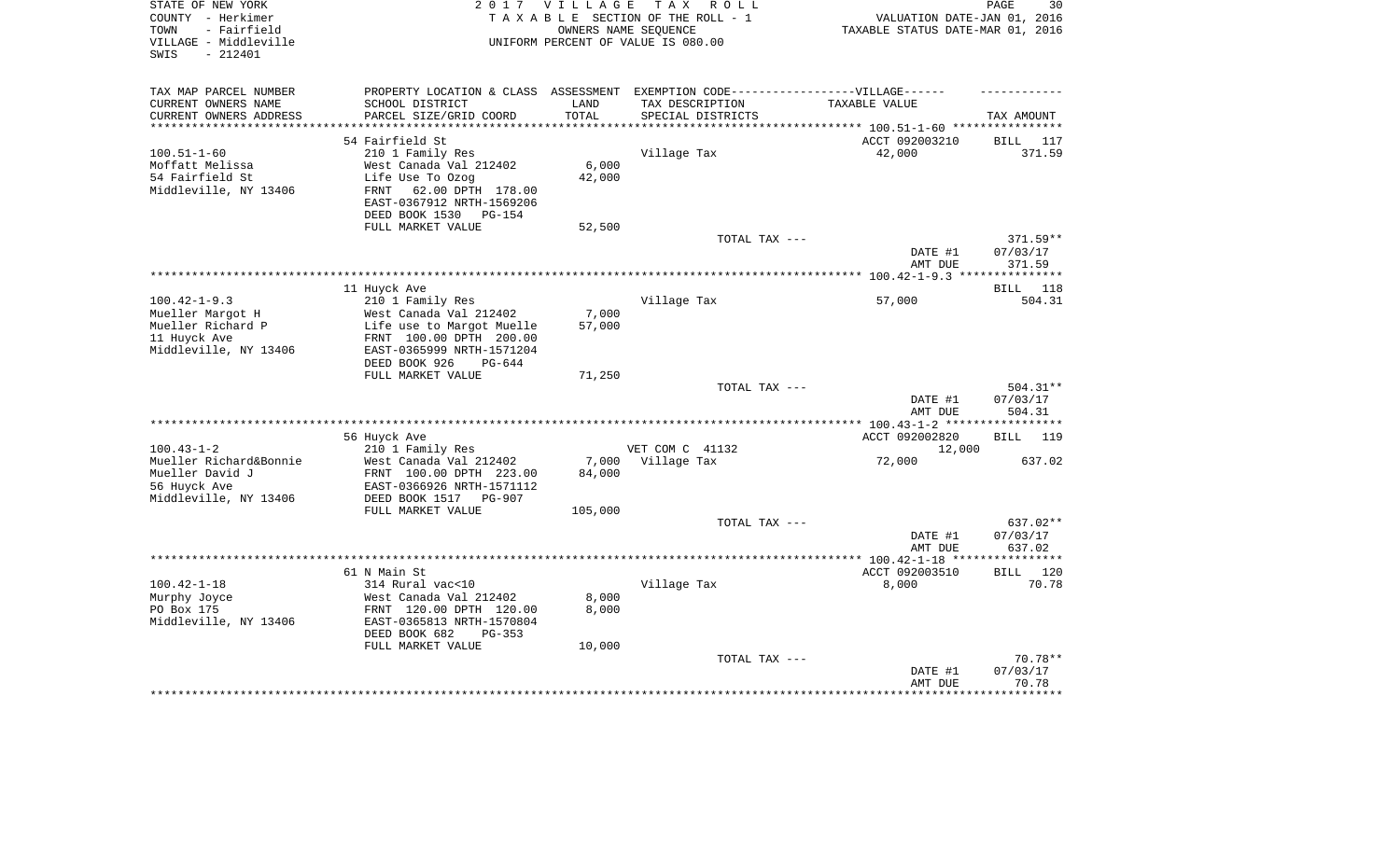STATE OF NEW YORK — 2017 VILLAGE TAX ROLL
COUNTY - Herkimer — TAXABLE SECTION OF THE ROLL - 1 — VALUATION DATE-JAN 01, 2016
TOWN - Fairfield — OWNERS NAME SEQUENCE — TAXABLE STATUS DATE-MAR 01, 2016
VILLAGE - Middleville — UNIFORM PERCENT OF VALUE IS 080.00
SWIS - 212401

| TAX MAP PARCEL NUMBER / CURRENT OWNERS NAME / CURRENT OWNERS ADDRESS | PROPERTY LOCATION & CLASS / SCHOOL DISTRICT / PARCEL SIZE/GRID COORD | ASSESSMENT LAND / TOTAL | EXEMPTION CODE / TAX DESCRIPTION / SPECIAL DISTRICTS | TAXABLE VALUE | TAX AMOUNT |
|---|---|---|---|---|---|
| | 54 Fairfield St | | | ACCT 092003210 | BILL 117 |
| 100.51-1-60 | 210 1 Family Res | | Village Tax | 42,000 | 371.59 |
| Moffatt Melissa | West Canada Val 212402 | 6,000 | | | |
| 54 Fairfield St | Life Use To Ozog | 42,000 | | | |
| Middleville, NY 13406 | FRNT 62.00 DPTH 178.00 | | | | |
| | EAST-0367912 NRTH-1569206 | | | | |
| | DEED BOOK 1530 PG-154 | | | | |
| | FULL MARKET VALUE | 52,500 | | | |
| | | | TOTAL TAX --- | | 371.59** |
| | | | | DATE #1 | 07/03/17 |
| | | | | AMT DUE | 371.59 |
| | 11 Huyck Ave | | | | BILL 118 |
| 100.42-1-9.3 | 210 1 Family Res | | Village Tax | 57,000 | 504.31 |
| Mueller Margot H | West Canada Val 212402 | 7,000 | | | |
| Mueller Richard P | Life use to Margot Muelle | 57,000 | | | |
| 11 Huyck Ave | FRNT 100.00 DPTH 200.00 | | | | |
| Middleville, NY 13406 | EAST-0365999 NRTH-1571204 | | | | |
| | DEED BOOK 926 PG-644 | | | | |
| | FULL MARKET VALUE | 71,250 | | | |
| | | | TOTAL TAX --- | | 504.31** |
| | | | | DATE #1 | 07/03/17 |
| | | | | AMT DUE | 504.31 |
| | 56 Huyck Ave | | | ACCT 092002820 | BILL 119 |
| 100.43-1-2 | 210 1 Family Res | | VET COM C 41132 | 12,000 | |
| Mueller Richard&Bonnie | West Canada Val 212402 | 7,000 | Village Tax | 72,000 | 637.02 |
| Mueller David J | FRNT 100.00 DPTH 223.00 | 84,000 | | | |
| 56 Huyck Ave | EAST-0366926 NRTH-1571112 | | | | |
| Middleville, NY 13406 | DEED BOOK 1517 PG-907 | | | | |
| | FULL MARKET VALUE | 105,000 | | | |
| | | | TOTAL TAX --- | | 637.02** |
| | | | | DATE #1 | 07/03/17 |
| | | | | AMT DUE | 637.02 |
| | 61 N Main St | | | ACCT 092003510 | BILL 120 |
| 100.42-1-18 | 314 Rural vac<10 | | Village Tax | 8,000 | 70.78 |
| Murphy Joyce | West Canada Val 212402 | 8,000 | | | |
| PO Box 175 | FRNT 120.00 DPTH 120.00 | 8,000 | | | |
| Middleville, NY 13406 | EAST-0365813 NRTH-1570804 | | | | |
| | DEED BOOK 682 PG-353 | | | | |
| | FULL MARKET VALUE | 10,000 | | | |
| | | | TOTAL TAX --- | | 70.78** |
| | | | | DATE #1 | 07/03/17 |
| | | | | AMT DUE | 70.78 |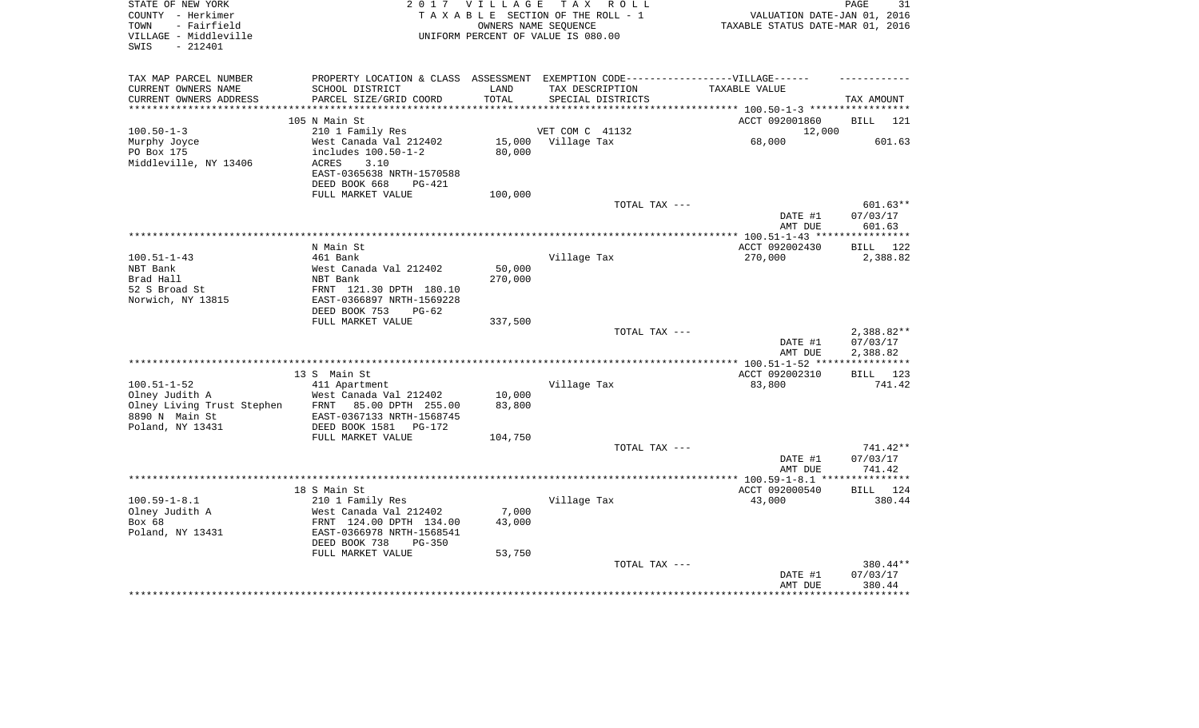STATE OF NEW YORK
COUNTY - Herkimer
TOWN - Fairfield
VILLAGE - Middleville
SWIS - 212401

2017 VILLAGE TAX ROLL
TAXABLE SECTION OF THE ROLL - 1
OWNERS NAME SEQUENCE
UNIFORM PERCENT OF VALUE IS 080.00

VALUATION DATE-JAN 01, 2016
TAXABLE STATUS DATE-MAR 01, 2016

| TAX MAP PARCEL NUMBER / CURRENT OWNERS NAME / CURRENT OWNERS ADDRESS | PROPERTY LOCATION & CLASS / SCHOOL DISTRICT / PARCEL SIZE/GRID COORD | ASSESSMENT LAND | TOTAL | EXEMPTION CODE / TAX DESCRIPTION / SPECIAL DISTRICTS | TAXABLE VALUE | TAX AMOUNT |
|---|---|---|---|---|---|---|
| 100.50-1-3 | 105 N Main St | | | | ACCT 092001860 | BILL 121 |
| Murphy Joyce | 210 1 Family Res | | | VET COM C 41132 | 12,000 | |
| PO Box 175 | West Canada Val 212402 | 15,000 | | Village Tax | 68,000 | 601.63 |
| Middleville, NY 13406 | includes 100.50-1-2 | | 80,000 | | | |
| | ACRES 3.10 | | | | | |
| | EAST-0365638 NRTH-1570588 | | | | | |
| | DEED BOOK 668 PG-421 | | | | | |
| | FULL MARKET VALUE | | 100,000 | | | |
| | | | | TOTAL TAX --- | | 601.63** |
| | | | | | DATE #1 | 07/03/17 |
| | | | | | AMT DUE | 601.63 |
| 100.51-1-43 | N Main St | | | | ACCT 092002430 | BILL 122 |
| NBT Bank | 461 Bank | | | Village Tax | 270,000 | 2,388.82 |
| Brad Hall | West Canada Val 212402 | 50,000 | | | | |
| 52 S Broad St | NBT Bank | | 270,000 | | | |
| Norwich, NY 13815 | FRNT 121.30 DPTH 180.10 | | | | | |
| | EAST-0366897 NRTH-1569228 | | | | | |
| | DEED BOOK 753 PG-62 | | | | | |
| | FULL MARKET VALUE | | 337,500 | | | |
| | | | | TOTAL TAX --- | | 2,388.82** |
| | | | | | DATE #1 | 07/03/17 |
| | | | | | AMT DUE | 2,388.82 |
| 100.51-1-52 | 13 S Main St | | | | ACCT 092002310 | BILL 123 |
| Olney Judith A | 411 Apartment | | | Village Tax | 83,800 | 741.42 |
| Olney Living Trust Stephen | West Canada Val 212402 | 10,000 | | | | |
| 8890 N Main St | FRNT 85.00 DPTH 255.00 | | 83,800 | | | |
| Poland, NY 13431 | EAST-0367133 NRTH-1568745 | | | | | |
| | DEED BOOK 1581 PG-172 | | | | | |
| | FULL MARKET VALUE | | 104,750 | | | |
| | | | | TOTAL TAX --- | | 741.42** |
| | | | | | DATE #1 | 07/03/17 |
| | | | | | AMT DUE | 741.42 |
| 100.59-1-8.1 | 18 S Main St | | | | ACCT 092000540 | BILL 124 |
| Olney Judith A | 210 1 Family Res | | | Village Tax | 43,000 | 380.44 |
| Box 68 | West Canada Val 212402 | 7,000 | | | | |
| Poland, NY 13431 | FRNT 124.00 DPTH 134.00 | | 43,000 | | | |
| | EAST-0366978 NRTH-1568541 | | | | | |
| | DEED BOOK 738 PG-350 | | | | | |
| | FULL MARKET VALUE | | 53,750 | | | |
| | | | | TOTAL TAX --- | | 380.44** |
| | | | | | DATE #1 | 07/03/17 |
| | | | | | AMT DUE | 380.44 |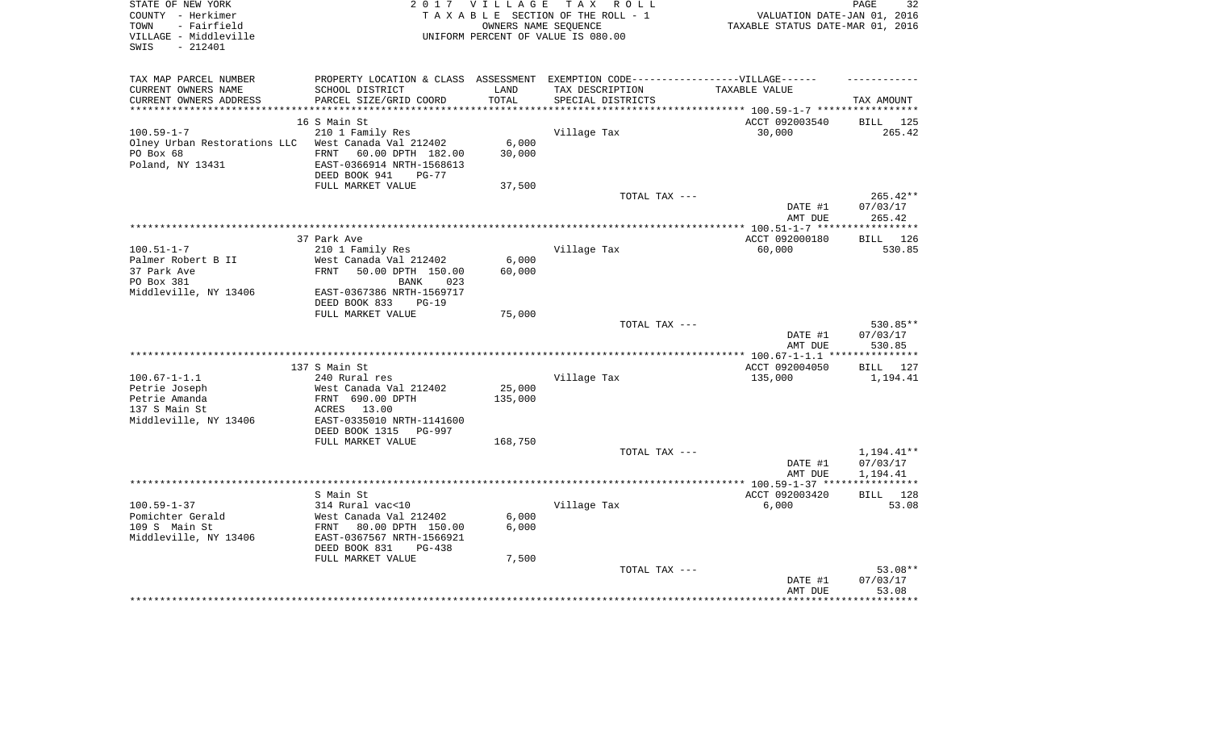STATE OF NEW YORK
COUNTY - Herkimer
TOWN - Fairfield
VILLAGE - Middleville
SWIS - 212401

2017 VILLAGE TAX ROLL
TAXABLE SECTION OF THE ROLL - 1
OWNERS NAME SEQUENCE
UNIFORM PERCENT OF VALUE IS 080.00

VALUATION DATE-JAN 01, 2016
TAXABLE STATUS DATE-MAR 01, 2016

| TAX MAP PARCEL NUMBER / CURRENT OWNERS NAME / CURRENT OWNERS ADDRESS | PROPERTY LOCATION & CLASS / SCHOOL DISTRICT / PARCEL SIZE/GRID COORD | ASSESSMENT LAND / TOTAL | EXEMPTION CODE / TAX DESCRIPTION / SPECIAL DISTRICTS | TAXABLE VALUE | TAX AMOUNT |
|---|---|---|---|---|---|
| | 16 S Main St | | | ACCT 092003540 | BILL 125 |
| 100.59-1-7 | 210 1 Family Res | | Village Tax | 30,000 | 265.42 |
| Olney Urban Restorations LLC | West Canada Val 212402 | 6,000 | | | |
| PO Box 68 | FRNT 60.00 DPTH 182.00 | 30,000 | | | |
| Poland, NY 13431 | EAST-0366914 NRTH-1568613 | | | | |
| | DEED BOOK 941 PG-77 | | | | |
| | FULL MARKET VALUE | 37,500 | | | |
| | | | TOTAL TAX --- | | 265.42** |
| | | | | DATE #1 | 07/03/17 |
| | | | | AMT DUE | 265.42 |
| | 37 Park Ave | | | ACCT 092000180 | BILL 126 |
| 100.51-1-7 | 210 1 Family Res | | Village Tax | 60,000 | 530.85 |
| Palmer Robert B II | West Canada Val 212402 | 6,000 | | | |
| 37 Park Ave | FRNT 50.00 DPTH 150.00 | 60,000 | | | |
| PO Box 381 | BANK 023 | | | | |
| Middleville, NY 13406 | EAST-0367386 NRTH-1569717 | | | | |
| | DEED BOOK 833 PG-19 | | | | |
| | FULL MARKET VALUE | 75,000 | | | |
| | | | TOTAL TAX --- | | 530.85** |
| | | | | DATE #1 | 07/03/17 |
| | | | | AMT DUE | 530.85 |
| | 137 S Main St | | | ACCT 092004050 | BILL 127 |
| 100.67-1-1.1 | 240 Rural res | | Village Tax | 135,000 | 1,194.41 |
| Petrie Joseph | West Canada Val 212402 | 25,000 | | | |
| Petrie Amanda | FRNT 690.00 DPTH | 135,000 | | | |
| 137 S Main St | ACRES 13.00 | | | | |
| Middleville, NY 13406 | EAST-0335010 NRTH-1141600 | | | | |
| | DEED BOOK 1315 PG-997 | | | | |
| | FULL MARKET VALUE | 168,750 | | | |
| | | | TOTAL TAX --- | | 1,194.41** |
| | | | | DATE #1 | 07/03/17 |
| | | | | AMT DUE | 1,194.41 |
| | S Main St | | | ACCT 092003420 | BILL 128 |
| 100.59-1-37 | 314 Rural vac<10 | | Village Tax | 6,000 | 53.08 |
| Pomichter Gerald | West Canada Val 212402 | 6,000 | | | |
| 109 S Main St | FRNT 80.00 DPTH 150.00 | 6,000 | | | |
| Middleville, NY 13406 | EAST-0367567 NRTH-1566921 | | | | |
| | DEED BOOK 831 PG-438 | | | | |
| | FULL MARKET VALUE | 7,500 | | | |
| | | | TOTAL TAX --- | | 53.08** |
| | | | | DATE #1 | 07/03/17 |
| | | | | AMT DUE | 53.08 |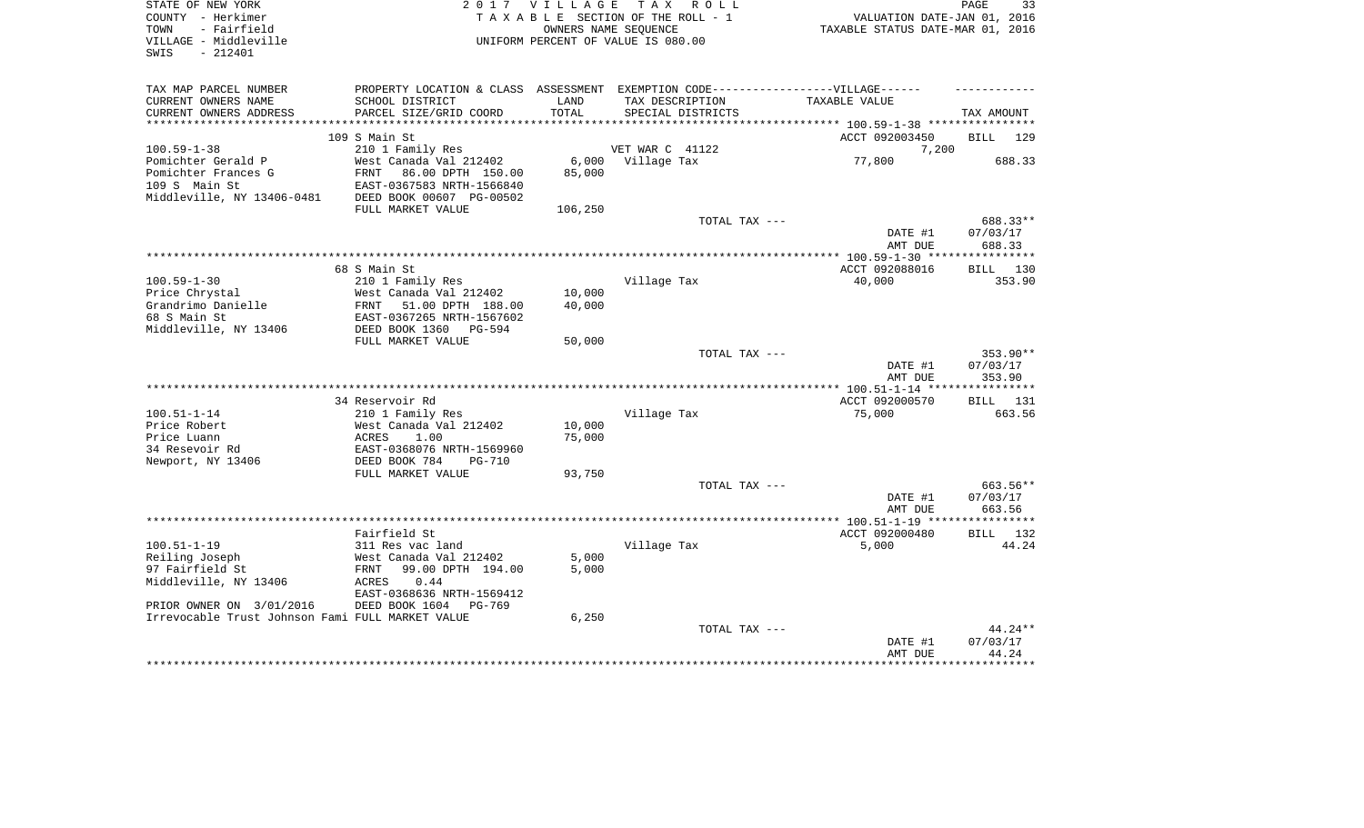STATE OF NEW YORK
COUNTY - Herkimer
TOWN - Fairfield
VILLAGE - Middleville
SWIS - 212401

2017 VILLAGE TAX ROLL
TAXABLE SECTION OF THE ROLL - 1
OWNERS NAME SEQUENCE
UNIFORM PERCENT OF VALUE IS 080.00

VALUATION DATE-JAN 01, 2016
TAXABLE STATUS DATE-MAR 01, 2016

| TAX MAP PARCEL NUMBER<br>CURRENT OWNERS NAME<br>CURRENT OWNERS ADDRESS | PROPERTY LOCATION & CLASS<br>SCHOOL DISTRICT<br>PARCEL SIZE/GRID COORD | ASSESSMENT<br>LAND<br>TOTAL | EXEMPTION CODE------VILLAGE------<br>TAX DESCRIPTION<br>SPECIAL DISTRICTS | TAXABLE VALUE | TAX AMOUNT |
|---|---|---|---|---|---|
| | 109 S Main St | | | ACCT 092003450 | BILL 129 |
| 100.59-1-38 | 210 1 Family Res | | VET WAR C 41122 | 7,200 | |
| Pomichter Gerald P | West Canada Val 212402 | 6,000 | Village Tax | 77,800 | 688.33 |
| Pomichter Frances G | FRNT 86.00 DPTH 150.00 | 85,000 | | | |
| 109 S Main St | EAST-0367583 NRTH-1566840 | | | | |
| Middleville, NY 13406-0481 | DEED BOOK 00607 PG-00502 | | | | |
| | FULL MARKET VALUE | 106,250 | | | |
| | | | TOTAL TAX --- | | 688.33** |
| | | | | DATE #1 | 07/03/17 |
| | | | | AMT DUE | 688.33 |
| | 68 S Main St | | | ACCT 092088016 | BILL 130 |
| 100.59-1-30 | 210 1 Family Res | | Village Tax | 40,000 | 353.90 |
| Price Chrystal | West Canada Val 212402 | 10,000 | | | |
| Grandrimo Danielle | FRNT 51.00 DPTH 188.00 | 40,000 | | | |
| 68 S Main St | EAST-0367265 NRTH-1567602 | | | | |
| Middleville, NY 13406 | DEED BOOK 1360 PG-594 | | | | |
| | FULL MARKET VALUE | 50,000 | | | |
| | | | TOTAL TAX --- | | 353.90** |
| | | | | DATE #1 | 07/03/17 |
| | | | | AMT DUE | 353.90 |
| | 34 Reservoir Rd | | | ACCT 092000570 | BILL 131 |
| 100.51-1-14 | 210 1 Family Res | | Village Tax | 75,000 | 663.56 |
| Price Robert | West Canada Val 212402 | 10,000 | | | |
| Price Luann | ACRES 1.00 | 75,000 | | | |
| 34 Resevoir Rd | EAST-0368076 NRTH-1569960 | | | | |
| Newport, NY 13406 | DEED BOOK 784 PG-710 | | | | |
| | FULL MARKET VALUE | 93,750 | | | |
| | | | TOTAL TAX --- | | 663.56** |
| | | | | DATE #1 | 07/03/17 |
| | | | | AMT DUE | 663.56 |
| | Fairfield St | | | ACCT 092000480 | BILL 132 |
| 100.51-1-19 | 311 Res vac land | | Village Tax | 5,000 | 44.24 |
| Reiling Joseph | West Canada Val 212402 | 5,000 | | | |
| 97 Fairfield St | FRNT 99.00 DPTH 194.00 | 5,000 | | | |
| Middleville, NY 13406 | ACRES 0.44 | | | | |
| | EAST-0368636 NRTH-1569412 | | | | |
| PRIOR OWNER ON 3/01/2016 | DEED BOOK 1604 PG-769 | | | | |
| Irrevocable Trust Johnson Fami | FULL MARKET VALUE | 6,250 | | | |
| | | | TOTAL TAX --- | | 44.24** |
| | | | | DATE #1 | 07/03/17 |
| | | | | AMT DUE | 44.24 |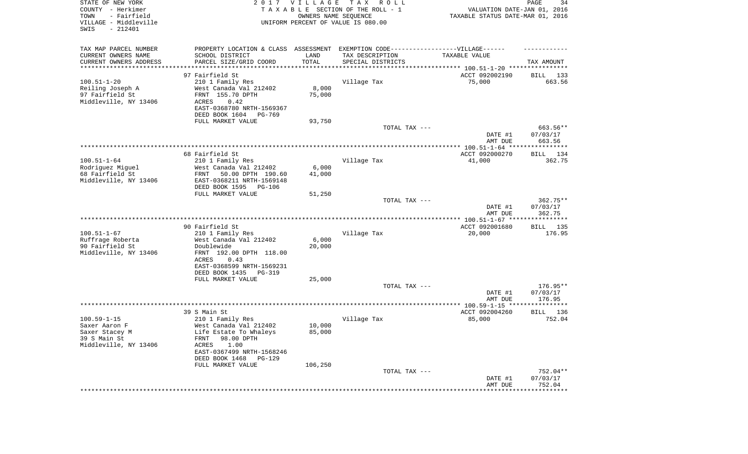STATE OF NEW YORK
COUNTY - Herkimer
TOWN - Fairfield
VILLAGE - Middleville
SWIS - 212401

# 2017 VILLAGE TAX ROLL

TAXABLE SECTION OF THE ROLL - 1
OWNERS NAME SEQUENCE
UNIFORM PERCENT OF VALUE IS 080.00

VALUATION DATE-JAN 01, 2016
TAXABLE STATUS DATE-MAR 01, 2016

| TAX MAP PARCEL NUMBER / CURRENT OWNERS NAME / CURRENT OWNERS ADDRESS | PROPERTY LOCATION & CLASS / SCHOOL DISTRICT / PARCEL SIZE/GRID COORD | ASSESSMENT LAND / TOTAL | EXEMPTION CODE / TAX DESCRIPTION / SPECIAL DISTRICTS | TAXABLE VALUE | TAX AMOUNT |
|---|---|---|---|---|---|
| 100.51-1-20 | 97 Fairfield St | | | ACCT 092002190 | BILL 133 |
| Reiling Joseph A | 210 1 Family Res | | Village Tax | 75,000 | 663.56 |
| 97 Fairfield St | West Canada Val 212402 | 8,000 | | | |
| Middleville, NY 13406 | FRNT 155.70 DPTH | 75,000 | | | |
| | ACRES 0.42 | | | | |
| | EAST-0368780 NRTH-1569367 | | | | |
| | DEED BOOK 1604 PG-769 | | | | |
| | FULL MARKET VALUE | 93,750 | | | |
| | | | TOTAL TAX --- | | 663.56** |
| | | | | DATE #1 | 07/03/17 |
| | | | | AMT DUE | 663.56 |
| 100.51-1-64 | 68 Fairfield St | | | ACCT 092000270 | BILL 134 |
| Rodriguez Miguel | 210 1 Family Res | | Village Tax | 41,000 | 362.75 |
| 68 Fairfield St | West Canada Val 212402 | 6,000 | | | |
| Middleville, NY 13406 | FRNT 50.00 DPTH 190.60 | 41,000 | | | |
| | EAST-0368211 NRTH-1569148 | | | | |
| | DEED BOOK 1595 PG-106 | | | | |
| | FULL MARKET VALUE | 51,250 | | | |
| | | | TOTAL TAX --- | | 362.75** |
| | | | | DATE #1 | 07/03/17 |
| | | | | AMT DUE | 362.75 |
| 100.51-1-67 | 90 Fairfield St | | | ACCT 092001680 | BILL 135 |
| Ruffrage Roberta | 210 1 Family Res | | Village Tax | 20,000 | 176.95 |
| 90 Fairfield St | West Canada Val 212402 | 6,000 | | | |
| Middleville, NY 13406 | Doublewide | 20,000 | | | |
| | FRNT 192.00 DPTH 118.00 | | | | |
| | ACRES 0.43 | | | | |
| | EAST-0368599 NRTH-1569231 | | | | |
| | DEED BOOK 1435 PG-319 | | | | |
| | FULL MARKET VALUE | 25,000 | | | |
| | | | TOTAL TAX --- | | 176.95** |
| | | | | DATE #1 | 07/03/17 |
| | | | | AMT DUE | 176.95 |
| 100.59-1-15 | 39 S Main St | | | ACCT 092004260 | BILL 136 |
| Saxer Aaron F | 210 1 Family Res | | Village Tax | 85,000 | 752.04 |
| Saxer Stacey M | West Canada Val 212402 | 10,000 | | | |
| 39 S Main St | Life Estate To Whaleys | 85,000 | | | |
| Middleville, NY 13406 | FRNT 98.00 DPTH | | | | |
| | ACRES 1.00 | | | | |
| | EAST-0367499 NRTH-1568246 | | | | |
| | DEED BOOK 1468 PG-129 | | | | |
| | FULL MARKET VALUE | 106,250 | | | |
| | | | TOTAL TAX --- | | 752.04** |
| | | | | DATE #1 | 07/03/17 |
| | | | | AMT DUE | 752.04 |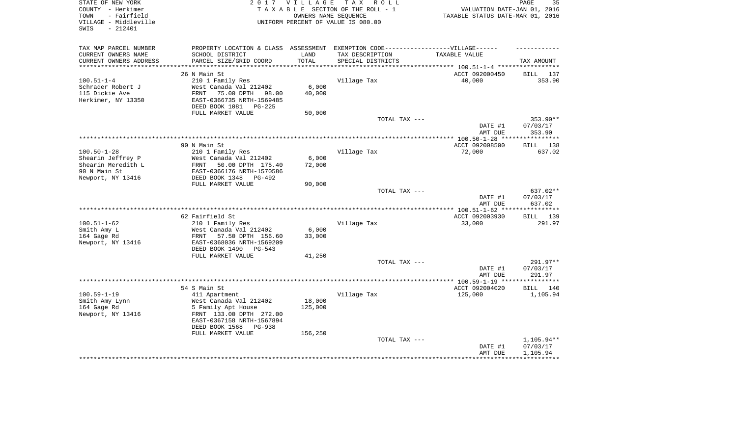STATE OF NEW YORK
COUNTY - Herkimer
TOWN - Fairfield
VILLAGE - Middleville
SWIS - 212401

2 0 1 7 V I L L A G E T A X R O L L
T A X A B L E SECTION OF THE ROLL - 1
OWNERS NAME SEQUENCE
UNIFORM PERCENT OF VALUE IS 080.00

VALUATION DATE-JAN 01, 2016
TAXABLE STATUS DATE-MAR 01, 2016

| TAX MAP PARCEL NUMBER<br>CURRENT OWNERS NAME<br>CURRENT OWNERS ADDRESS | PROPERTY LOCATION & CLASS<br>SCHOOL DISTRICT<br>PARCEL SIZE/GRID COORD | ASSESSMENT<br>LAND<br>TOTAL | EXEMPTION CODE------VILLAGE------<br>TAX DESCRIPTION<br>SPECIAL DISTRICTS | TAXABLE VALUE | TAX AMOUNT |
|---|---|---|---|---|---|
| | 26 N Main St | | | ACCT 092000450 | BILL 137 |
| 100.51-1-4 | 210 1 Family Res | | Village Tax | 40,000 | 353.90 |
| Schrader Robert J | West Canada Val 212402 | 6,000 | | | |
| 115 Dickie Ave | FRNT 75.00 DPTH 98.00 | 40,000 | | | |
| Herkimer, NY 13350 | EAST-0366735 NRTH-1569485 | | | | |
| | DEED BOOK 1081 PG-225 | | | | |
| | FULL MARKET VALUE | 50,000 | | | |
| | | | TOTAL TAX --- | | 353.90** |
| | | | | DATE #1 | 07/03/17 |
| | | | | AMT DUE | 353.90 |
| | 90 N Main St | | | ACCT 092008500 | BILL 138 |
| 100.50-1-28 | 210 1 Family Res | | Village Tax | 72,000 | 637.02 |
| Shearin Jeffrey P | West Canada Val 212402 | 6,000 | | | |
| Shearin Meredith L | FRNT 50.00 DPTH 175.40 | 72,000 | | | |
| 90 N Main St | EAST-0366176 NRTH-1570586 | | | | |
| Newport, NY 13416 | DEED BOOK 1348 PG-492 | | | | |
| | FULL MARKET VALUE | 90,000 | | | |
| | | | TOTAL TAX --- | | 637.02** |
| | | | | DATE #1 | 07/03/17 |
| | | | | AMT DUE | 637.02 |
| | 62 Fairfield St | | | ACCT 092003930 | BILL 139 |
| 100.51-1-62 | 210 1 Family Res | | Village Tax | 33,000 | 291.97 |
| Smith Amy L | West Canada Val 212402 | 6,000 | | | |
| 164 Gage Rd | FRNT 57.50 DPTH 156.60 | 33,000 | | | |
| Newport, NY 13416 | EAST-0368036 NRTH-1569209 | | | | |
| | DEED BOOK 1490 PG-543 | | | | |
| | FULL MARKET VALUE | 41,250 | | | |
| | | | TOTAL TAX --- | | 291.97** |
| | | | | DATE #1 | 07/03/17 |
| | | | | AMT DUE | 291.97 |
| | 54 S Main St | | | ACCT 092004020 | BILL 140 |
| 100.59-1-19 | 411 Apartment | | Village Tax | 125,000 | 1,105.94 |
| Smith Amy Lynn | West Canada Val 212402 | 18,000 | | | |
| 164 Gage Rd | 5 Family Apt House | 125,000 | | | |
| Newport, NY 13416 | FRNT 133.00 DPTH 272.00 | | | | |
| | EAST-0367158 NRTH-1567894 | | | | |
| | DEED BOOK 1568 PG-938 | | | | |
| | FULL MARKET VALUE | 156,250 | | | |
| | | | TOTAL TAX --- | | 1,105.94** |
| | | | | DATE #1 | 07/03/17 |
| | | | | AMT DUE | 1,105.94 |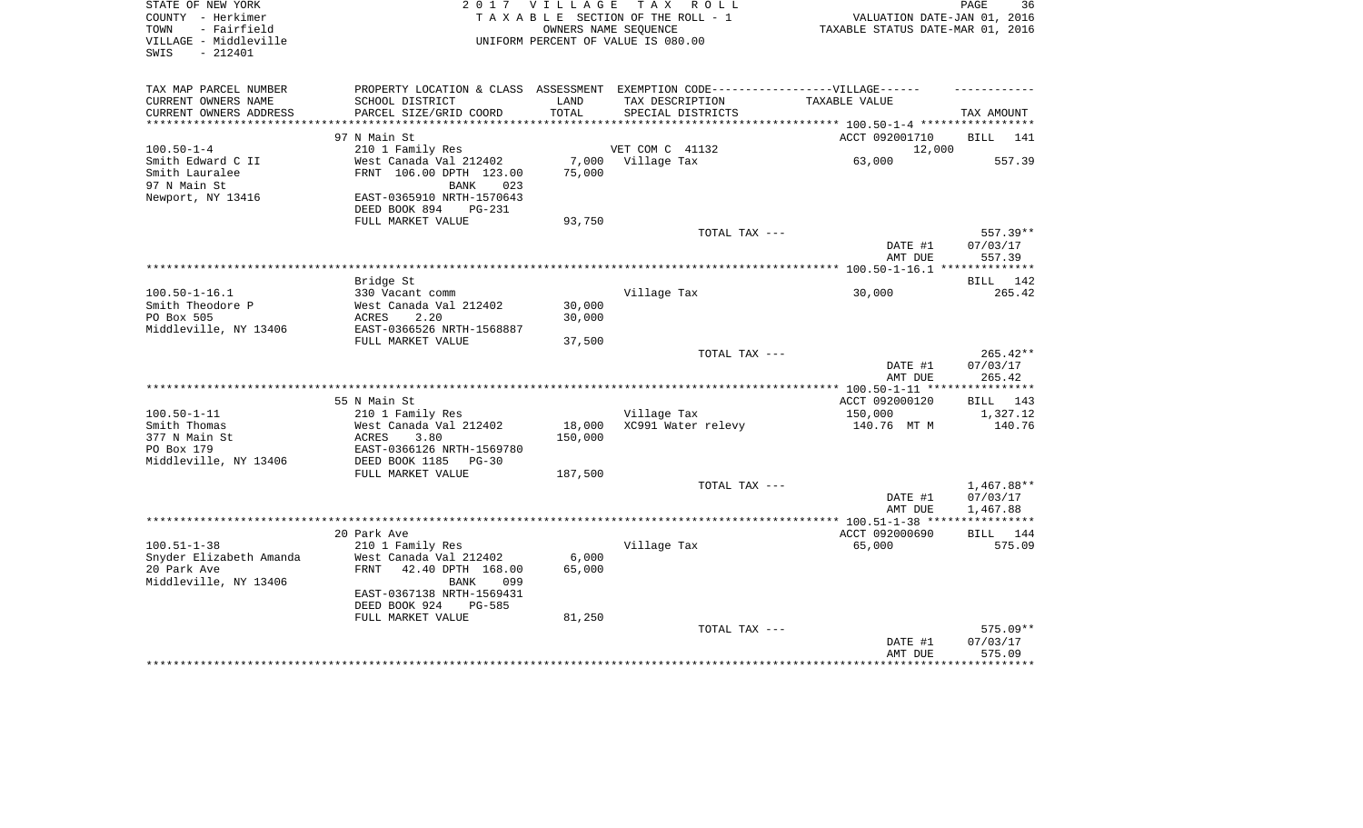STATE OF NEW YORK | COUNTY - Herkimer | TOWN - Fairfield | VILLAGE - Middleville | SWIS - 212401

**2017 VILLAGE TAX ROLL**
TAXABLE SECTION OF THE ROLL - 1
OWNERS NAME SEQUENCE
UNIFORM PERCENT OF VALUE IS 080.00

VALUATION DATE-JAN 01, 2016
TAXABLE STATUS DATE-MAR 01, 2016

| TAX MAP PARCEL NUMBER / CURRENT OWNERS NAME / CURRENT OWNERS ADDRESS | PROPERTY LOCATION & CLASS / SCHOOL DISTRICT / PARCEL SIZE/GRID COORD | ASSESSMENT LAND / TOTAL | EXEMPTION CODE / TAX DESCRIPTION / SPECIAL DISTRICTS | TAXABLE VALUE | TAX AMOUNT |
|---|---|---|---|---|---|
| | 97 N Main St | | | ACCT 092001710 | BILL 141 |
| 100.50-1-4 | 210 1 Family Res | | VET COM C 41132 | 12,000 | |
| Smith Edward C II | West Canada Val 212402 | 7,000 | Village Tax | 63,000 | 557.39 |
| Smith Lauralee | FRNT 106.00 DPTH 123.00 | 75,000 | | | |
| 97 N Main St | BANK 023 | | | | |
| Newport, NY 13416 | EAST-0365910 NRTH-1570643 | | | | |
| | DEED BOOK 894 PG-231 | | | | |
| | FULL MARKET VALUE | 93,750 | | | |
| | | | TOTAL TAX --- | | 557.39** |
| | | | | DATE #1 | 07/03/17 |
| | | | | AMT DUE | 557.39 |
| | Bridge St | | | | BILL 142 |
| 100.50-1-16.1 | 330 Vacant comm | | Village Tax | 30,000 | 265.42 |
| Smith Theodore P | West Canada Val 212402 | 30,000 | | | |
| PO Box 505 | ACRES 2.20 | 30,000 | | | |
| Middleville, NY 13406 | EAST-0366526 NRTH-1568887 | | | | |
| | FULL MARKET VALUE | 37,500 | | | |
| | | | TOTAL TAX --- | | 265.42** |
| | | | | DATE #1 | 07/03/17 |
| | | | | AMT DUE | 265.42 |
| | 55 N Main St | | | ACCT 092000120 | BILL 143 |
| 100.50-1-11 | 210 1 Family Res | | Village Tax | 150,000 | 1,327.12 |
| Smith Thomas | West Canada Val 212402 | 18,000 | XC991 Water relevy | 140.76 MT M | 140.76 |
| 377 N Main St | ACRES 3.80 | 150,000 | | | |
| PO Box 179 | EAST-0366126 NRTH-1569780 | | | | |
| Middleville, NY 13406 | DEED BOOK 1185 PG-30 | | | | |
| | FULL MARKET VALUE | 187,500 | | | |
| | | | TOTAL TAX --- | | 1,467.88** |
| | | | | DATE #1 | 07/03/17 |
| | | | | AMT DUE | 1,467.88 |
| | 20 Park Ave | | | ACCT 092000690 | BILL 144 |
| 100.51-1-38 | 210 1 Family Res | | Village Tax | 65,000 | 575.09 |
| Snyder Elizabeth Amanda | West Canada Val 212402 | 6,000 | | | |
| 20 Park Ave | FRNT 42.40 DPTH 168.00 | 65,000 | | | |
| Middleville, NY 13406 | BANK 099 | | | | |
| | EAST-0367138 NRTH-1569431 | | | | |
| | DEED BOOK 924 PG-585 | | | | |
| | FULL MARKET VALUE | 81,250 | | | |
| | | | TOTAL TAX --- | | 575.09** |
| | | | | DATE #1 | 07/03/17 |
| | | | | AMT DUE | 575.09 |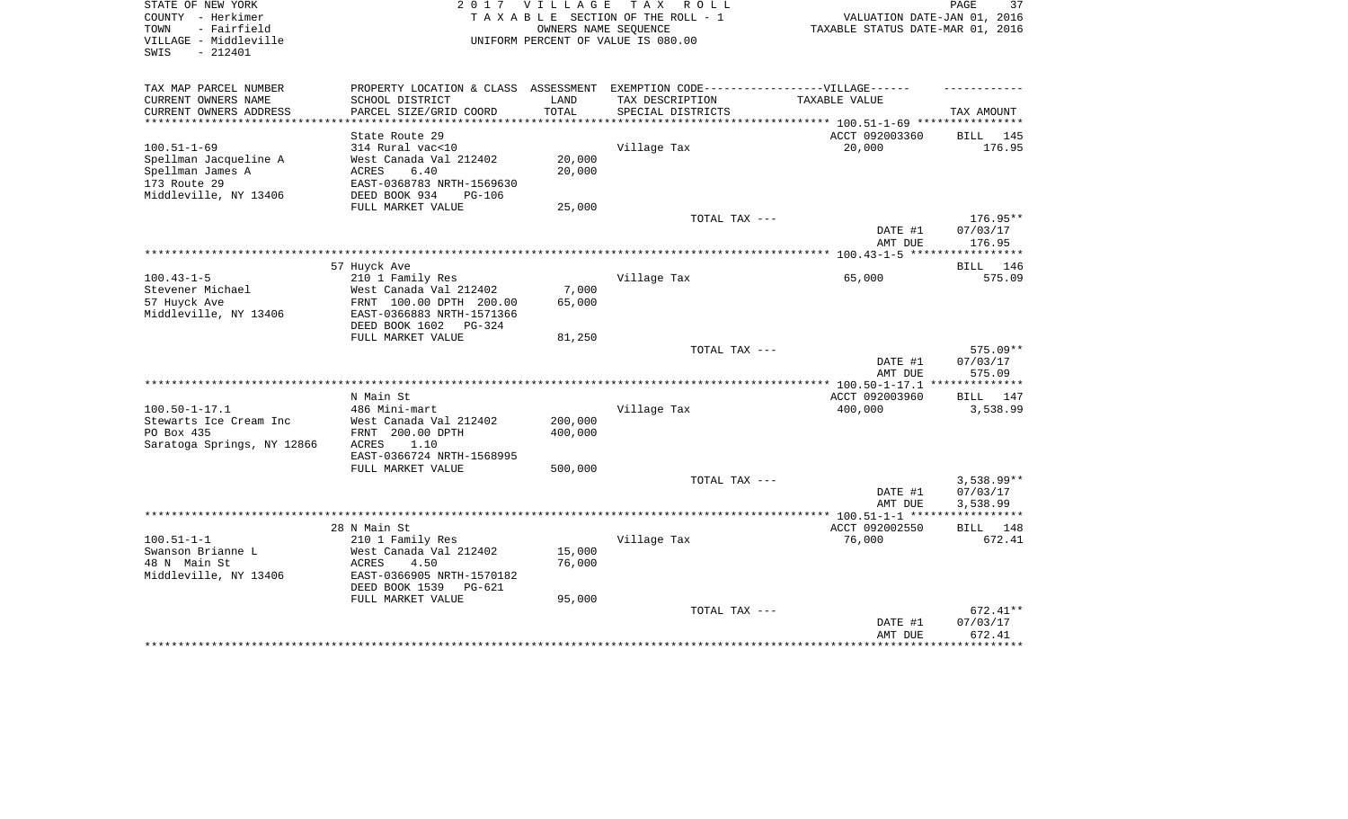STATE OF NEW YORK — 2017 VILLAGE TAX ROLL
COUNTY - Herkimer — TAXABLE SECTION OF THE ROLL - 1 — VALUATION DATE-JAN 01, 2016
TOWN - Fairfield — OWNERS NAME SEQUENCE — TAXABLE STATUS DATE-MAR 01, 2016
VILLAGE - Middleville — UNIFORM PERCENT OF VALUE IS 080.00
SWIS - 212401

| TAX MAP PARCEL NUMBER / CURRENT OWNERS NAME / CURRENT OWNERS ADDRESS | PROPERTY LOCATION & CLASS / SCHOOL DISTRICT / PARCEL SIZE/GRID COORD | ASSESSMENT LAND / TOTAL | EXEMPTION CODE / TAX DESCRIPTION / SPECIAL DISTRICTS | VILLAGE TAXABLE VALUE | TAX AMOUNT |
|---|---|---|---|---|---|
| **100.51-1-69** | State Route 29 | | | ACCT 092003360 | BILL 145 |
| 100.51-1-69 | 314 Rural vac<10 | | Village Tax | 20,000 | 176.95 |
| Spellman Jacqueline A | West Canada Val 212402 | 20,000 | | | |
| Spellman James A | ACRES 6.40 | 20,000 | | | |
| 173 Route 29 | EAST-0368783 NRTH-1569630 | | | | |
| Middleville, NY 13406 | DEED BOOK 934 PG-106 | | | | |
| | FULL MARKET VALUE | 25,000 | | | |
| | | | TOTAL TAX --- | | 176.95** |
| | | | | DATE #1 | 07/03/17 |
| | | | | AMT DUE | 176.95 |
| **100.43-1-5** | 57 Huyck Ave | | | | BILL 146 |
| 100.43-1-5 | 210 1 Family Res | | Village Tax | 65,000 | 575.09 |
| Stevener Michael | West Canada Val 212402 | 7,000 | | | |
| 57 Huyck Ave | FRNT 100.00 DPTH 200.00 | 65,000 | | | |
| Middleville, NY 13406 | EAST-0366883 NRTH-1571366 | | | | |
| | DEED BOOK 1602 PG-324 | | | | |
| | FULL MARKET VALUE | 81,250 | | | |
| | | | TOTAL TAX --- | | 575.09** |
| | | | | DATE #1 | 07/03/17 |
| | | | | AMT DUE | 575.09 |
| **100.50-1-17.1** | N Main St | | | ACCT 092003960 | BILL 147 |
| 100.50-1-17.1 | 486 Mini-mart | | Village Tax | 400,000 | 3,538.99 |
| Stewarts Ice Cream Inc | West Canada Val 212402 | 200,000 | | | |
| PO Box 435 | FRNT 200.00 DPTH | 400,000 | | | |
| Saratoga Springs, NY 12866 | ACRES 1.10 | | | | |
| | EAST-0366724 NRTH-1568995 | | | | |
| | FULL MARKET VALUE | 500,000 | | | |
| | | | TOTAL TAX --- | | 3,538.99** |
| | | | | DATE #1 | 07/03/17 |
| | | | | AMT DUE | 3,538.99 |
| **100.51-1-1** | 28 N Main St | | | ACCT 092002550 | BILL 148 |
| 100.51-1-1 | 210 1 Family Res | | Village Tax | 76,000 | 672.41 |
| Swanson Brianne L | West Canada Val 212402 | 15,000 | | | |
| 48 N Main St | ACRES 4.50 | 76,000 | | | |
| Middleville, NY 13406 | EAST-0366905 NRTH-1570182 | | | | |
| | DEED BOOK 1539 PG-621 | | | | |
| | FULL MARKET VALUE | 95,000 | | | |
| | | | TOTAL TAX --- | | 672.41** |
| | | | | DATE #1 | 07/03/17 |
| | | | | AMT DUE | 672.41 |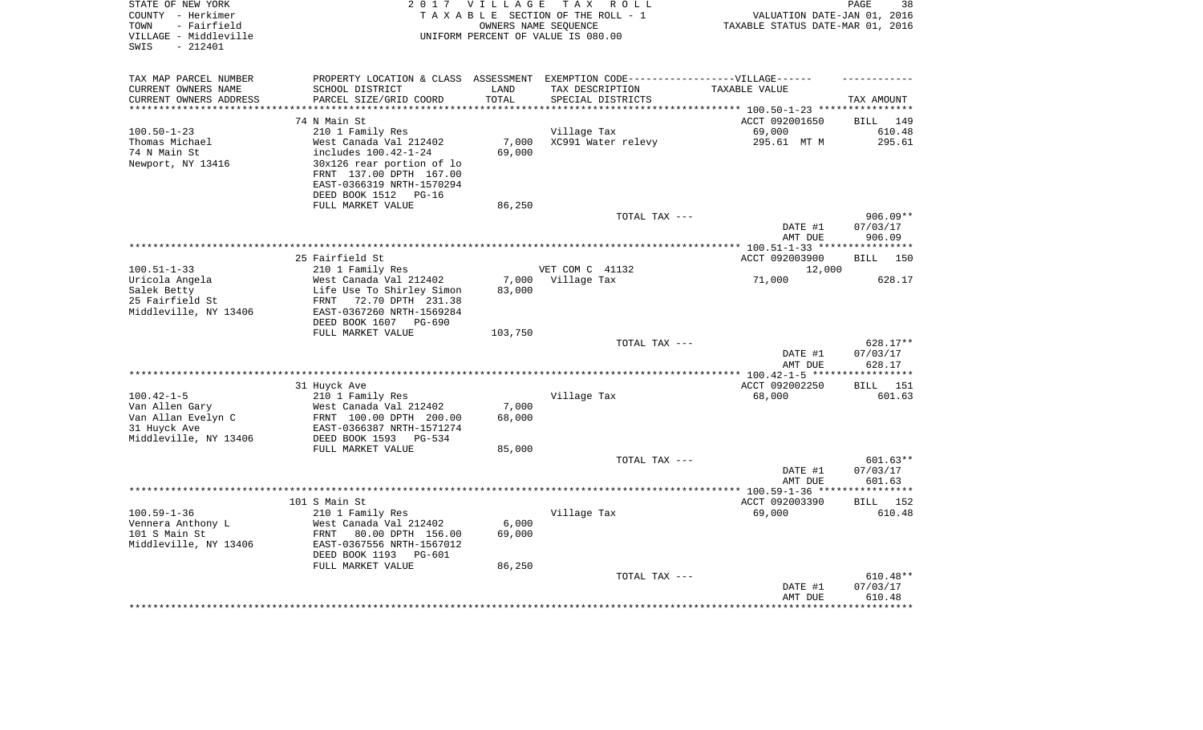STATE OF NEW YORK
COUNTY - Herkimer
TOWN - Fairfield
VILLAGE - Middleville
SWIS - 212401

2017 VILLAGE TAX ROLL
TAXABLE SECTION OF THE ROLL - 1
OWNERS NAME SEQUENCE
UNIFORM PERCENT OF VALUE IS 080.00

VALUATION DATE-JAN 01, 2016
TAXABLE STATUS DATE-MAR 01, 2016

| TAX MAP PARCEL NUMBER<br>CURRENT OWNERS NAME<br>CURRENT OWNERS ADDRESS | PROPERTY LOCATION & CLASS<br>SCHOOL DISTRICT<br>PARCEL SIZE/GRID COORD | ASSESSMENT<br>LAND<br>TOTAL | EXEMPTION CODE------VILLAGE------<br>TAX DESCRIPTION<br>SPECIAL DISTRICTS | TAXABLE VALUE | TAX AMOUNT |
|---|---|---|---|---|---|
| 100.50-1-23 | 74 N Main St | | | ACCT 092001650 | BILL 149 |
| | 210 1 Family Res | | Village Tax | 69,000 | 610.48 |
| Thomas Michael | West Canada Val 212402 | 7,000 | XC991 Water relevy | 295.61 MT M | 295.61 |
| 74 N Main St | includes 100.42-1-24 | 69,000 | | | |
| Newport, NY 13416 | 30x126 rear portion of lo | | | | |
| | FRNT 137.00 DPTH 167.00 | | | | |
| | EAST-0366319 NRTH-1570294 | | | | |
| | DEED BOOK 1512 PG-16 | | | | |
| | FULL MARKET VALUE | 86,250 | | | |
| | | | TOTAL TAX --- | | 906.09** |
| | | | | DATE #1 | 07/03/17 |
| | | | | AMT DUE | 906.09 |
| 100.51-1-33 | 25 Fairfield St | | | ACCT 092003900 | BILL 150 |
| | 210 1 Family Res | | VET COM C 41132 | 12,000 | |
| Uricola Angela | West Canada Val 212402 | 7,000 | Village Tax | 71,000 | 628.17 |
| Salek Betty | Life Use To Shirley Simon | 83,000 | | | |
| 25 Fairfield St | FRNT 72.70 DPTH 231.38 | | | | |
| Middleville, NY 13406 | EAST-0367260 NRTH-1569284 | | | | |
| | DEED BOOK 1607 PG-690 | | | | |
| | FULL MARKET VALUE | 103,750 | | | |
| | | | TOTAL TAX --- | | 628.17** |
| | | | | DATE #1 | 07/03/17 |
| | | | | AMT DUE | 628.17 |
| 100.42-1-5 | 31 Huyck Ave | | | ACCT 092002250 | BILL 151 |
| | 210 1 Family Res | | Village Tax | 68,000 | 601.63 |
| Van Allen Gary | West Canada Val 212402 | 7,000 | | | |
| Van Allan Evelyn C | FRNT 100.00 DPTH 200.00 | 68,000 | | | |
| 31 Huyck Ave | EAST-0366387 NRTH-1571274 | | | | |
| Middleville, NY 13406 | DEED BOOK 1593 PG-534 | | | | |
| | FULL MARKET VALUE | 85,000 | | | |
| | | | TOTAL TAX --- | | 601.63** |
| | | | | DATE #1 | 07/03/17 |
| | | | | AMT DUE | 601.63 |
| 100.59-1-36 | 101 S Main St | | | ACCT 092003390 | BILL 152 |
| | 210 1 Family Res | | Village Tax | 69,000 | 610.48 |
| Vennera Anthony L | West Canada Val 212402 | 6,000 | | | |
| 101 S Main St | FRNT 80.00 DPTH 156.00 | 69,000 | | | |
| Middleville, NY 13406 | EAST-0367556 NRTH-1567012 | | | | |
| | DEED BOOK 1193 PG-601 | | | | |
| | FULL MARKET VALUE | 86,250 | | | |
| | | | TOTAL TAX --- | | 610.48** |
| | | | | DATE #1 | 07/03/17 |
| | | | | AMT DUE | 610.48 |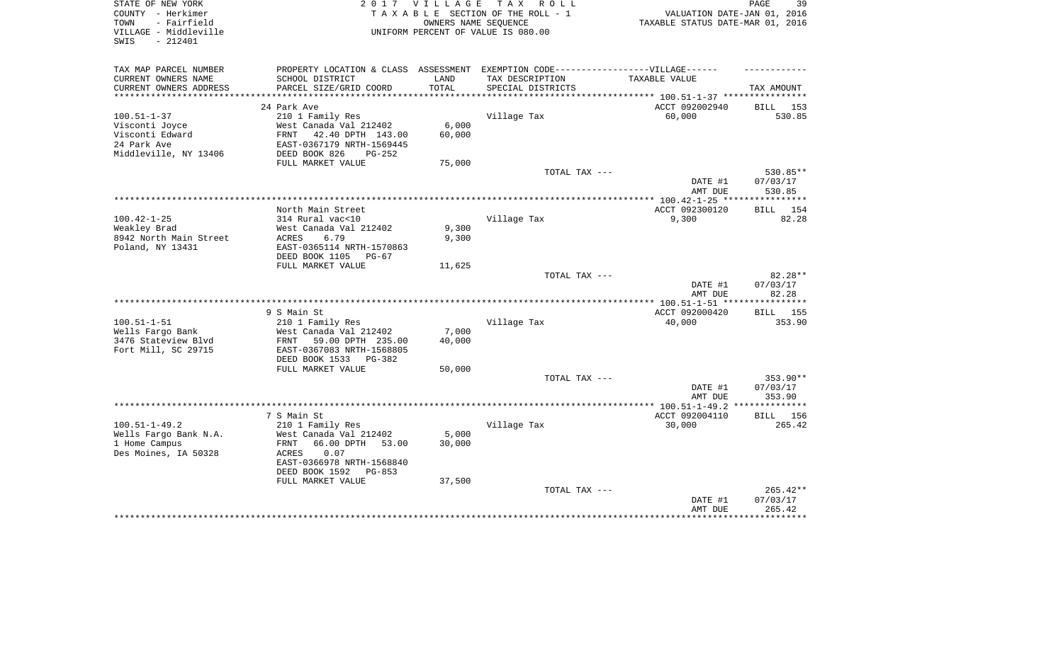STATE OF NEW YORK
COUNTY - Herkimer
TOWN - Fairfield
VILLAGE - Middleville
SWIS - 212401

2 0 1 7 V I L L A G E T A X R O L L
T A X A B L E SECTION OF THE ROLL - 1
OWNERS NAME SEQUENCE
UNIFORM PERCENT OF VALUE IS 080.00

VALUATION DATE-JAN 01, 2016
TAXABLE STATUS DATE-MAR 01, 2016

| TAX MAP PARCEL NUMBER<br>CURRENT OWNERS NAME<br>CURRENT OWNERS ADDRESS | PROPERTY LOCATION & CLASS<br>SCHOOL DISTRICT<br>PARCEL SIZE/GRID COORD | ASSESSMENT<br>LAND<br>TOTAL | EXEMPTION CODE------------------VILLAGE------<br>TAX DESCRIPTION<br>SPECIAL DISTRICTS | TAXABLE VALUE | TAX AMOUNT |
|---|---|---|---|---|---|
| | 24 Park Ave | | | ACCT 092002940 | BILL 153 |
| 100.51-1-37 | 210 1 Family Res | | Village Tax | 60,000 | 530.85 |
| Visconti Joyce | West Canada Val 212402 | 6,000 | | | |
| Visconti Edward | FRNT 42.40 DPTH 143.00 | 60,000 | | | |
| 24 Park Ave | EAST-0367179 NRTH-1569445 | | | | |
| Middleville, NY 13406 | DEED BOOK 826 PG-252 | | | | |
| | FULL MARKET VALUE | 75,000 | | | |
| | | | TOTAL TAX --- | | 530.85** |
| | | | | DATE #1 | 07/03/17 |
| | | | | AMT DUE | 530.85 |
| | North Main Street | | | ACCT 092300120 | BILL 154 |
| 100.42-1-25 | 314 Rural vac<10 | | Village Tax | 9,300 | 82.28 |
| Weakley Brad | West Canada Val 212402 | 9,300 | | | |
| 8942 North Main Street | ACRES 6.79 | 9,300 | | | |
| Poland, NY 13431 | EAST-0365114 NRTH-1570863 | | | | |
| | DEED BOOK 1105 PG-67 | | | | |
| | FULL MARKET VALUE | 11,625 | | | |
| | | | TOTAL TAX --- | | 82.28** |
| | | | | DATE #1 | 07/03/17 |
| | | | | AMT DUE | 82.28 |
| | 9 S Main St | | | ACCT 092000420 | BILL 155 |
| 100.51-1-51 | 210 1 Family Res | | Village Tax | 40,000 | 353.90 |
| Wells Fargo Bank | West Canada Val 212402 | 7,000 | | | |
| 3476 Stateview Blvd | FRNT 59.00 DPTH 235.00 | 40,000 | | | |
| Fort Mill, SC 29715 | EAST-0367083 NRTH-1568805 | | | | |
| | DEED BOOK 1533 PG-382 | | | | |
| | FULL MARKET VALUE | 50,000 | | | |
| | | | TOTAL TAX --- | | 353.90** |
| | | | | DATE #1 | 07/03/17 |
| | | | | AMT DUE | 353.90 |
| | 7 S Main St | | | ACCT 092004110 | BILL 156 |
| 100.51-1-49.2 | 210 1 Family Res | | Village Tax | 30,000 | 265.42 |
| Wells Fargo Bank N.A. | West Canada Val 212402 | 5,000 | | | |
| 1 Home Campus | FRNT 66.00 DPTH 53.00 | 30,000 | | | |
| Des Moines, IA 50328 | ACRES 0.07 | | | | |
| | EAST-0366978 NRTH-1568840 | | | | |
| | DEED BOOK 1592 PG-853 | | | | |
| | FULL MARKET VALUE | 37,500 | | | |
| | | | TOTAL TAX --- | | 265.42** |
| | | | | DATE #1 | 07/03/17 |
| | | | | AMT DUE | 265.42 |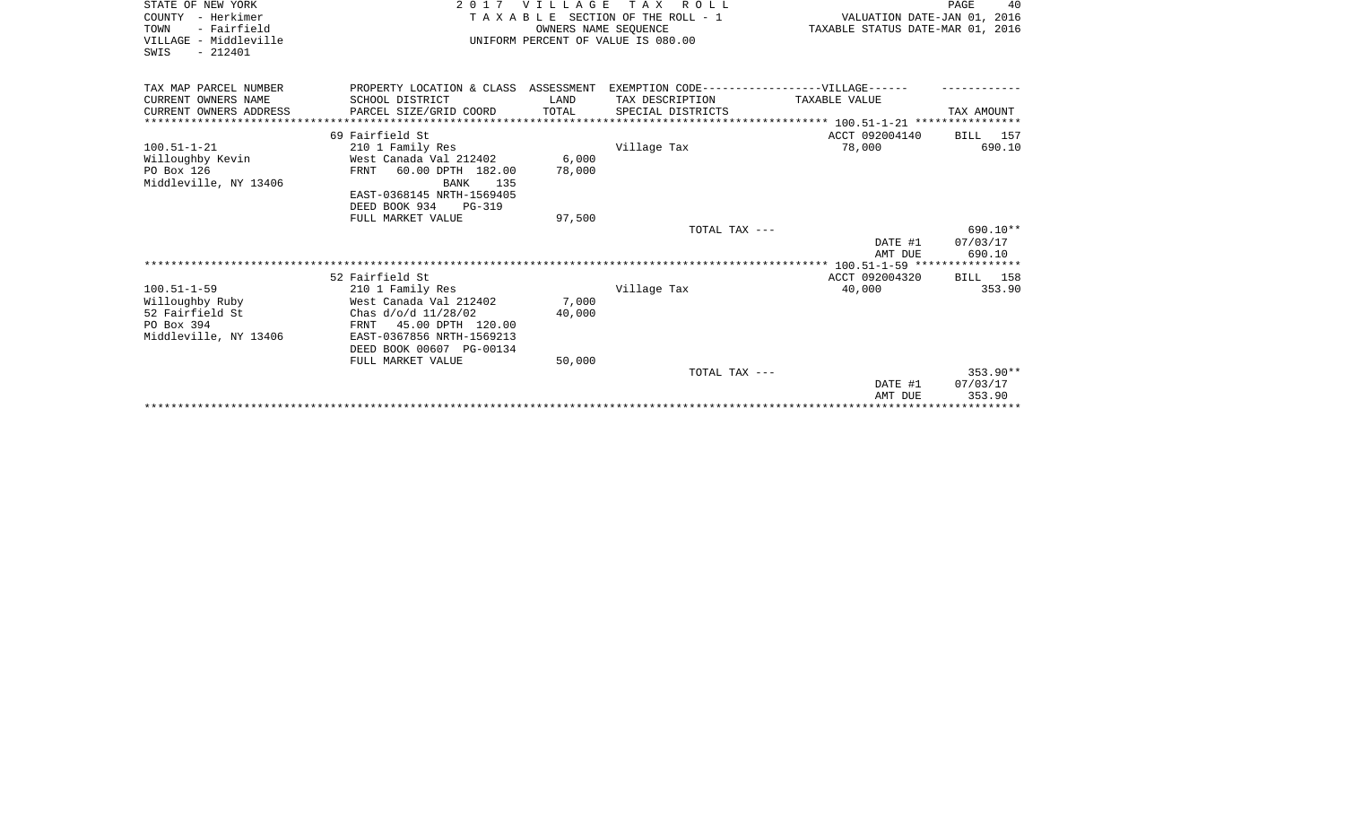STATE OF NEW YORK
COUNTY - Herkimer
TOWN - Fairfield
VILLAGE - Middleville
SWIS - 212401

2 0 1 7 V I L L A G E T A X R O L L
T A X A B L E SECTION OF THE ROLL - 1
OWNERS NAME SEQUENCE
UNIFORM PERCENT OF VALUE IS 080.00

VALUATION DATE-JAN 01, 2016
TAXABLE STATUS DATE-MAR 01, 2016

| TAX MAP PARCEL NUMBER / CURRENT OWNERS NAME / CURRENT OWNERS ADDRESS | PROPERTY LOCATION & CLASS / SCHOOL DISTRICT / PARCEL SIZE/GRID COORD | ASSESSMENT LAND / TOTAL | EXEMPTION CODE-----VILLAGE------ / TAX DESCRIPTION / SPECIAL DISTRICTS | TAXABLE VALUE | TAX AMOUNT |
|---|---|---|---|---|---|
| 100.51-1-21 | 69 Fairfield St | | | ACCT 092004140 | BILL 157 |
| Willoughby Kevin | 210 1 Family Res | | Village Tax | 78,000 | 690.10 |
| PO Box 126 | West Canada Val 212402 | 6,000 | | | |
| Middleville, NY 13406 | FRNT 60.00 DPTH 182.00 | 78,000 | | | |
| | BANK 135 | | | | |
| | EAST-0368145 NRTH-1569405 | | | | |
| | DEED BOOK 934 PG-319 | | | | |
| | FULL MARKET VALUE | 97,500 | | | |
| | | | TOTAL TAX --- | | 690.10** |
| | | | | DATE #1 | 07/03/17 |
| | | | | AMT DUE | 690.10 |
| 100.51-1-59 | 52 Fairfield St | | | ACCT 092004320 | BILL 158 |
| Willoughby Ruby | 210 1 Family Res | | Village Tax | 40,000 | 353.90 |
| 52 Fairfield St | West Canada Val 212402 | 7,000 | | | |
| PO Box 394 | Chas d/o/d 11/28/02 | 40,000 | | | |
| Middleville, NY 13406 | FRNT 45.00 DPTH 120.00 | | | | |
| | EAST-0367856 NRTH-1569213 | | | | |
| | DEED BOOK 00607 PG-00134 | | | | |
| | FULL MARKET VALUE | 50,000 | | | |
| | | | TOTAL TAX --- | | 353.90** |
| | | | | DATE #1 | 07/03/17 |
| | | | | AMT DUE | 353.90 |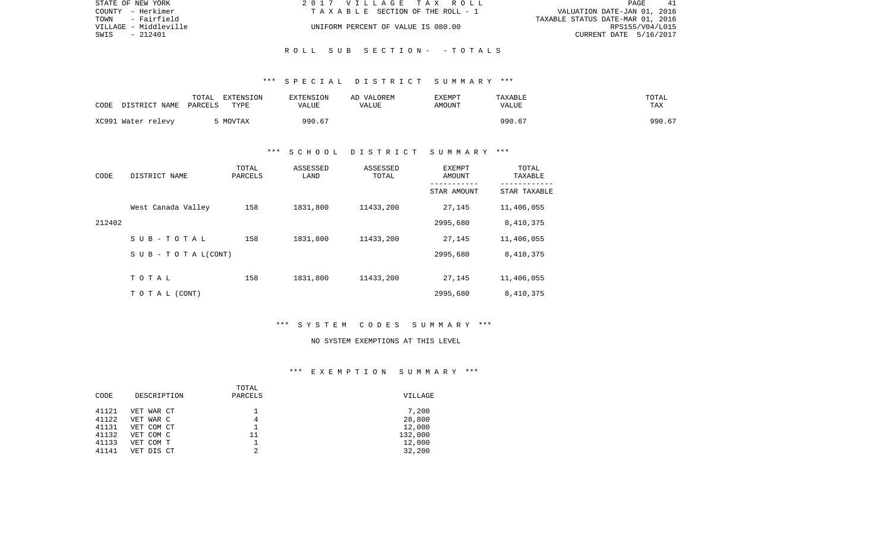STATE OF NEW YORK — 2 0 1 7 V I L L A G E T A X R O L L
COUNTY - Herkimer — T A X A B L E SECTION OF THE ROLL - 1 — VALUATION DATE-JAN 01, 2016
TOWN - Fairfield — TAXABLE STATUS DATE-MAR 01, 2016
VILLAGE - Middleville — UNIFORM PERCENT OF VALUE IS 080.00 — RPS155/V04/L015
SWIS - 212401 — CURRENT DATE 5/16/2017

## R O L L S U B S E C T I O N - - T O T A L S

### *** S P E C I A L D I S T R I C T S U M M A R Y ***

| CODE DISTRICT NAME | TOTAL PARCELS | EXTENSION TYPE | EXTENSION VALUE | AD VALOREM VALUE | EXEMPT AMOUNT | TAXABLE VALUE | TOTAL TAX |
|---|---|---|---|---|---|---|---|
| XC991 Water relevy | 5 | MOVTAX | 990.67 | | | 990.67 | 990.67 |

### *** S C H O O L D I S T R I C T S U M M A R Y ***

| CODE | DISTRICT NAME | TOTAL PARCELS | ASSESSED LAND | ASSESSED TOTAL | EXEMPT AMOUNT / STAR AMOUNT | TOTAL TAXABLE / STAR TAXABLE |
|---|---|---|---|---|---|---|
| | West Canada Valley | 158 | 1831,800 | 11433,200 | 27,145 | 11,406,055 |
| 212402 | | | | | 2995,680 | 8,410,375 |
| | S U B - T O T A L | 158 | 1831,800 | 11433,200 | 27,145 | 11,406,055 |
| | S U B - T O T A L(CONT) | | | | 2995,680 | 8,410,375 |
| | T O T A L | 158 | 1831,800 | 11433,200 | 27,145 | 11,406,055 |
| | T O T A L (CONT) | | | | 2995,680 | 8,410,375 |

### *** S Y S T E M C O D E S S U M M A R Y ***

NO SYSTEM EXEMPTIONS AT THIS LEVEL

### *** E X E M P T I O N S U M M A R Y ***

| CODE | DESCRIPTION | TOTAL PARCELS | VILLAGE |
|---|---|---|---|
| 41121 | VET WAR CT | 1 | 7,200 |
| 41122 | VET WAR C | 4 | 28,800 |
| 41131 | VET COM CT | 1 | 12,000 |
| 41132 | VET COM C | 11 | 132,000 |
| 41133 | VET COM T | 1 | 12,000 |
| 41141 | VET DIS CT | 2 | 32,200 |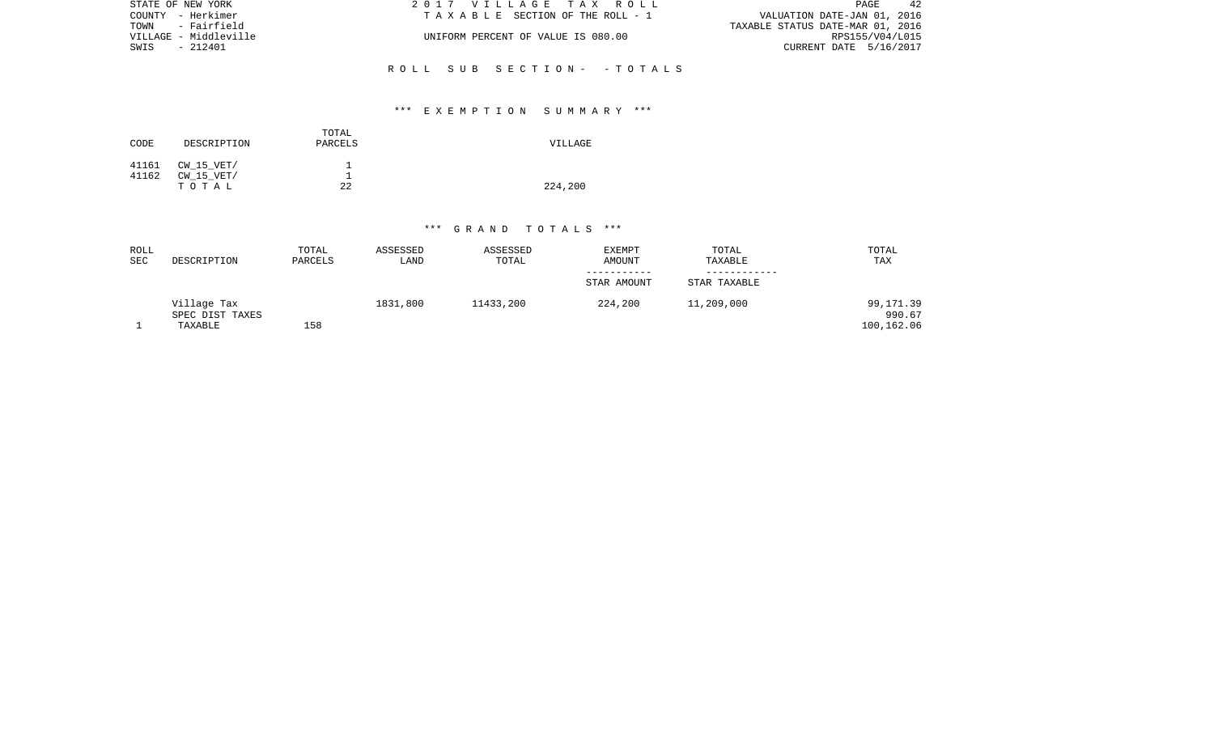STATE OF NEW YORK
COUNTY - Herkimer
TOWN - Fairfield
VILLAGE - Middleville
SWIS - 212401

2 0 1 7 V I L L A G E T A X R O L L
T A X A B L E SECTION OF THE ROLL - 1
UNIFORM PERCENT OF VALUE IS 080.00

VALUATION DATE-JAN 01, 2016
TAXABLE STATUS DATE-MAR 01, 2016
RPS155/V04/L015
CURRENT DATE 5/16/2017

R O L L S U B S E C T I O N - - T O T A L S

*** E X E M P T I O N S U M M A R Y ***

| CODE | DESCRIPTION | TOTAL PARCELS | VILLAGE |
|---|---|---|---|
| 41161 | CW_15_VET/ | 1 | |
| 41162 | CW_15_VET/ | 1 | |
| | T O T A L | 22 | 224,200 |

*** G R A N D T O T A L S ***

| ROLL SEC | DESCRIPTION | TOTAL PARCELS | ASSESSED LAND | ASSESSED TOTAL | EXEMPT AMOUNT / STAR AMOUNT | TOTAL TAXABLE / STAR TAXABLE | TOTAL TAX |
|---|---|---|---|---|---|---|---|
| | Village Tax | | 1831,800 | 11433,200 | 224,200 | 11,209,000 | 99,171.39 |
| | SPEC DIST TAXES | | | | | | 990.67 |
| 1 | TAXABLE | 158 | | | | | 100,162.06 |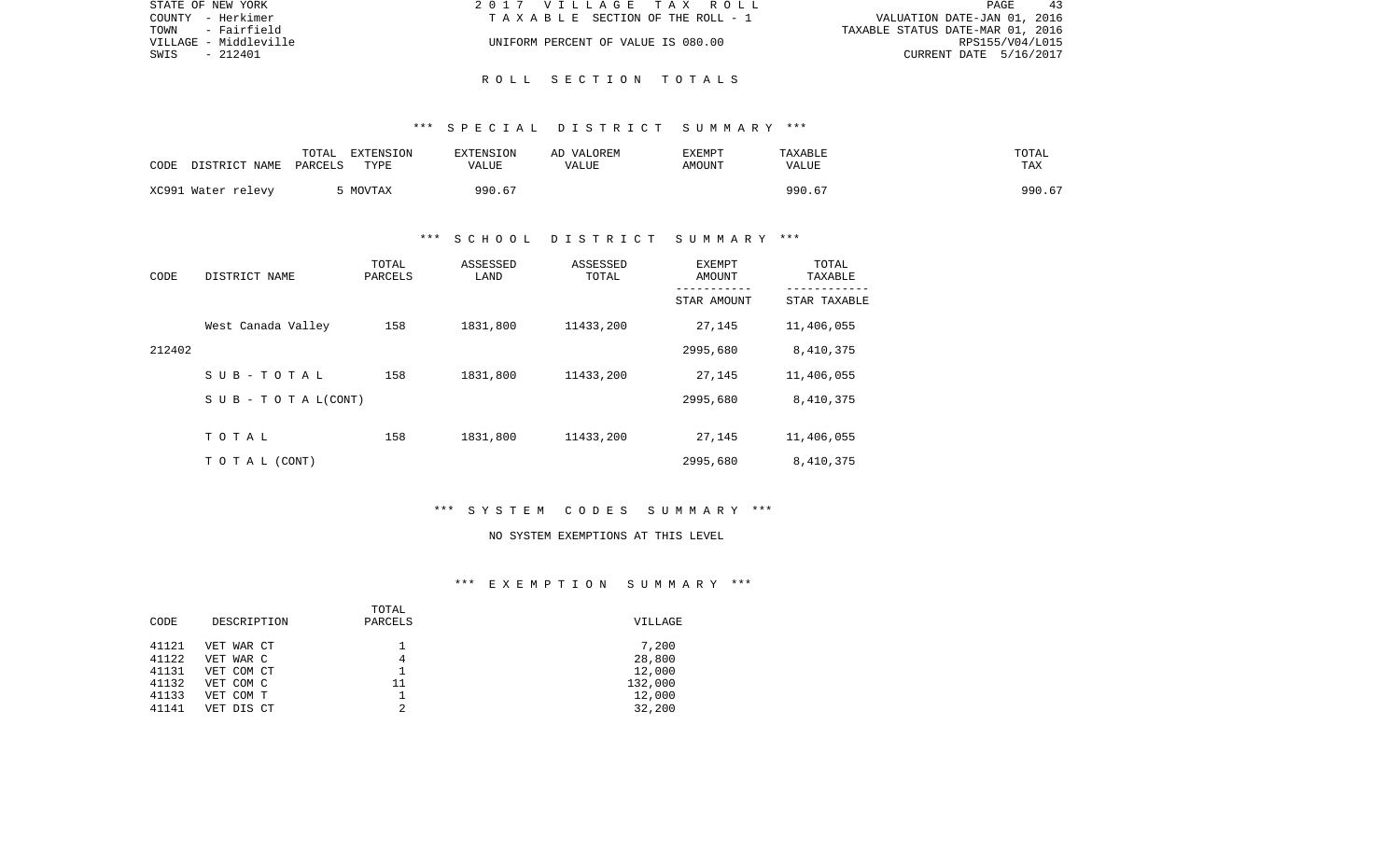STATE OF NEW YORK | COUNTY - Herkimer | TOWN - Fairfield | VILLAGE - Middleville | SWIS - 212401

2017 VILLAGE TAX ROLL
TAXABLE SECTION OF THE ROLL - 1
UNIFORM PERCENT OF VALUE IS 080.00

VALUATION DATE-JAN 01, 2016
TAXABLE STATUS DATE-MAR 01, 2016
RPS155/V04/L015
CURRENT DATE 5/16/2017

## ROLL SECTION TOTALS

### *** SPECIAL DISTRICT SUMMARY ***

| CODE | DISTRICT NAME | TOTAL PARCELS | EXTENSION TYPE | EXTENSION VALUE | AD VALOREM VALUE | EXEMPT AMOUNT | TAXABLE VALUE | TOTAL TAX |
|---|---|---|---|---|---|---|---|---|
| XC991 | Water relevy | 5 | MOVTAX | 990.67 | | | 990.67 | 990.67 |

### *** SCHOOL DISTRICT SUMMARY ***

| CODE | DISTRICT NAME | TOTAL PARCELS | ASSESSED LAND | ASSESSED TOTAL | EXEMPT AMOUNT / STAR AMOUNT | TOTAL TAXABLE / STAR TAXABLE |
|---|---|---|---|---|---|---|
| | West Canada Valley | 158 | 1831,800 | 11433,200 | 27,145 | 11,406,055 |
| 212402 | | | | | 2995,680 | 8,410,375 |
| | SUB-TOTAL | 158 | 1831,800 | 11433,200 | 27,145 | 11,406,055 |
| | SUB-TOTAL(CONT) | | | | 2995,680 | 8,410,375 |
| | TOTAL | 158 | 1831,800 | 11433,200 | 27,145 | 11,406,055 |
| | TOTAL (CONT) | | | | 2995,680 | 8,410,375 |

### *** SYSTEM CODES SUMMARY ***

NO SYSTEM EXEMPTIONS AT THIS LEVEL

### *** EXEMPTION SUMMARY ***

| CODE | DESCRIPTION | TOTAL PARCELS | VILLAGE |
|---|---|---|---|
| 41121 | VET WAR CT | 1 | 7,200 |
| 41122 | VET WAR C | 4 | 28,800 |
| 41131 | VET COM CT | 1 | 12,000 |
| 41132 | VET COM C | 11 | 132,000 |
| 41133 | VET COM T | 1 | 12,000 |
| 41141 | VET DIS CT | 2 | 32,200 |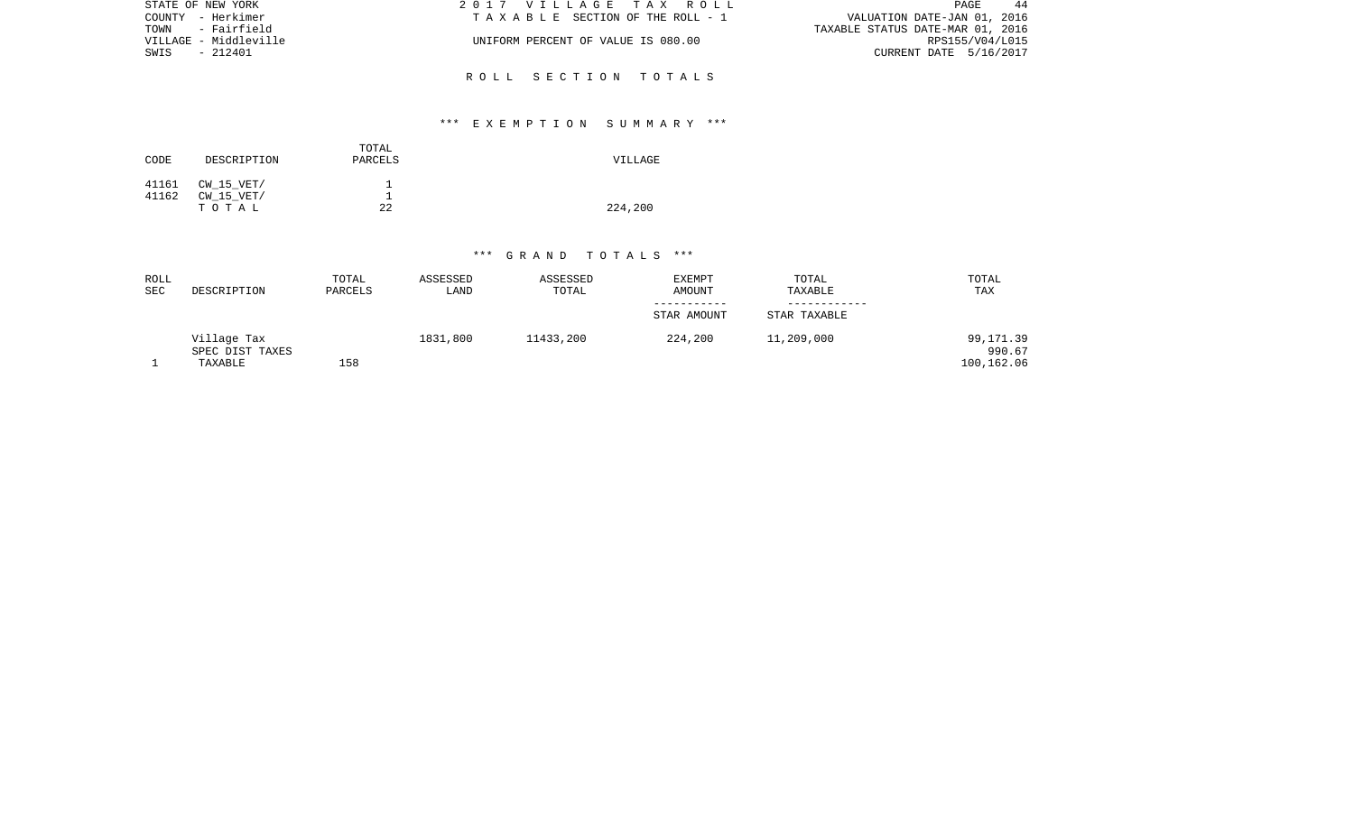STATE OF NEW YORK
COUNTY - Herkimer
TOWN - Fairfield
VILLAGE - Middleville
SWIS - 212401

# 2017 VILLAGE TAX ROLL

TAXABLE SECTION OF THE ROLL - 1

UNIFORM PERCENT OF VALUE IS 080.00

VALUATION DATE-JAN 01, 2016
TAXABLE STATUS DATE-MAR 01, 2016
RPS155/V04/L015
CURRENT DATE 5/16/2017

## ROLL SECTION TOTALS

### *** EXEMPTION SUMMARY ***

| CODE | DESCRIPTION | TOTAL PARCELS | VILLAGE |
|---|---|---|---|
| 41161 | CW_15_VET/ | 1 | |
| 41162 | CW_15_VET/ | 1 | |
| | TOTAL | 22 | 224,200 |

### *** GRAND TOTALS ***

| ROLL SEC | DESCRIPTION | TOTAL PARCELS | ASSESSED LAND | ASSESSED TOTAL | EXEMPT AMOUNT<br>-----------<br>STAR AMOUNT | TOTAL TAXABLE<br>------------<br>STAR TAXABLE | TOTAL TAX |
|---|---|---|---|---|---|---|---|
| | Village Tax | | 1831,800 | 11433,200 | 224,200 | 11,209,000 | 99,171.39 |
| | SPEC DIST TAXES | | | | | | 990.67 |
| 1 | TAXABLE | 158 | | | | | 100,162.06 |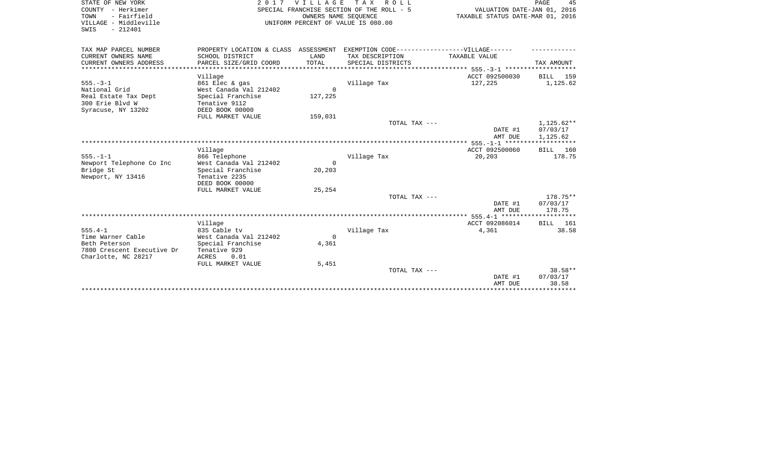STATE OF NEW YORK
COUNTY - Herkimer
TOWN - Fairfield
VILLAGE - Middleville
SWIS - 212401

2 0 1 7 V I L L A G E T A X R O L L
SPECIAL FRANCHISE SECTION OF THE ROLL - 5
OWNERS NAME SEQUENCE
UNIFORM PERCENT OF VALUE IS 080.00

VALUATION DATE-JAN 01, 2016
TAXABLE STATUS DATE-MAR 01, 2016

| TAX MAP PARCEL NUMBER / CURRENT OWNERS NAME / CURRENT OWNERS ADDRESS | PROPERTY LOCATION & CLASS / SCHOOL DISTRICT / PARCEL SIZE/GRID COORD | ASSESSMENT LAND / TOTAL | EXEMPTION CODE-----VILLAGE------ TAX DESCRIPTION / SPECIAL DISTRICTS | TAXABLE VALUE | TAX AMOUNT |
|---|---|---|---|---|---|
| 555.-3-1 | Village | | | ACCT 092500030 | BILL 159 |
| National Grid | 861 Elec & gas | | Village Tax | 127,225 | 1,125.62 |
| Real Estate Tax Dept | West Canada Val 212402 | 0 | | | |
| 300 Erie Blvd W | Special Franchise | 127,225 | | | |
| Syracuse, NY 13202 | Tenative 9112 | | | | |
| | DEED BOOK 00000 | | | | |
| | FULL MARKET VALUE | 159,031 | | | |
| | | | TOTAL TAX --- | | 1,125.62** |
| | | | | DATE #1 | 07/03/17 |
| | | | | AMT DUE | 1,125.62 |
| 555.-1-1 | Village | | | ACCT 092500060 | BILL 160 |
| Newport Telephone Co Inc | 866 Telephone | | Village Tax | 20,203 | 178.75 |
| Bridge St | West Canada Val 212402 | 0 | | | |
| Newport, NY 13416 | Special Franchise | 20,203 | | | |
| | Tenative 2235 | | | | |
| | DEED BOOK 00000 | | | | |
| | FULL MARKET VALUE | 25,254 | | | |
| | | | TOTAL TAX --- | | 178.75** |
| | | | | DATE #1 | 07/03/17 |
| | | | | AMT DUE | 178.75 |
| 555.4-1 | Village | | | ACCT 092086014 | BILL 161 |
| Time Warner Cable | 835 Cable tv | | Village Tax | 4,361 | 38.58 |
| Beth Peterson | West Canada Val 212402 | 0 | | | |
| 7800 Crescent Executive Dr | Special Franchise | 4,361 | | | |
| Charlotte, NC 28217 | Tenative 929 | | | | |
| | ACRES 0.01 | | | | |
| | FULL MARKET VALUE | 5,451 | | | |
| | | | TOTAL TAX --- | | 38.58** |
| | | | | DATE #1 | 07/03/17 |
| | | | | AMT DUE | 38.58 |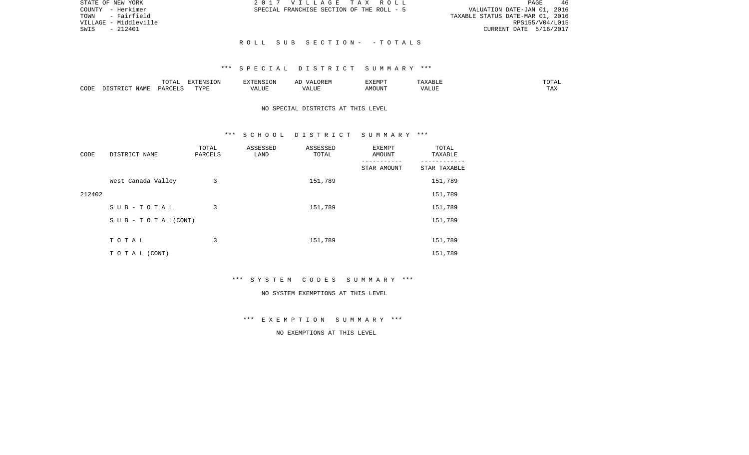STATE OF NEW YORK
COUNTY - Herkimer
TOWN - Fairfield
VILLAGE - Middleville
SWIS - 212401

2 0 1 7 V I L L A G E T A X R O L L
SPECIAL FRANCHISE SECTION OF THE ROLL - 5

VALUATION DATE-JAN 01, 2016
TAXABLE STATUS DATE-MAR 01, 2016
RPS155/V04/L015
CURRENT DATE 5/16/2017

R O L L S U B S E C T I O N - - T O T A L S

*** S P E C I A L D I S T R I C T S U M M A R Y ***

| CODE | DISTRICT NAME | TOTAL PARCELS | EXTENSION TYPE | EXTENSION VALUE | AD VALOREM VALUE | EXEMPT AMOUNT | TAXABLE VALUE | TOTAL TAX |
|---|---|---|---|---|---|---|---|---|

NO SPECIAL DISTRICTS AT THIS LEVEL

*** S C H O O L D I S T R I C T S U M M A R Y ***

| CODE | DISTRICT NAME | TOTAL PARCELS | ASSESSED LAND | ASSESSED TOTAL | EXEMPT AMOUNT / STAR AMOUNT | TOTAL TAXABLE / STAR TAXABLE |
|---|---|---|---|---|---|---|
| 212402 | West Canada Valley | 3 | | 151,789 | | 151,789 |
| | | | | | | 151,789 |
| | S U B - T O T A L | 3 | | 151,789 | | 151,789 |
| | S U B - T O T A L(CONT) | | | | | 151,789 |
| | T O T A L | 3 | | 151,789 | | 151,789 |
| | T O T A L (CONT) | | | | | 151,789 |

*** S Y S T E M C O D E S S U M M A R Y ***

NO SYSTEM EXEMPTIONS AT THIS LEVEL

*** E X E M P T I O N S U M M A R Y ***

NO EXEMPTIONS AT THIS LEVEL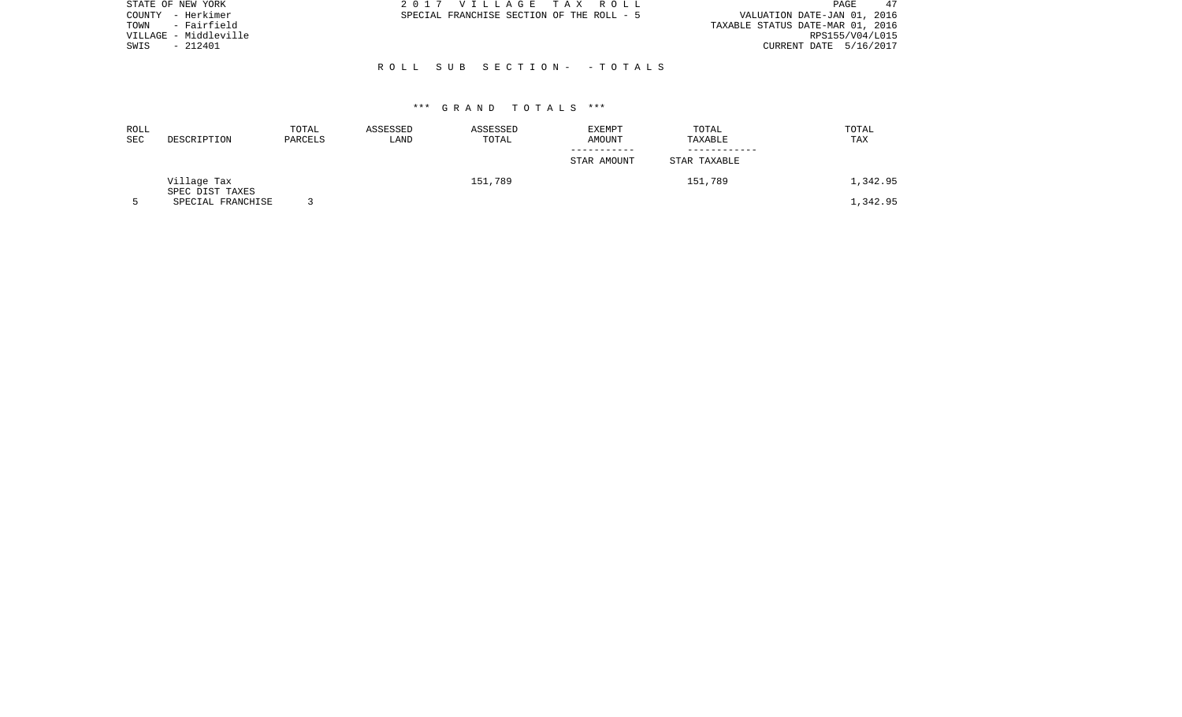STATE OF NEW YORK
COUNTY - Herkimer
TOWN - Fairfield
VILLAGE - Middleville
SWIS - 212401

2 0 1 7 V I L L A G E T A X R O L L
SPECIAL FRANCHISE SECTION OF THE ROLL - 5

VALUATION DATE-JAN 01, 2016
TAXABLE STATUS DATE-MAR 01, 2016
RPS155/V04/L015
CURRENT DATE 5/16/2017

R O L L S U B S E C T I O N - - T O T A L S

*** G R A N D T O T A L S ***

| ROLL SEC | DESCRIPTION | TOTAL PARCELS | ASSESSED LAND | ASSESSED TOTAL | EXEMPT AMOUNT<br>-----------<br>STAR AMOUNT | TOTAL TAXABLE<br>------------<br>STAR TAXABLE | TOTAL TAX |
|---|---|---|---|---|---|---|---|
| | Village Tax | | | 151,789 | | 151,789 | 1,342.95 |
| | SPEC DIST TAXES | | | | | | |
| 5 | SPECIAL FRANCHISE | 3 | | | | | 1,342.95 |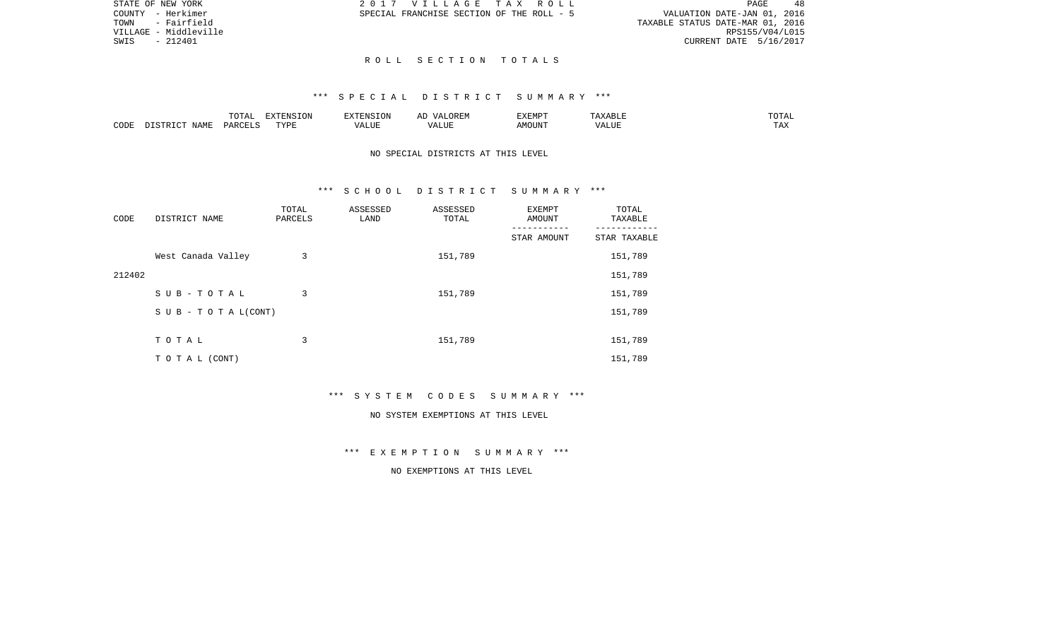STATE OF NEW YORK
COUNTY - Herkimer
TOWN - Fairfield
VILLAGE - Middleville
SWIS - 212401

2 0 1 7 V I L L A G E T A X R O L L
SPECIAL FRANCHISE SECTION OF THE ROLL - 5

VALUATION DATE-JAN 01, 2016
TAXABLE STATUS DATE-MAR 01, 2016
RPS155/V04/L015
CURRENT DATE 5/16/2017

R O L L S E C T I O N T O T A L S

*** S P E C I A L D I S T R I C T S U M M A R Y ***

| CODE | DISTRICT NAME | TOTAL PARCELS | EXTENSION TYPE | EXTENSION VALUE | AD VALOREM VALUE | EXEMPT AMOUNT | TAXABLE VALUE | TOTAL TAX |
|---|---|---|---|---|---|---|---|---|

NO SPECIAL DISTRICTS AT THIS LEVEL

*** S C H O O L D I S T R I C T S U M M A R Y ***

| CODE | DISTRICT NAME | TOTAL PARCELS | ASSESSED LAND | ASSESSED TOTAL | EXEMPT AMOUNT<br>-----------<br>STAR AMOUNT | TOTAL TAXABLE<br>------------<br>STAR TAXABLE |
|---|---|---|---|---|---|---|
| | West Canada Valley | 3 | | 151,789 | | 151,789 |
| 212402 | | | | | | 151,789 |
| | S U B - T O T A L | 3 | | 151,789 | | 151,789 |
| | S U B - T O T A L(CONT) | | | | | 151,789 |
| | T O T A L | 3 | | 151,789 | | 151,789 |
| | T O T A L (CONT) | | | | | 151,789 |

*** S Y S T E M C O D E S S U M M A R Y ***

NO SYSTEM EXEMPTIONS AT THIS LEVEL

*** E X E M P T I O N S U M M A R Y ***

NO EXEMPTIONS AT THIS LEVEL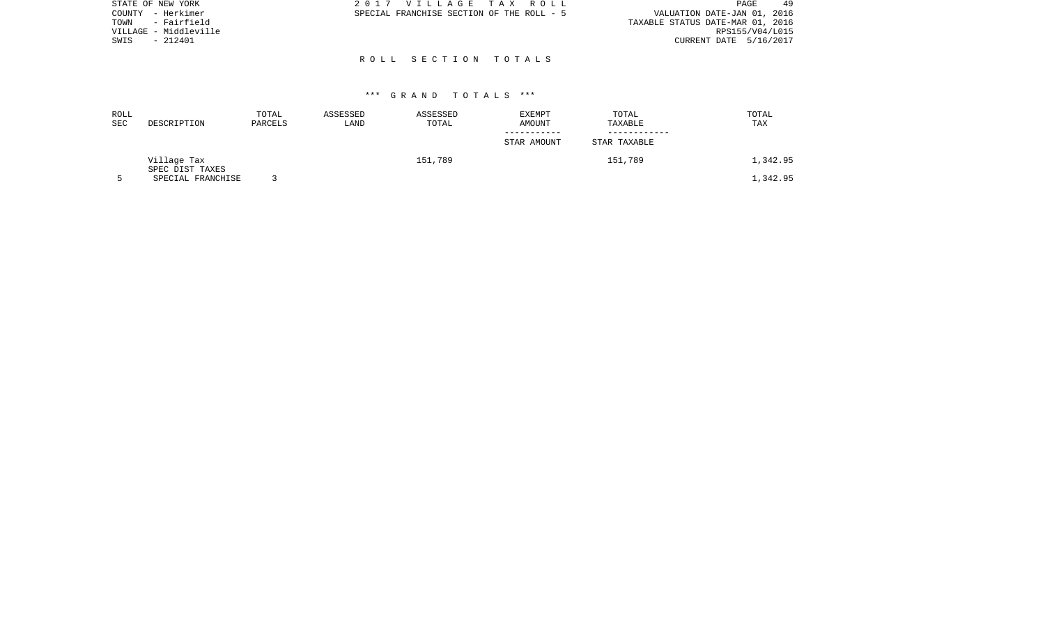STATE OF NEW YORK
COUNTY - Herkimer
TOWN - Fairfield
VILLAGE - Middleville
SWIS - 212401

2 0 1 7 V I L L A G E T A X R O L L
SPECIAL FRANCHISE SECTION OF THE ROLL - 5

VALUATION DATE-JAN 01, 2016
TAXABLE STATUS DATE-MAR 01, 2016
RPS155/V04/L015
CURRENT DATE 5/16/2017

## R O L L S E C T I O N T O T A L S

### *** G R A N D T O T A L S ***

| ROLL SEC | DESCRIPTION | TOTAL PARCELS | ASSESSED LAND | ASSESSED TOTAL | EXEMPT AMOUNT<br>-----------<br>STAR AMOUNT | TOTAL TAXABLE<br>------------<br>STAR TAXABLE | TOTAL TAX |
|---|---|---|---|---|---|---|---|
| | Village Tax | | | 151,789 | | 151,789 | 1,342.95 |
| | SPEC DIST TAXES | | | | | | |
| 5 | SPECIAL FRANCHISE | 3 | | | | | 1,342.95 |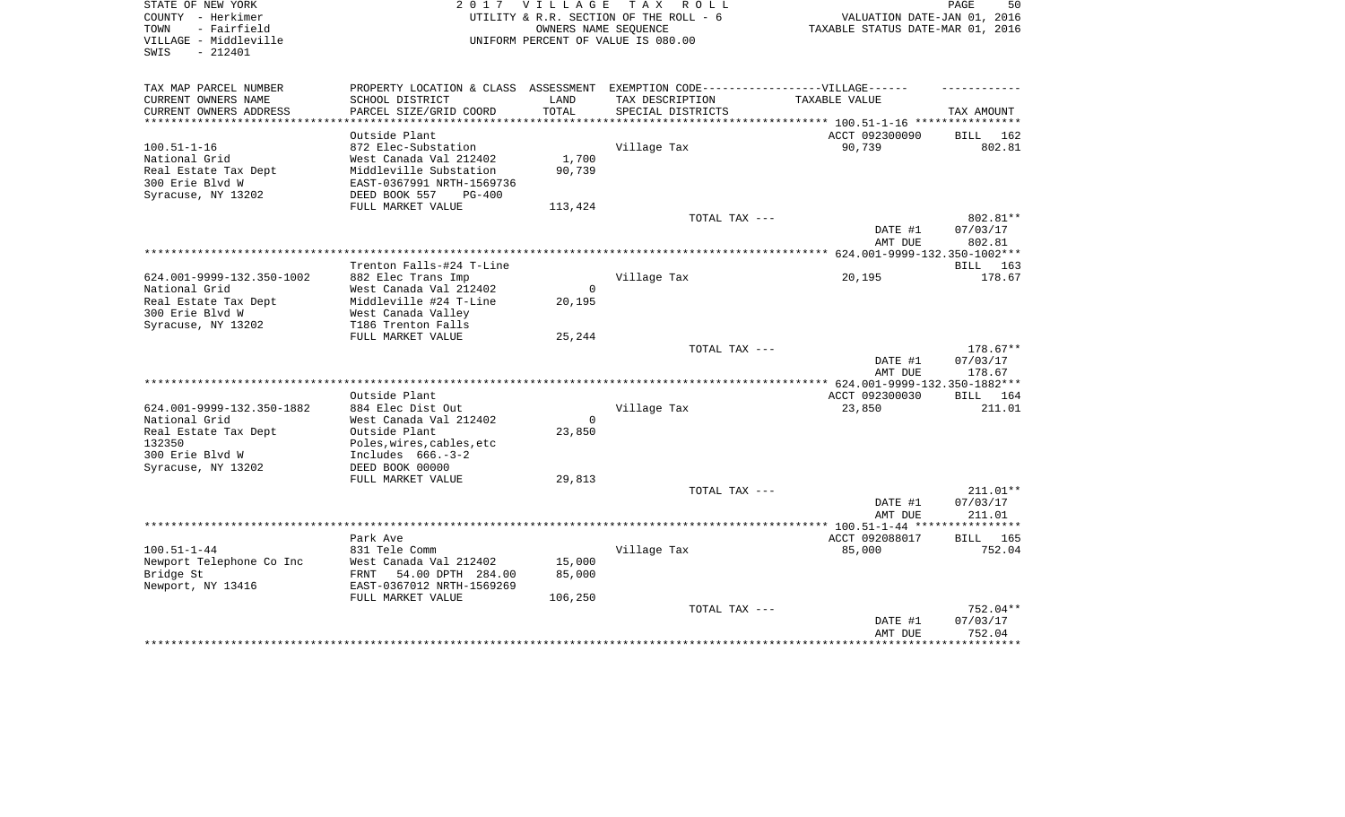STATE OF NEW YORK
COUNTY - Herkimer
TOWN - Fairfield
VILLAGE - Middleville
SWIS - 212401

2017 VILLAGE TAX ROLL
UTILITY & R.R. SECTION OF THE ROLL - 6
OWNERS NAME SEQUENCE
UNIFORM PERCENT OF VALUE IS 080.00

VALUATION DATE-JAN 01, 2016
TAXABLE STATUS DATE-MAR 01, 2016

| TAX MAP PARCEL NUMBER<br>CURRENT OWNERS NAME<br>CURRENT OWNERS ADDRESS | PROPERTY LOCATION & CLASS<br>SCHOOL DISTRICT<br>PARCEL SIZE/GRID COORD | ASSESSMENT<br>LAND<br>TOTAL | EXEMPTION CODE-----VILLAGE------<br>TAX DESCRIPTION<br>SPECIAL DISTRICTS | TAXABLE VALUE | TAX AMOUNT |
|---|---|---|---|---|---|
| 100.51-1-16 | Outside Plant | | | ACCT 092300090 | BILL 162 |
| 100.51-1-16 | 872 Elec-Substation | | Village Tax | 90,739 | 802.81 |
| National Grid | West Canada Val 212402 | 1,700 | | | |
| Real Estate Tax Dept | Middleville Substation | 90,739 | | | |
| 300 Erie Blvd W | EAST-0367991 NRTH-1569736 | | | | |
| Syracuse, NY 13202 | DEED BOOK 557 PG-400 | | | | |
| | FULL MARKET VALUE | 113,424 | | | |
| | | | TOTAL TAX --- | | 802.81** |
| | | | | DATE #1 | 07/03/17 |
| | | | | AMT DUE | 802.81 |
| 624.001-9999-132.350-1002 | Trenton Falls-#24 T-Line | | | | BILL 163 |
| 624.001-9999-132.350-1002 | 882 Elec Trans Imp | | Village Tax | 20,195 | 178.67 |
| National Grid | West Canada Val 212402 | 0 | | | |
| Real Estate Tax Dept | Middleville #24 T-Line | 20,195 | | | |
| 300 Erie Blvd W | West Canada Valley | | | | |
| Syracuse, NY 13202 | T186 Trenton Falls | | | | |
| | FULL MARKET VALUE | 25,244 | | | |
| | | | TOTAL TAX --- | | 178.67** |
| | | | | DATE #1 | 07/03/17 |
| | | | | AMT DUE | 178.67 |
| 624.001-9999-132.350-1882 | Outside Plant | | | ACCT 092300030 | BILL 164 |
| 624.001-9999-132.350-1882 | 884 Elec Dist Out | | Village Tax | 23,850 | 211.01 |
| National Grid | West Canada Val 212402 | 0 | | | |
| Real Estate Tax Dept | Outside Plant | 23,850 | | | |
| 132350 | Poles,wires,cables,etc | | | | |
| 300 Erie Blvd W | Includes 666.-3-2 | | | | |
| Syracuse, NY 13202 | DEED BOOK 00000 | | | | |
| | FULL MARKET VALUE | 29,813 | | | |
| | | | TOTAL TAX --- | | 211.01** |
| | | | | DATE #1 | 07/03/17 |
| | | | | AMT DUE | 211.01 |
| 100.51-1-44 | Park Ave | | | ACCT 092088017 | BILL 165 |
| 100.51-1-44 | 831 Tele Comm | | Village Tax | 85,000 | 752.04 |
| Newport Telephone Co Inc | West Canada Val 212402 | 15,000 | | | |
| Bridge St | FRNT 54.00 DPTH 284.00 | 85,000 | | | |
| Newport, NY 13416 | EAST-0367012 NRTH-1569269 | | | | |
| | FULL MARKET VALUE | 106,250 | | | |
| | | | TOTAL TAX --- | | 752.04** |
| | | | | DATE #1 | 07/03/17 |
| | | | | AMT DUE | 752.04 |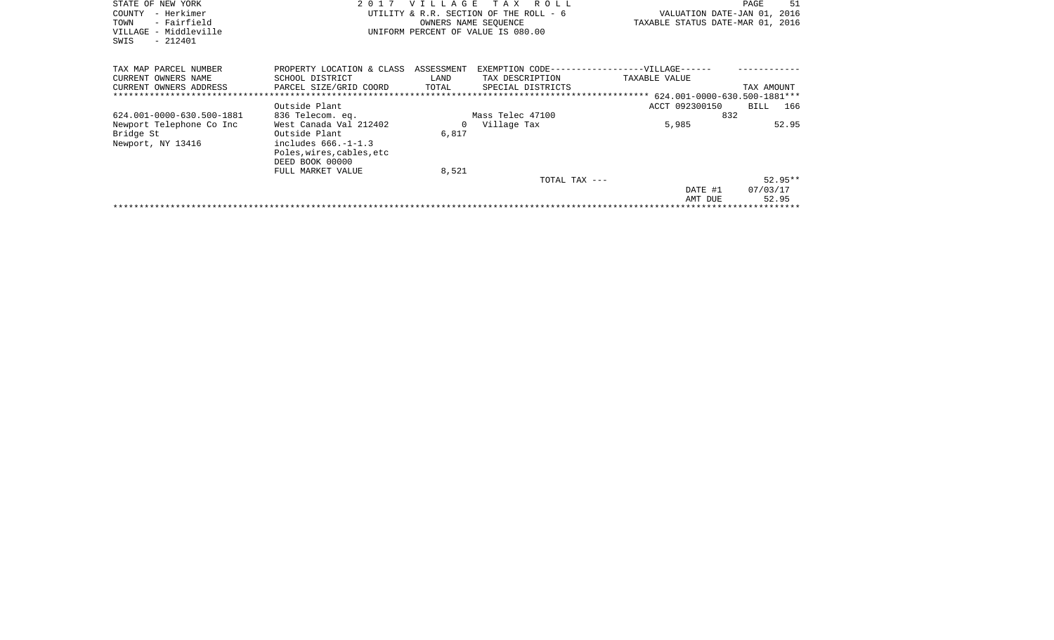STATE OF NEW YORK
COUNTY - Herkimer
TOWN - Fairfield
VILLAGE - Middleville
SWIS - 212401

2 0 1 7 V I L L A G E T A X R O L L
UTILITY & R.R. SECTION OF THE ROLL - 6
OWNERS NAME SEQUENCE
UNIFORM PERCENT OF VALUE IS 080.00

VALUATION DATE-JAN 01, 2016
TAXABLE STATUS DATE-MAR 01, 2016

| TAX MAP PARCEL NUMBER / CURRENT OWNERS NAME / CURRENT OWNERS ADDRESS | PROPERTY LOCATION & CLASS / SCHOOL DISTRICT / PARCEL SIZE/GRID COORD | ASSESSMENT LAND / TOTAL | EXEMPTION CODE-----VILLAGE----- TAX DESCRIPTION / SPECIAL DISTRICTS | TAXABLE VALUE | TAX AMOUNT |
|---|---|---|---|---|---|
| | | | | 624.001-0000-630.500-1881 | |
| | Outside Plant | | | ACCT 092300150 | BILL 166 |
| 624.001-0000-630.500-1881 | 836 Telecom. eq. | | Mass Telec 47100 | 832 | |
| Newport Telephone Co Inc | West Canada Val 212402 | 0 | Village Tax | 5,985 | 52.95 |
| Bridge St | Outside Plant | 6,817 | | | |
| Newport, NY 13416 | includes 666.-1-1.3 | | | | |
| | Poles,wires,cables,etc | | | | |
| | DEED BOOK 00000 | | | | |
| | FULL MARKET VALUE | 8,521 | | | |
| | | | TOTAL TAX --- | | 52.95** |
| | | | | DATE #1 | 07/03/17 |
| | | | | AMT DUE | 52.95 |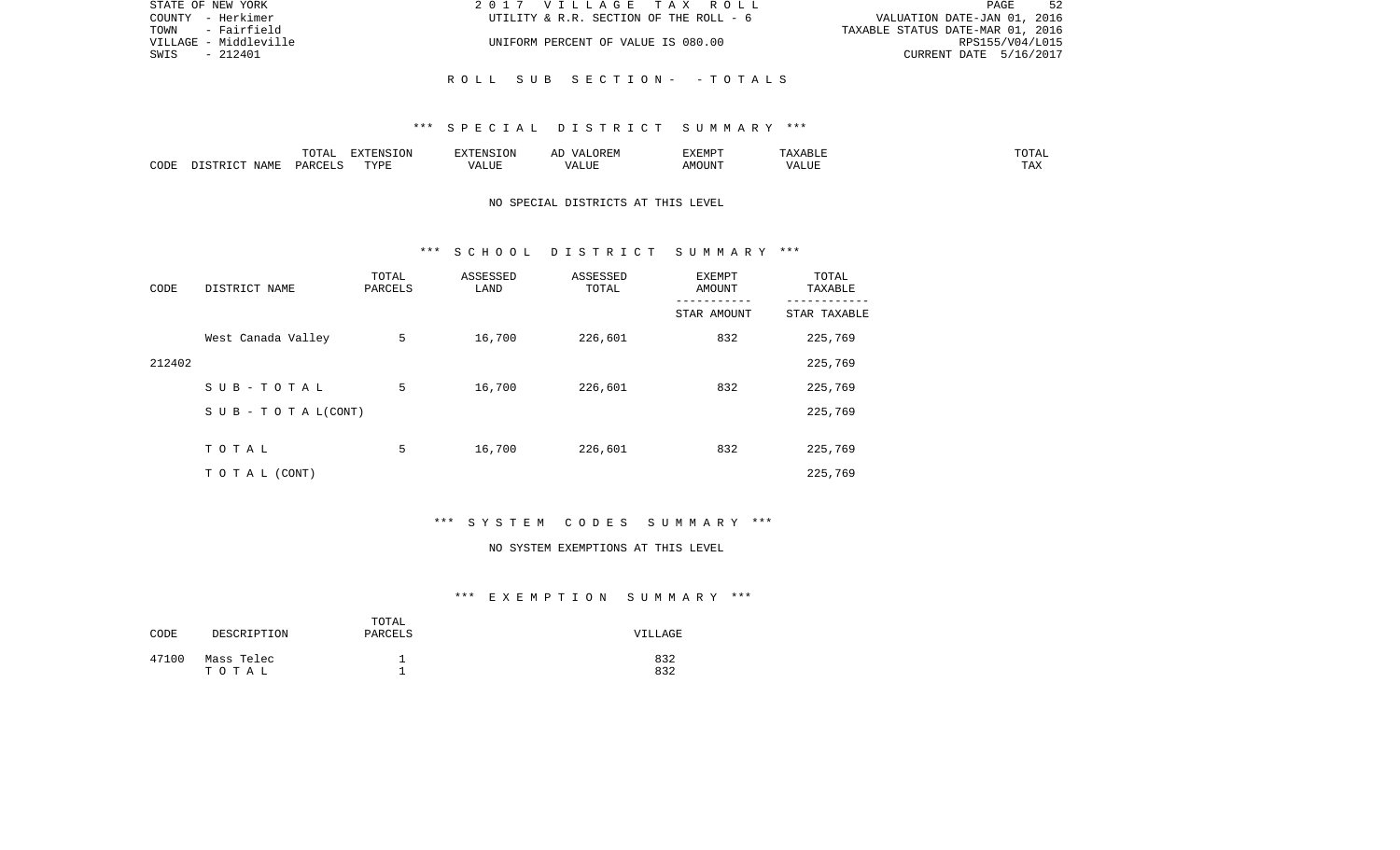## R O L L   S U B   S E C T I O N -   - T O T A L S

### *** S P E C I A L   D I S T R I C T   S U M M A R Y ***

| CODE | DISTRICT NAME | TOTAL PARCELS | EXTENSION TYPE | EXTENSION VALUE | AD VALOREM VALUE | EXEMPT AMOUNT | TAXABLE VALUE | TOTAL TAX |
|---|---|---|---|---|---|---|---|---|

NO SPECIAL DISTRICTS AT THIS LEVEL

### *** S C H O O L   D I S T R I C T   S U M M A R Y ***

| CODE | DISTRICT NAME | TOTAL PARCELS | ASSESSED LAND | ASSESSED TOTAL | EXEMPT AMOUNT / STAR AMOUNT | TOTAL TAXABLE / STAR TAXABLE |
|---|---|---|---|---|---|---|
| | West Canada Valley | 5 | 16,700 | 226,601 | 832 | 225,769 |
| 212402 | | | | | | 225,769 |
| | S U B - T O T A L | 5 | 16,700 | 226,601 | 832 | 225,769 |
| | S U B - T O T A L(CONT) | | | | | 225,769 |
| | T O T A L | 5 | 16,700 | 226,601 | 832 | 225,769 |
| | T O T A L (CONT) | | | | | 225,769 |

### *** S Y S T E M   C O D E S   S U M M A R Y ***

NO SYSTEM EXEMPTIONS AT THIS LEVEL

### *** E X E M P T I O N   S U M M A R Y ***

| CODE | DESCRIPTION | TOTAL PARCELS | VILLAGE |
|---|---|---|---|
| 47100 | Mass Telec | 1 | 832 |
| | T O T A L | 1 | 832 |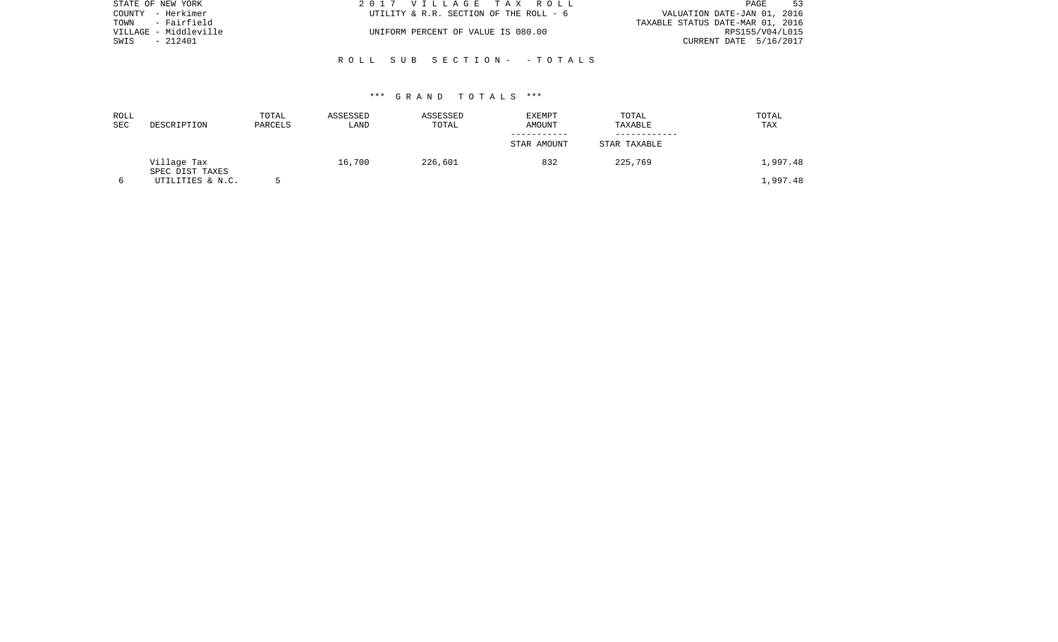STATE OF NEW YORK
COUNTY - Herkimer
TOWN - Fairfield
VILLAGE - Middleville
SWIS - 212401

2 0 1 7 V I L L A G E T A X R O L L
UTILITY & R.R. SECTION OF THE ROLL - 6
UNIFORM PERCENT OF VALUE IS 080.00

VALUATION DATE-JAN 01, 2016
TAXABLE STATUS DATE-MAR 01, 2016
RPS155/V04/L015
CURRENT DATE 5/16/2017

R O L L S U B S E C T I O N - - T O T A L S

*** G R A N D T O T A L S ***

| ROLL SEC | DESCRIPTION | TOTAL PARCELS | ASSESSED LAND | ASSESSED TOTAL | EXEMPT AMOUNT / STAR AMOUNT | TOTAL TAXABLE / STAR TAXABLE | TOTAL TAX |
|---|---|---|---|---|---|---|---|
| | Village Tax | | 16,700 | 226,601 | 832 | 225,769 | 1,997.48 |
| | SPEC DIST TAXES | | | | | | |
| 6 | UTILITIES & N.C. | 5 | | | | | 1,997.48 |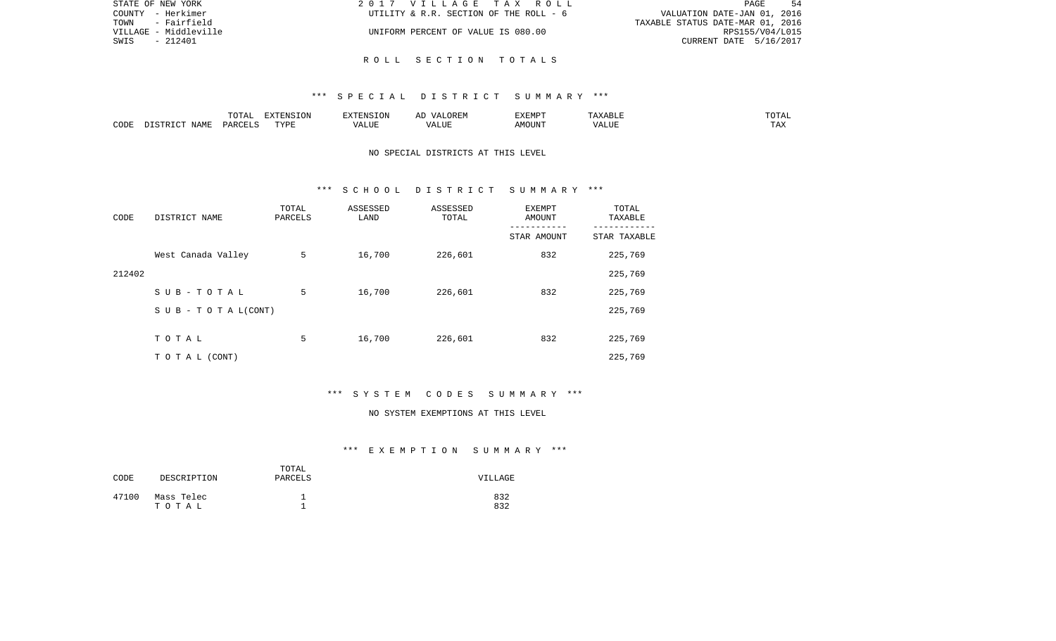STATE OF NEW YORK
COUNTY - Herkimer
TOWN - Fairfield
VILLAGE - Middleville
SWIS - 212401

2 0 1 7 V I L L A G E T A X R O L L
UTILITY & R.R. SECTION OF THE ROLL - 6
UNIFORM PERCENT OF VALUE IS 080.00

VALUATION DATE-JAN 01, 2016
TAXABLE STATUS DATE-MAR 01, 2016
RPS155/V04/L015
CURRENT DATE 5/16/2017

## R O L L S E C T I O N T O T A L S

### *** S P E C I A L D I S T R I C T S U M M A R Y ***

| CODE | DISTRICT NAME | TOTAL PARCELS | EXTENSION TYPE | EXTENSION VALUE | AD VALOREM VALUE | EXEMPT AMOUNT | TAXABLE VALUE | TOTAL TAX |
|---|---|---|---|---|---|---|---|---|

NO SPECIAL DISTRICTS AT THIS LEVEL

### *** S C H O O L D I S T R I C T S U M M A R Y ***

| CODE | DISTRICT NAME | TOTAL PARCELS | ASSESSED LAND | ASSESSED TOTAL | EXEMPT AMOUNT / STAR AMOUNT | TOTAL TAXABLE / STAR TAXABLE |
|---|---|---|---|---|---|---|
| | West Canada Valley | 5 | 16,700 | 226,601 | 832 | 225,769 |
| 212402 | | | | | | 225,769 |
| | S U B - T O T A L | 5 | 16,700 | 226,601 | 832 | 225,769 |
| | S U B - T O T A L(CONT) | | | | | 225,769 |
| | T O T A L | 5 | 16,700 | 226,601 | 832 | 225,769 |
| | T O T A L (CONT) | | | | | 225,769 |

### *** S Y S T E M C O D E S S U M M A R Y ***

NO SYSTEM EXEMPTIONS AT THIS LEVEL

### *** E X E M P T I O N S U M M A R Y ***

| CODE | DESCRIPTION | TOTAL PARCELS | VILLAGE |
|---|---|---|---|
| 47100 | Mass Telec | 1 | 832 |
| | T O T A L | 1 | 832 |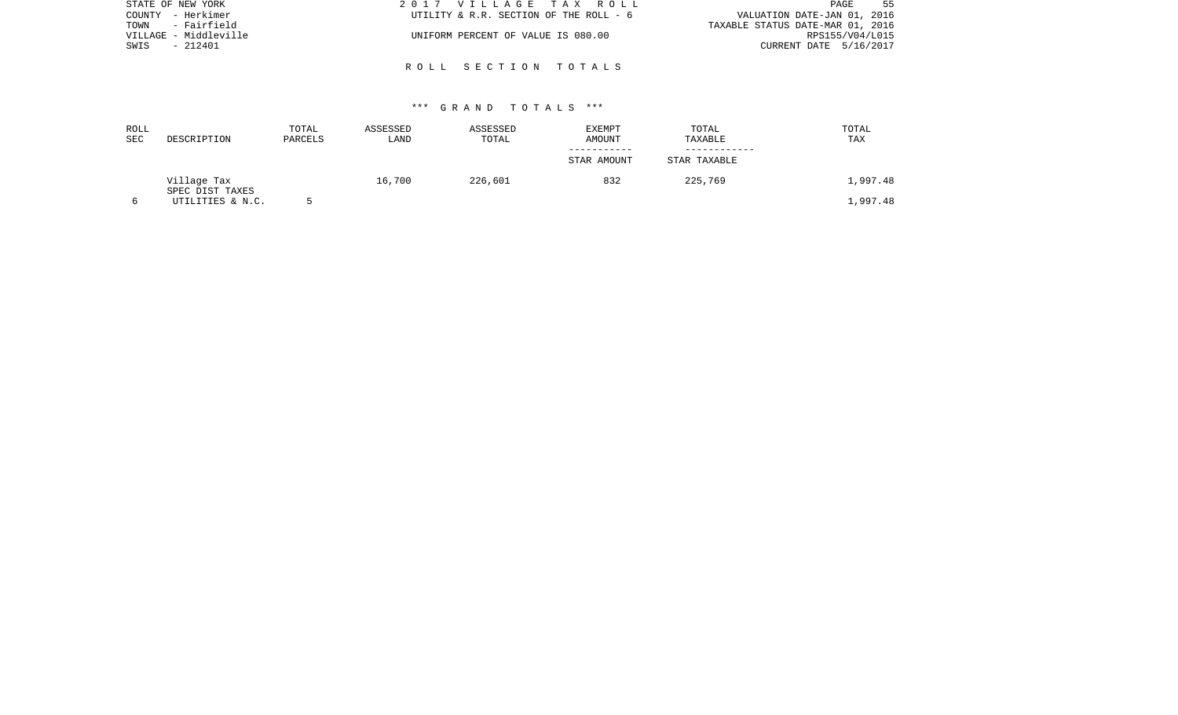STATE OF NEW YORK
COUNTY - Herkimer
TOWN - Fairfield
VILLAGE - Middleville
SWIS - 212401

2 0 1 7 V I L L A G E T A X R O L L
UTILITY & R.R. SECTION OF THE ROLL - 6

UNIFORM PERCENT OF VALUE IS 080.00

VALUATION DATE-JAN 01, 2016
TAXABLE STATUS DATE-MAR 01, 2016
RPS155/V04/L015
CURRENT DATE 5/16/2017

## R O L L S E C T I O N T O T A L S

### *** G R A N D T O T A L S ***

| ROLL SEC | DESCRIPTION | TOTAL PARCELS | ASSESSED LAND | ASSESSED TOTAL | EXEMPT AMOUNT / STAR AMOUNT | TOTAL TAXABLE / STAR TAXABLE | TOTAL TAX |
|---|---|---|---|---|---|---|---|
| | Village Tax | | 16,700 | 226,601 | 832 | 225,769 | 1,997.48 |
| | SPEC DIST TAXES | | | | | | |
| 6 | UTILITIES & N.C. | 5 | | | | | 1,997.48 |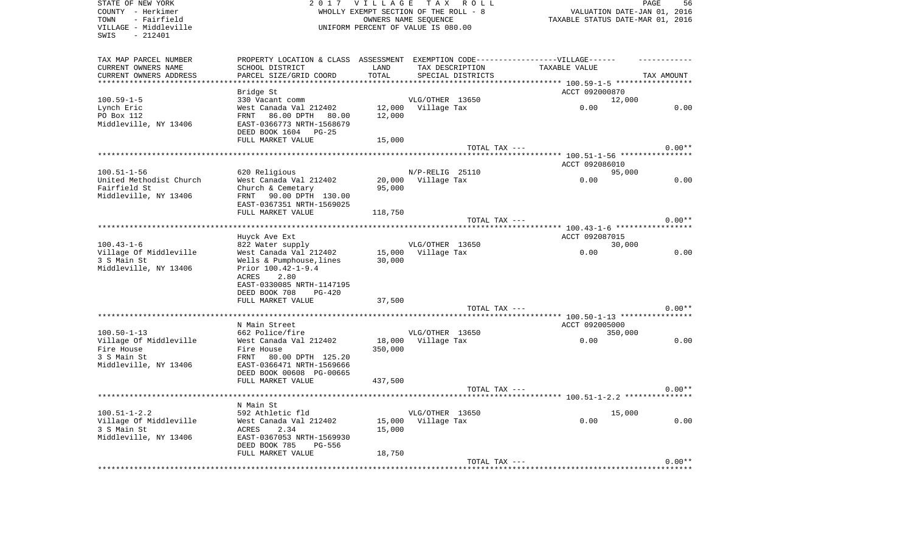STATE OF NEW YORK
COUNTY - Herkimer
TOWN - Fairfield
VILLAGE - Middleville
SWIS - 212401

2017 VILLAGE TAX ROLL
WHOLLY EXEMPT SECTION OF THE ROLL - 8
OWNERS NAME SEQUENCE
UNIFORM PERCENT OF VALUE IS 080.00

VALUATION DATE-JAN 01, 2016
TAXABLE STATUS DATE-MAR 01, 2016

| TAX MAP PARCEL NUMBER / CURRENT OWNERS NAME / CURRENT OWNERS ADDRESS | PROPERTY LOCATION & CLASS / SCHOOL DISTRICT / PARCEL SIZE/GRID COORD | ASSESSMENT LAND / TOTAL | EXEMPTION CODE / TAX DESCRIPTION / SPECIAL DISTRICTS | VILLAGE TAXABLE VALUE | TAX AMOUNT |
|---|---|---|---|---|---|
| **100.59-1-5** | Bridge St | | | ACCT 092000870 | |
| 100.59-1-5 | 330 Vacant comm | | VLG/OTHER 13650 | 12,000 | |
| Lynch Eric | West Canada Val 212402 | 12,000 | Village Tax | 0.00 | 0.00 |
| PO Box 112 | FRNT 86.00 DPTH 80.00 | 12,000 | | | |
| Middleville, NY 13406 | EAST-0366773 NRTH-1568679 | | | | |
| | DEED BOOK 1604 PG-25 | | | | |
| | FULL MARKET VALUE | 15,000 | | | |
| | | | TOTAL TAX --- | | 0.00** |
| **100.51-1-56** | | | | ACCT 092086010 | |
| 100.51-1-56 | 620 Religious | | N/P-RELIG 25110 | 95,000 | |
| United Methodist Church | West Canada Val 212402 | 20,000 | Village Tax | 0.00 | 0.00 |
| Fairfield St | Church & Cemetary | 95,000 | | | |
| Middleville, NY 13406 | FRNT 90.00 DPTH 130.00 | | | | |
| | EAST-0367351 NRTH-1569025 | | | | |
| | FULL MARKET VALUE | 118,750 | | | |
| | | | TOTAL TAX --- | | 0.00** |
| **100.43-1-6** | Huyck Ave Ext | | | ACCT 092087015 | |
| 100.43-1-6 | 822 Water supply | | VLG/OTHER 13650 | 30,000 | |
| Village Of Middleville | West Canada Val 212402 | 15,000 | Village Tax | 0.00 | 0.00 |
| 3 S Main St | Wells & Pumphouse,lines | 30,000 | | | |
| Middleville, NY 13406 | Prior 100.42-1-9.4 | | | | |
| | ACRES 2.80 | | | | |
| | EAST-0330085 NRTH-1147195 | | | | |
| | DEED BOOK 708 PG-420 | | | | |
| | FULL MARKET VALUE | 37,500 | | | |
| | | | TOTAL TAX --- | | 0.00** |
| **100.50-1-13** | N Main Street | | | ACCT 092005000 | |
| 100.50-1-13 | 662 Police/fire | | VLG/OTHER 13650 | 350,000 | |
| Village Of Middleville | West Canada Val 212402 | 18,000 | Village Tax | 0.00 | 0.00 |
| Fire House | Fire House | 350,000 | | | |
| 3 S Main St | FRNT 80.00 DPTH 125.20 | | | | |
| Middleville, NY 13406 | EAST-0366471 NRTH-1569666 | | | | |
| | DEED BOOK 00608 PG-00665 | | | | |
| | FULL MARKET VALUE | 437,500 | | | |
| | | | TOTAL TAX --- | | 0.00** |
| **100.51-1-2.2** | N Main St | | | | |
| 100.51-1-2.2 | 592 Athletic fld | | VLG/OTHER 13650 | 15,000 | |
| Village Of Middleville | West Canada Val 212402 | 15,000 | Village Tax | 0.00 | 0.00 |
| 3 S Main St | ACRES 2.34 | 15,000 | | | |
| Middleville, NY 13406 | EAST-0367053 NRTH-1569930 | | | | |
| | DEED BOOK 785 PG-556 | | | | |
| | FULL MARKET VALUE | 18,750 | | | |
| | | | TOTAL TAX --- | | 0.00** |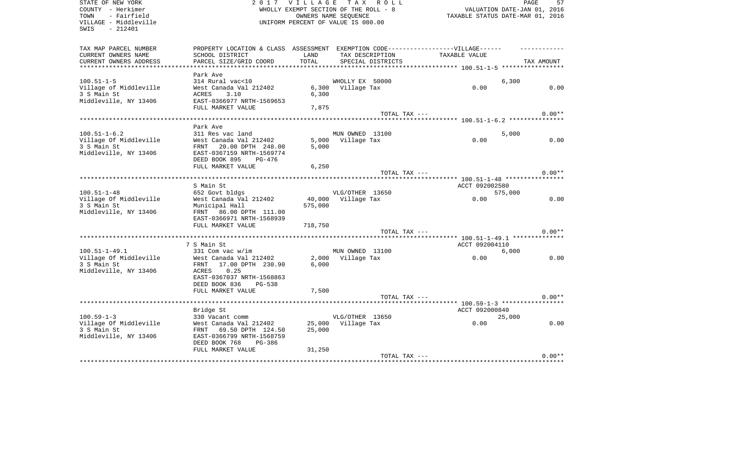STATE OF NEW YORK
COUNTY - Herkimer
TOWN - Fairfield
VILLAGE - Middleville
SWIS - 212401

2 0 1 7 V I L L A G E T A X R O L L
WHOLLY EXEMPT SECTION OF THE ROLL - 8
OWNERS NAME SEQUENCE
UNIFORM PERCENT OF VALUE IS 080.00

VALUATION DATE-JAN 01, 2016
TAXABLE STATUS DATE-MAR 01, 2016

| TAX MAP PARCEL NUMBER / CURRENT OWNERS NAME / CURRENT OWNERS ADDRESS | PROPERTY LOCATION & CLASS / SCHOOL DISTRICT / PARCEL SIZE/GRID COORD | ASSESSMENT LAND / TOTAL | EXEMPTION CODE / TAX DESCRIPTION / SPECIAL DISTRICTS | VILLAGE TAXABLE VALUE | TAX AMOUNT |
|---|---|---|---|---|---|
| 100.51-1-5 | Park Ave | | | | |
| 100.51-1-5 | 314 Rural vac<10 | | WHOLLY EX 50000 | 6,300 | |
| Village of Middleville | West Canada Val 212402 | 6,300 | Village Tax | 0.00 | 0.00 |
| 3 S Main St | ACRES 3.10 | 6,300 | | | |
| Middleville, NY 13406 | EAST-0366977 NRTH-1569653 | | | | |
| | FULL MARKET VALUE | 7,875 | | | |
| | | | TOTAL TAX --- | | 0.00** |
| 100.51-1-6.2 | Park Ave | | | | |
| 100.51-1-6.2 | 311 Res vac land | | MUN OWNED 13100 | 5,000 | |
| Village Of Middleville | West Canada Val 212402 | 5,000 | Village Tax | 0.00 | 0.00 |
| 3 S Main St | FRNT 20.00 DPTH 248.00 | 5,000 | | | |
| Middleville, NY 13406 | EAST-0367159 NRTH-1569774 | | | | |
| | DEED BOOK 895 PG-476 | | | | |
| | FULL MARKET VALUE | 6,250 | | | |
| | | | TOTAL TAX --- | | 0.00** |
| 100.51-1-48 | S Main St | | | ACCT 092002580 | |
| 100.51-1-48 | 652 Govt bldgs | | VLG/OTHER 13650 | 575,000 | |
| Village Of Middleville | West Canada Val 212402 | 40,000 | Village Tax | 0.00 | 0.00 |
| 3 S Main St | Municipal Hall | 575,000 | | | |
| Middleville, NY 13406 | FRNT 86.00 DPTH 111.00 | | | | |
| | EAST-0366971 NRTH-1568939 | | | | |
| | FULL MARKET VALUE | 718,750 | | | |
| | | | TOTAL TAX --- | | 0.00** |
| 100.51-1-49.1 | 7 S Main St | | | ACCT 092004110 | |
| 100.51-1-49.1 | 331 Com vac w/im | | MUN OWNED 13100 | 6,000 | |
| Village Of Middleville | West Canada Val 212402 | 2,000 | Village Tax | 0.00 | 0.00 |
| 3 S Main St | FRNT 17.00 DPTH 230.90 | 6,000 | | | |
| Middleville, NY 13406 | ACRES 0.25 | | | | |
| | EAST-0367037 NRTH-1568863 | | | | |
| | DEED BOOK 836 PG-538 | | | | |
| | FULL MARKET VALUE | 7,500 | | | |
| | | | TOTAL TAX --- | | 0.00** |
| 100.59-1-3 | Bridge St | | | ACCT 092000840 | |
| 100.59-1-3 | 330 Vacant comm | | VLG/OTHER 13650 | 25,000 | |
| Village Of Middleville | West Canada Val 212402 | 25,000 | Village Tax | 0.00 | 0.00 |
| 3 S Main St | FRNT 69.50 DPTH 124.50 | 25,000 | | | |
| Middleville, NY 13406 | EAST-0366799 NRTH-1568759 | | | | |
| | DEED BOOK 768 PG-386 | | | | |
| | FULL MARKET VALUE | 31,250 | | | |
| | | | TOTAL TAX --- | | 0.00** |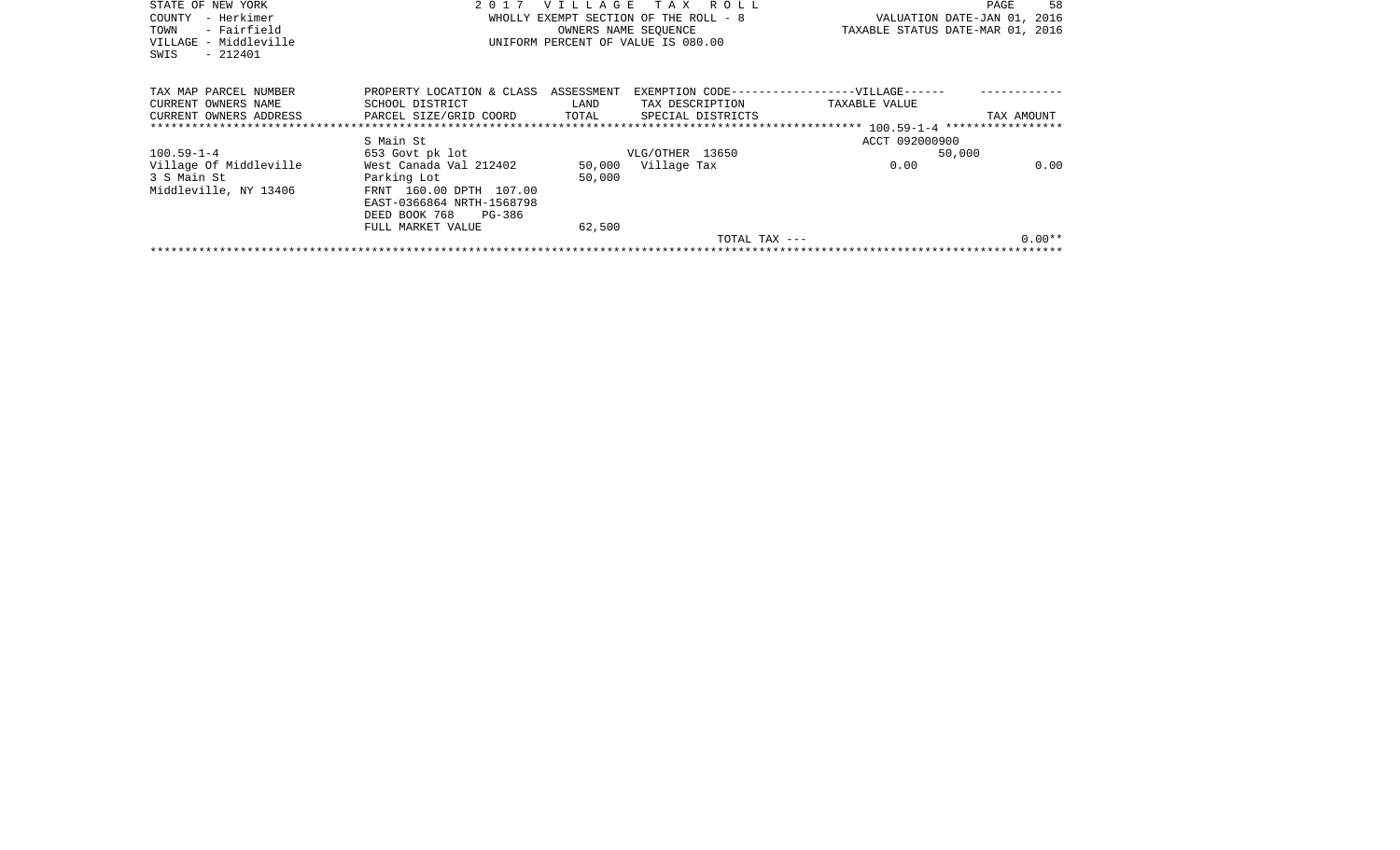STATE OF NEW YORK
COUNTY - Herkimer
TOWN - Fairfield
VILLAGE - Middleville
SWIS - 212401

2 0 1 7 V I L L A G E T A X R O L L
WHOLLY EXEMPT SECTION OF THE ROLL - 8
OWNERS NAME SEQUENCE
UNIFORM PERCENT OF VALUE IS 080.00

VALUATION DATE-JAN 01, 2016
TAXABLE STATUS DATE-MAR 01, 2016

| TAX MAP PARCEL NUMBER<br>CURRENT OWNERS NAME<br>CURRENT OWNERS ADDRESS | PROPERTY LOCATION & CLASS<br>SCHOOL DISTRICT<br>PARCEL SIZE/GRID COORD | ASSESSMENT<br>LAND<br>TOTAL | EXEMPTION CODE------------------VILLAGE------<br>TAX DESCRIPTION<br>SPECIAL DISTRICTS | TAXABLE VALUE | TAX AMOUNT |
|---|---|---|---|---|---|
| | | | | ***** 100.59-1-4 ***** | |
| | S Main St | | | ACCT 092000900 | |
| 100.59-1-4 | 653 Govt pk lot | | VLG/OTHER 13650 | 50,000 | |
| Village Of Middleville | West Canada Val 212402 | 50,000 | Village Tax | 0.00 | 0.00 |
| 3 S Main St | Parking Lot | 50,000 | | | |
| Middleville, NY 13406 | FRNT 160.00 DPTH 107.00 | | | | |
| | EAST-0366864 NRTH-1568798 | | | | |
| | DEED BOOK 768 PG-386 | | | | |
| | FULL MARKET VALUE | 62,500 | | | |
| | | | TOTAL TAX --- | | 0.00** |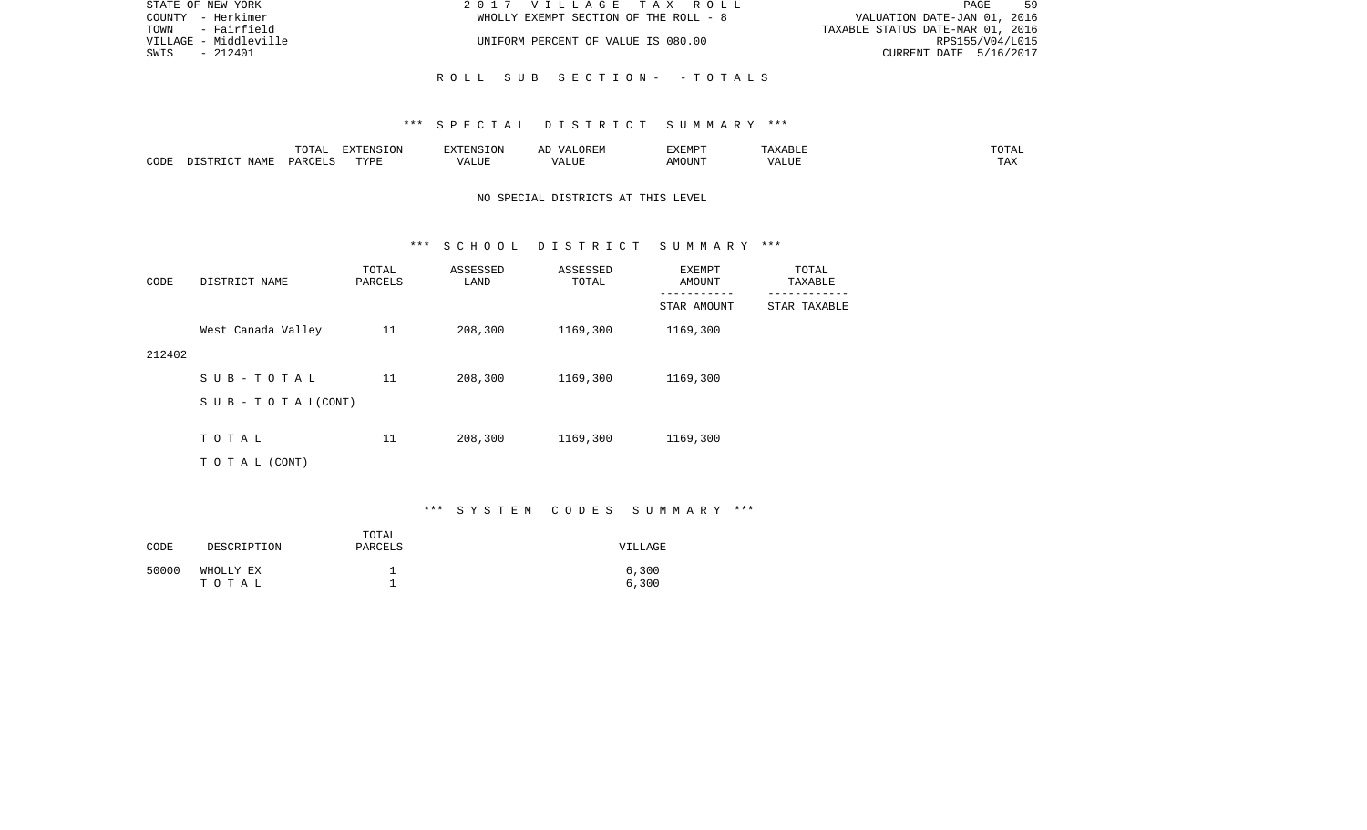STATE OF NEW YORK | 2017 VILLAGE TAX ROLL
COUNTY - Herkimer | WHOLLY EXEMPT SECTION OF THE ROLL - 8 | VALUATION DATE-JAN 01, 2016
TOWN - Fairfield | TAXABLE STATUS DATE-MAR 01, 2016
VILLAGE - Middleville | UNIFORM PERCENT OF VALUE IS 080.00 | RPS155/V04/L015
SWIS - 212401 | CURRENT DATE 5/16/2017

## ROLL SUB SECTION - - TOTALS

### *** SPECIAL DISTRICT SUMMARY ***

| CODE | DISTRICT NAME | TOTAL PARCELS | EXTENSION TYPE | EXTENSION VALUE | AD VALOREM VALUE | EXEMPT AMOUNT | TAXABLE VALUE | TOTAL TAX |
|---|---|---|---|---|---|---|---|---|

NO SPECIAL DISTRICTS AT THIS LEVEL

### *** SCHOOL DISTRICT SUMMARY ***

| CODE | DISTRICT NAME | TOTAL PARCELS | ASSESSED LAND | ASSESSED TOTAL | EXEMPT AMOUNT / STAR AMOUNT | TOTAL TAXABLE / STAR TAXABLE |
|---|---|---|---|---|---|---|
| 212402 | West Canada Valley | 11 | 208,300 | 1169,300 | 1169,300 | |
| | SUB-TOTAL | 11 | 208,300 | 1169,300 | 1169,300 | |
| | SUB-TOTAL(CONT) | | | | | |
| | TOTAL | 11 | 208,300 | 1169,300 | 1169,300 | |
| | TOTAL (CONT) | | | | | |

### *** SYSTEM CODES SUMMARY ***

| CODE | DESCRIPTION | TOTAL PARCELS | VILLAGE |
|---|---|---|---|
| 50000 | WHOLLY EX | 1 | 6,300 |
| | TOTAL | 1 | 6,300 |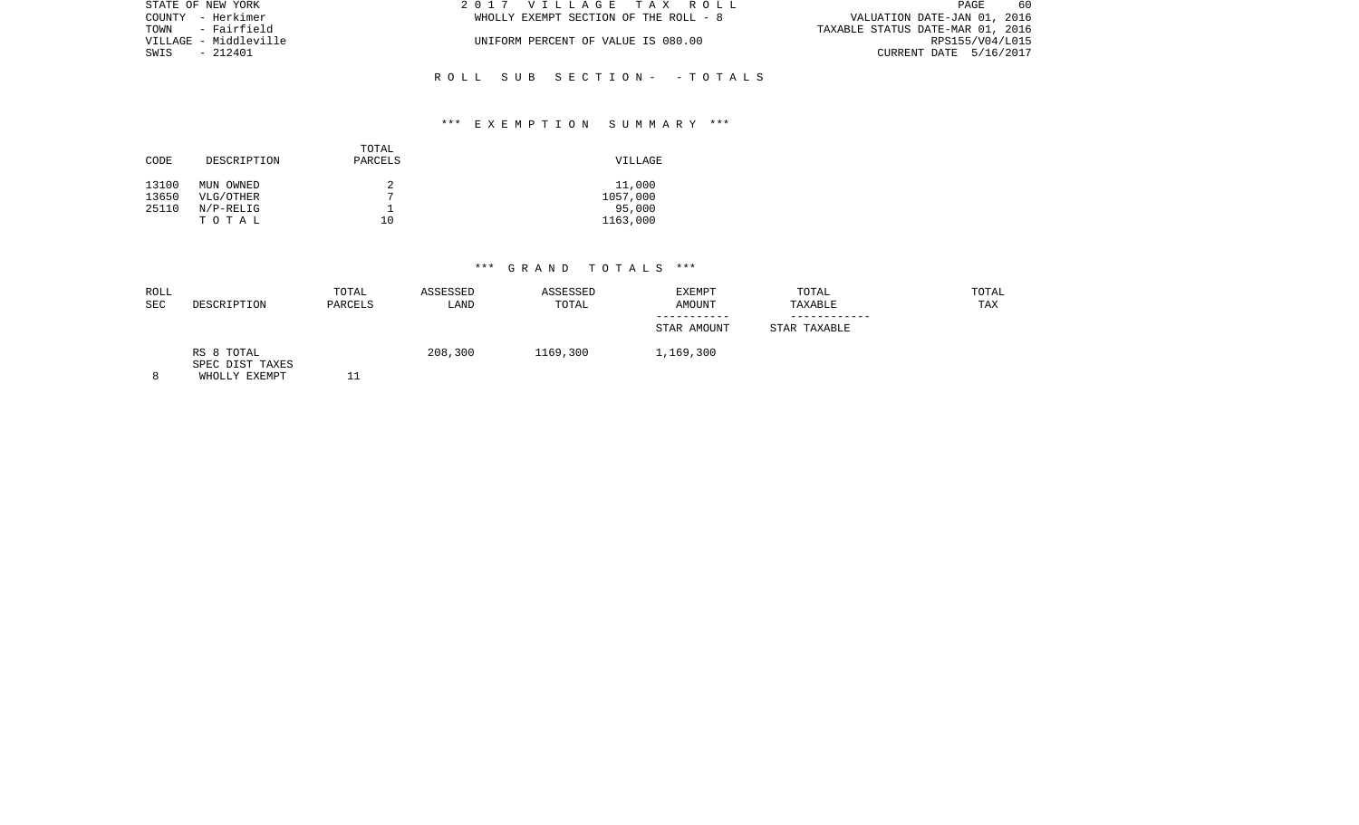STATE OF NEW YORK  
COUNTY - Herkimer  
TOWN - Fairfield  
VILLAGE - Middleville  
SWIS - 212401

2 0 1 7 V I L L A G E T A X R O L L  
WHOLLY EXEMPT SECTION OF THE ROLL - 8  
UNIFORM PERCENT OF VALUE IS 080.00

VALUATION DATE-JAN 01, 2016  
TAXABLE STATUS DATE-MAR 01, 2016  
RPS155/V04/L015  
CURRENT DATE 5/16/2017

R O L L S U B S E C T I O N - - T O T A L S

*** E X E M P T I O N S U M M A R Y ***

| CODE | DESCRIPTION | TOTAL PARCELS | VILLAGE |
|---|---|---|---|
| 13100 | MUN OWNED | 2 | 11,000 |
| 13650 | VLG/OTHER | 7 | 1057,000 |
| 25110 | N/P-RELIG | 1 | 95,000 |
| | T O T A L | 10 | 1163,000 |

*** G R A N D T O T A L S ***

| ROLL SEC | DESCRIPTION | TOTAL PARCELS | ASSESSED LAND | ASSESSED TOTAL | EXEMPT AMOUNT / STAR AMOUNT | TOTAL TAXABLE / STAR TAXABLE | TOTAL TAX |
|---|---|---|---|---|---|---|---|
| | RS 8 TOTAL | | 208,300 | 1169,300 | 1,169,300 | | |
| | SPEC DIST TAXES | | | | | | |
| 8 | WHOLLY EXEMPT | 11 | | | | | |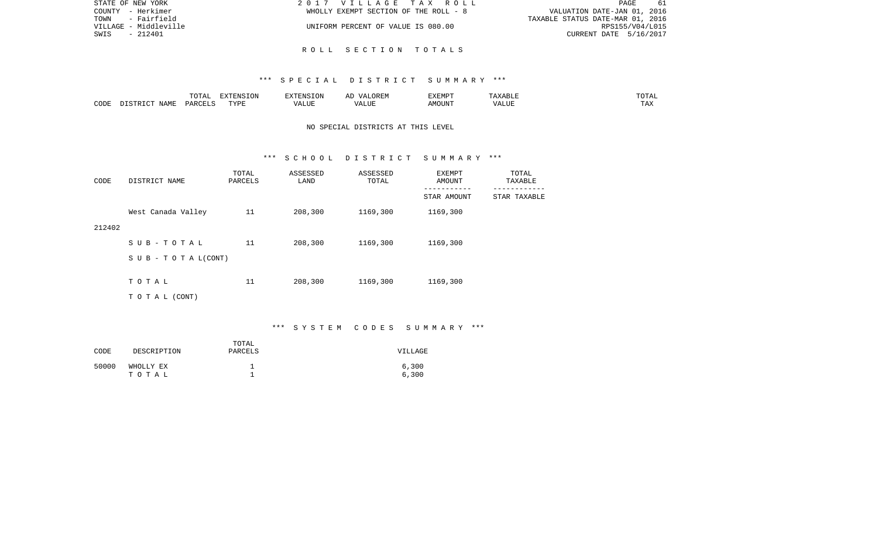STATE OF NEW YORK 2 0 1 7 V I L L A G E T A X R O L L
COUNTY - Herkimer WHOLLY EXEMPT SECTION OF THE ROLL - 8 VALUATION DATE-JAN 01, 2016
TOWN - Fairfield TAXABLE STATUS DATE-MAR 01, 2016
VILLAGE - Middleville UNIFORM PERCENT OF VALUE IS 080.00 RPS155/V04/L015
SWIS - 212401 CURRENT DATE 5/16/2017

## R O L L S E C T I O N T O T A L S

### *** S P E C I A L D I S T R I C T S U M M A R Y ***

| CODE | DISTRICT NAME | TOTAL PARCELS | EXTENSION TYPE | EXTENSION VALUE | AD VALOREM VALUE | EXEMPT AMOUNT | TAXABLE VALUE | TOTAL TAX |
|---|---|---|---|---|---|---|---|---|

NO SPECIAL DISTRICTS AT THIS LEVEL

### *** S C H O O L D I S T R I C T S U M M A R Y ***

| CODE | DISTRICT NAME | TOTAL PARCELS | ASSESSED LAND | ASSESSED TOTAL | EXEMPT AMOUNT / STAR AMOUNT | TOTAL TAXABLE / STAR TAXABLE |
|---|---|---|---|---|---|---|
| 212402 | West Canada Valley | 11 | 208,300 | 1169,300 | 1169,300 | |
| | S U B - T O T A L | 11 | 208,300 | 1169,300 | 1169,300 | |
| | S U B - T O T A L(CONT) | | | | | |
| | T O T A L | 11 | 208,300 | 1169,300 | 1169,300 | |
| | T O T A L (CONT) | | | | | |

### *** S Y S T E M C O D E S S U M M A R Y ***

| CODE | DESCRIPTION | TOTAL PARCELS | VILLAGE |
|---|---|---|---|
| 50000 | WHOLLY EX | 1 | 6,300 |
| | T O T A L | 1 | 6,300 |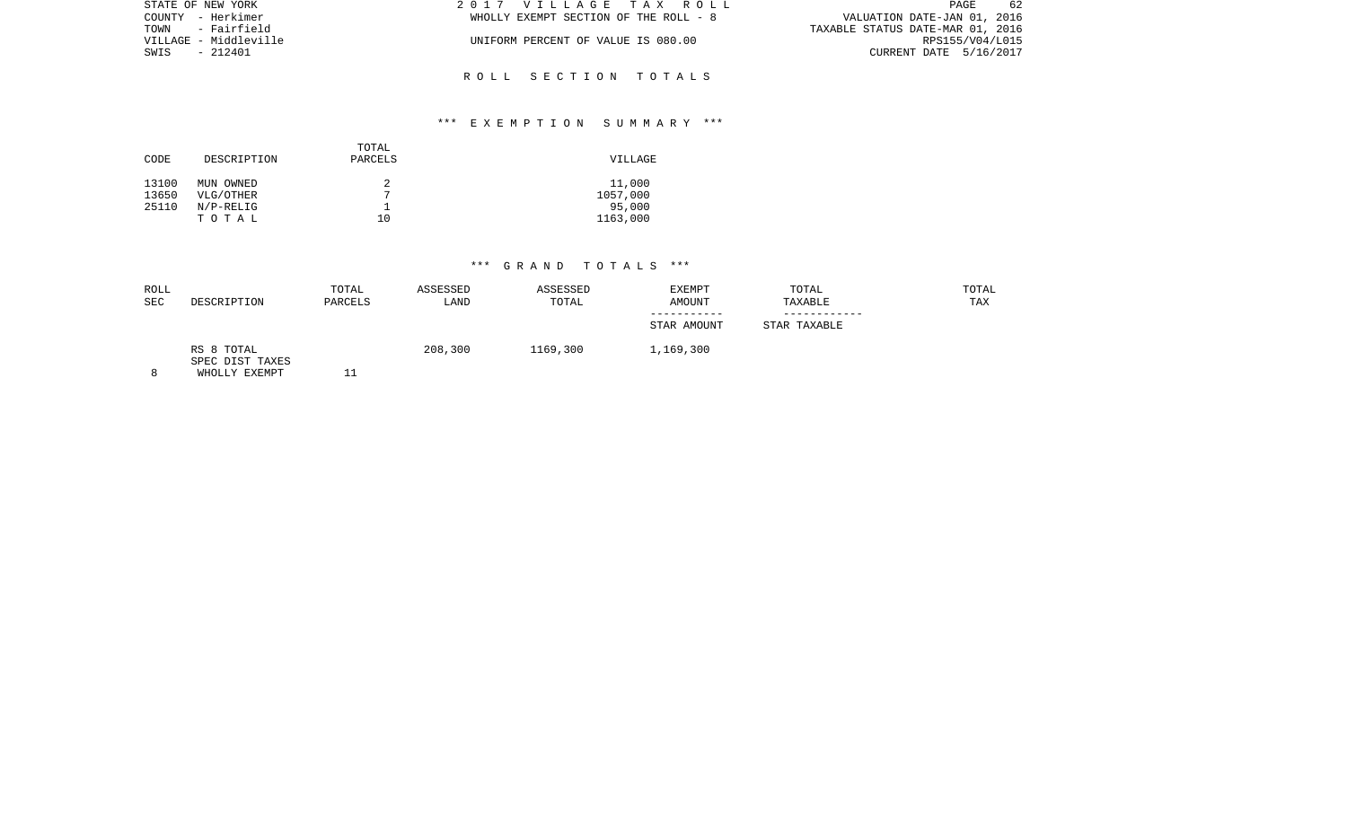STATE OF NEW YORK
COUNTY - Herkimer
TOWN - Fairfield
VILLAGE - Middleville
SWIS - 212401

2 0 1 7 V I L L A G E T A X R O L L
WHOLLY EXEMPT SECTION OF THE ROLL - 8

UNIFORM PERCENT OF VALUE IS 080.00

VALUATION DATE-JAN 01, 2016
TAXABLE STATUS DATE-MAR 01, 2016
RPS155/V04/L015
CURRENT DATE 5/16/2017

## R O L L S E C T I O N T O T A L S

### *** E X E M P T I O N S U M M A R Y ***

| CODE | DESCRIPTION | TOTAL PARCELS | VILLAGE |
|---|---|---|---|
| 13100 | MUN OWNED | 2 | 11,000 |
| 13650 | VLG/OTHER | 7 | 1057,000 |
| 25110 | N/P-RELIG | 1 | 95,000 |
| | T O T A L | 10 | 1163,000 |

### *** G R A N D T O T A L S ***

| ROLL SEC | DESCRIPTION | TOTAL PARCELS | ASSESSED LAND | ASSESSED TOTAL | EXEMPT AMOUNT / STAR AMOUNT | TOTAL TAXABLE / STAR TAXABLE | TOTAL TAX |
|---|---|---|---|---|---|---|---|
| | RS 8 TOTAL | | 208,300 | 1169,300 | 1,169,300 | | |
| | SPEC DIST TAXES | | | | | | |
| 8 | WHOLLY EXEMPT | 11 | | | | | |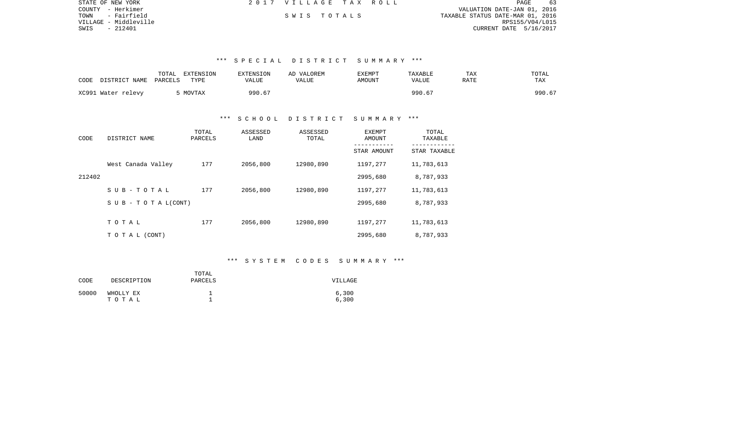STATE OF NEW YORK
COUNTY - Herkimer
TOWN - Fairfield
VILLAGE - Middleville
SWIS - 212401

2 0 1 7 V I L L A G E T A X R O L L

S W I S T O T A L S

VALUATION DATE-JAN 01, 2016
TAXABLE STATUS DATE-MAR 01, 2016
RPS155/V04/L015
CURRENT DATE 5/16/2017

## *** S P E C I A L D I S T R I C T S U M M A R Y ***

| CODE | DISTRICT NAME | TOTAL PARCELS | EXTENSION TYPE | EXTENSION VALUE | AD VALOREM VALUE | EXEMPT AMOUNT | TAXABLE VALUE | TAX RATE | TOTAL TAX |
|---|---|---|---|---|---|---|---|---|---|
| XC991 | Water relevy | 5 | MOVTAX | 990.67 | | | 990.67 | | 990.67 |

## *** S C H O O L D I S T R I C T S U M M A R Y ***

| CODE | DISTRICT NAME | TOTAL PARCELS | ASSESSED LAND | ASSESSED TOTAL | EXEMPT AMOUNT / STAR AMOUNT | TOTAL TAXABLE / STAR TAXABLE |
|---|---|---|---|---|---|---|
| 212402 | West Canada Valley | 177 | 2056,800 | 12980,890 | 1197,277 | 11,783,613 |
| | | | | | 2995,680 | 8,787,933 |
| | S U B - T O T A L | 177 | 2056,800 | 12980,890 | 1197,277 | 11,783,613 |
| | S U B - T O T A L(CONT) | | | | 2995,680 | 8,787,933 |
| | T O T A L | 177 | 2056,800 | 12980,890 | 1197,277 | 11,783,613 |
| | T O T A L (CONT) | | | | 2995,680 | 8,787,933 |

## *** S Y S T E M C O D E S S U M M A R Y ***

| CODE | DESCRIPTION | TOTAL PARCELS | VILLAGE |
|---|---|---|---|
| 50000 | WHOLLY EX | 1 | 6,300 |
| | T O T A L | 1 | 6,300 |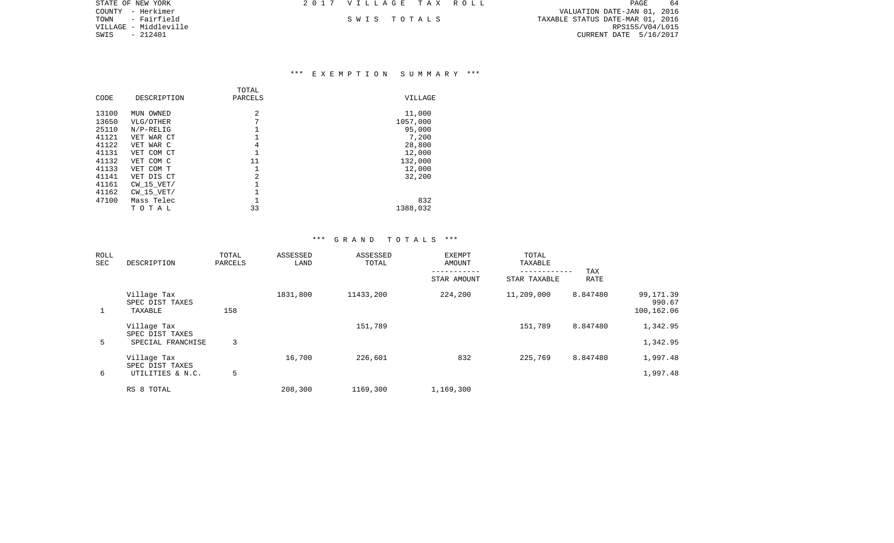STATE OF NEW YORK
COUNTY - Herkimer
TOWN - Fairfield
VILLAGE - Middleville
SWIS - 212401

2 0 1 7 V I L L A G E T A X R O L L

S W I S T O T A L S

VALUATION DATE-JAN 01, 2016
TAXABLE STATUS DATE-MAR 01, 2016
RPS155/V04/L015
CURRENT DATE 5/16/2017

## *** E X E M P T I O N S U M M A R Y ***

| CODE | DESCRIPTION | TOTAL PARCELS | VILLAGE |
|---|---|---|---|
| 13100 | MUN OWNED | 2 | 11,000 |
| 13650 | VLG/OTHER | 7 | 1057,000 |
| 25110 | N/P-RELIG | 1 | 95,000 |
| 41121 | VET WAR CT | 1 | 7,200 |
| 41122 | VET WAR C | 4 | 28,800 |
| 41131 | VET COM CT | 1 | 12,000 |
| 41132 | VET COM C | 11 | 132,000 |
| 41133 | VET COM T | 1 | 12,000 |
| 41141 | VET DIS CT | 2 | 32,200 |
| 41161 | CW_15_VET/ | 1 | |
| 41162 | CW_15_VET/ | 1 | |
| 47100 | Mass Telec | 1 | 832 |
| | T O T A L | 33 | 1388,032 |

## *** G R A N D T O T A L S ***

| ROLL SEC | DESCRIPTION | TOTAL PARCELS | ASSESSED LAND | ASSESSED TOTAL | EXEMPT AMOUNT / STAR AMOUNT | TOTAL TAXABLE / STAR TAXABLE | TAX RATE | |
|---|---|---|---|---|---|---|---|---|
| | Village Tax | | 1831,800 | 11433,200 | 224,200 | 11,209,000 | 8.847480 | 99,171.39 |
| | SPEC DIST TAXES | | | | | | | 990.67 |
| 1 | TAXABLE | 158 | | | | | | 100,162.06 |
| | Village Tax | | | 151,789 | | 151,789 | 8.847480 | 1,342.95 |
| | SPEC DIST TAXES | | | | | | | |
| 5 | SPECIAL FRANCHISE | 3 | | | | | | 1,342.95 |
| | Village Tax | | 16,700 | 226,601 | 832 | 225,769 | 8.847480 | 1,997.48 |
| | SPEC DIST TAXES | | | | | | | |
| 6 | UTILITIES & N.C. | 5 | | | | | | 1,997.48 |
| | RS 8 TOTAL | | 208,300 | 1169,300 | 1,169,300 | | | |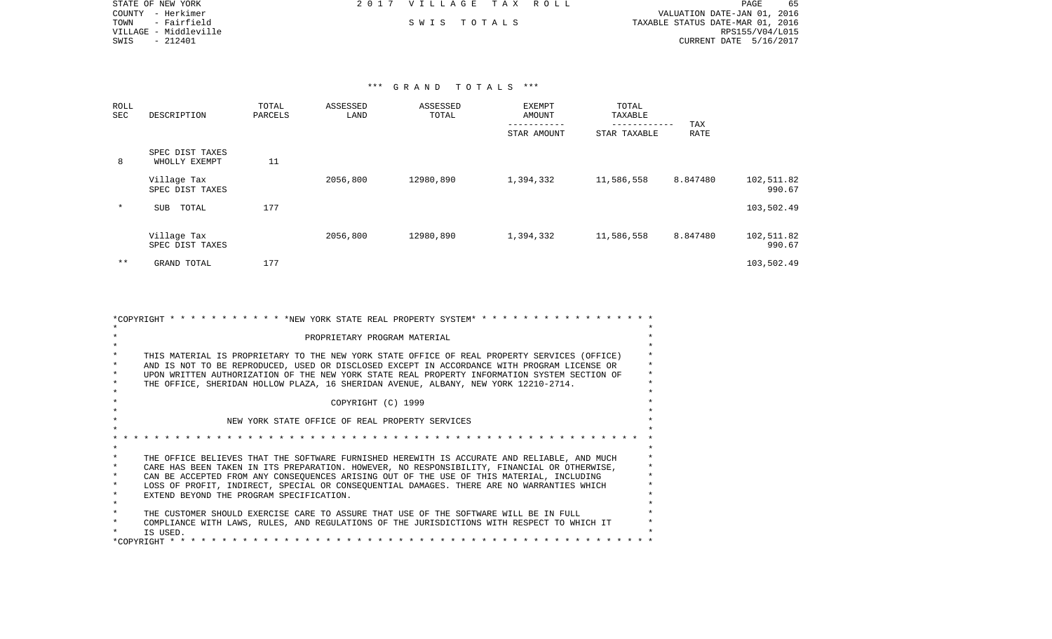STATE OF NEW YORK
COUNTY - Herkimer
TOWN - Fairfield
VILLAGE - Middleville
SWIS - 212401

2 0 1 7 V I L L A G E T A X R O L L

S W I S T O T A L S

VALUATION DATE-JAN 01, 2016
TAXABLE STATUS DATE-MAR 01, 2016
RPS155/V04/L015
CURRENT DATE 5/16/2017

*** G R A N D T O T A L S ***

| ROLL SEC | DESCRIPTION | TOTAL PARCELS | ASSESSED LAND | ASSESSED TOTAL | EXEMPT AMOUNT ----------- STAR AMOUNT | TOTAL TAXABLE ------------ STAR TAXABLE | TAX RATE | |
|---|---|---|---|---|---|---|---|---|
| 8 | SPEC DIST TAXES WHOLLY EXEMPT | 11 | | | | | | |
| | Village Tax SPEC DIST TAXES | | 2056,800 | 12980,890 | 1,394,332 | 11,586,558 | 8.847480 | 102,511.82 990.67 |
| * | SUB TOTAL | 177 | | | | | | 103,502.49 |
| | Village Tax SPEC DIST TAXES | | 2056,800 | 12980,890 | 1,394,332 | 11,586,558 | 8.847480 | 102,511.82 990.67 |
| ** | GRAND TOTAL | 177 | | | | | | 103,502.49 |

*COPYRIGHT * * * * * * * * * * * *NEW YORK STATE REAL PROPERTY SYSTEM* * * * * * * * * * * * * * * * * *

PROPRIETARY PROGRAM MATERIAL

THIS MATERIAL IS PROPRIETARY TO THE NEW YORK STATE OFFICE OF REAL PROPERTY SERVICES (OFFICE) AND IS NOT TO BE REPRODUCED, USED OR DISCLOSED EXCEPT IN ACCORDANCE WITH PROGRAM LICENSE OR UPON WRITTEN AUTHORIZATION OF THE NEW YORK STATE REAL PROPERTY INFORMATION SYSTEM SECTION OF THE OFFICE, SHERIDAN HOLLOW PLAZA, 16 SHERIDAN AVENUE, ALBANY, NEW YORK 12210-2714.

COPYRIGHT (C) 1999

NEW YORK STATE OFFICE OF REAL PROPERTY SERVICES

THE OFFICE BELIEVES THAT THE SOFTWARE FURNISHED HEREWITH IS ACCURATE AND RELIABLE, AND MUCH CARE HAS BEEN TAKEN IN ITS PREPARATION. HOWEVER, NO RESPONSIBILITY, FINANCIAL OR OTHERWISE, CAN BE ACCEPTED FROM ANY CONSEQUENCES ARISING OUT OF THE USE OF THIS MATERIAL, INCLUDING LOSS OF PROFIT, INDIRECT, SPECIAL OR CONSEQUENTIAL DAMAGES. THERE ARE NO WARRANTIES WHICH EXTEND BEYOND THE PROGRAM SPECIFICATION.

THE CUSTOMER SHOULD EXERCISE CARE TO ASSURE THAT USE OF THE SOFTWARE WILL BE IN FULL COMPLIANCE WITH LAWS, RULES, AND REGULATIONS OF THE JURISDICTIONS WITH RESPECT TO WHICH IT IS USED.

*COPYRIGHT * * * * * * * * * * * * * * * * * * * * * * * * * * * * * * * * * * * * * * * * * * * * * * *